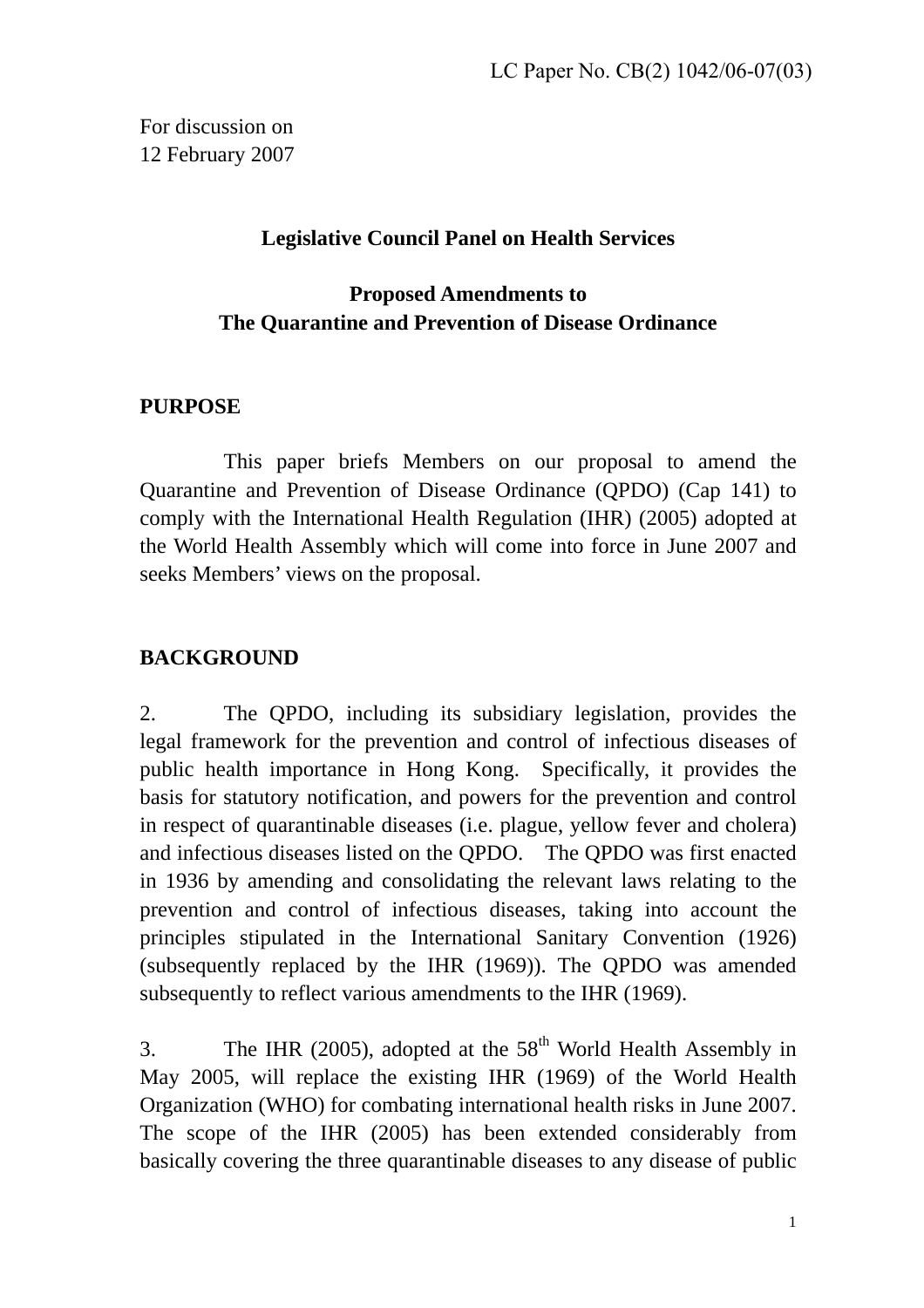LC Paper No. CB(2) 1042/06-07(03)

For discussion on
12 February 2007

**Legislative Council Panel on Health Services**

**Proposed Amendments to**
**The Quarantine and Prevention of Disease Ordinance**

## PURPOSE

This paper briefs Members on our proposal to amend the Quarantine and Prevention of Disease Ordinance (QPDO) (Cap 141) to comply with the International Health Regulation (IHR) (2005) adopted at the World Health Assembly which will come into force in June 2007 and seeks Members' views on the proposal.

## BACKGROUND

2. The QPDO, including its subsidiary legislation, provides the legal framework for the prevention and control of infectious diseases of public health importance in Hong Kong. Specifically, it provides the basis for statutory notification, and powers for the prevention and control in respect of quarantinable diseases (i.e. plague, yellow fever and cholera) and infectious diseases listed on the QPDO. The QPDO was first enacted in 1936 by amending and consolidating the relevant laws relating to the prevention and control of infectious diseases, taking into account the principles stipulated in the International Sanitary Convention (1926) (subsequently replaced by the IHR (1969)). The QPDO was amended subsequently to reflect various amendments to the IHR (1969).

3. The IHR (2005), adopted at the 58th World Health Assembly in May 2005, will replace the existing IHR (1969) of the World Health Organization (WHO) for combating international health risks in June 2007. The scope of the IHR (2005) has been extended considerably from basically covering the three quarantinable diseases to any disease of public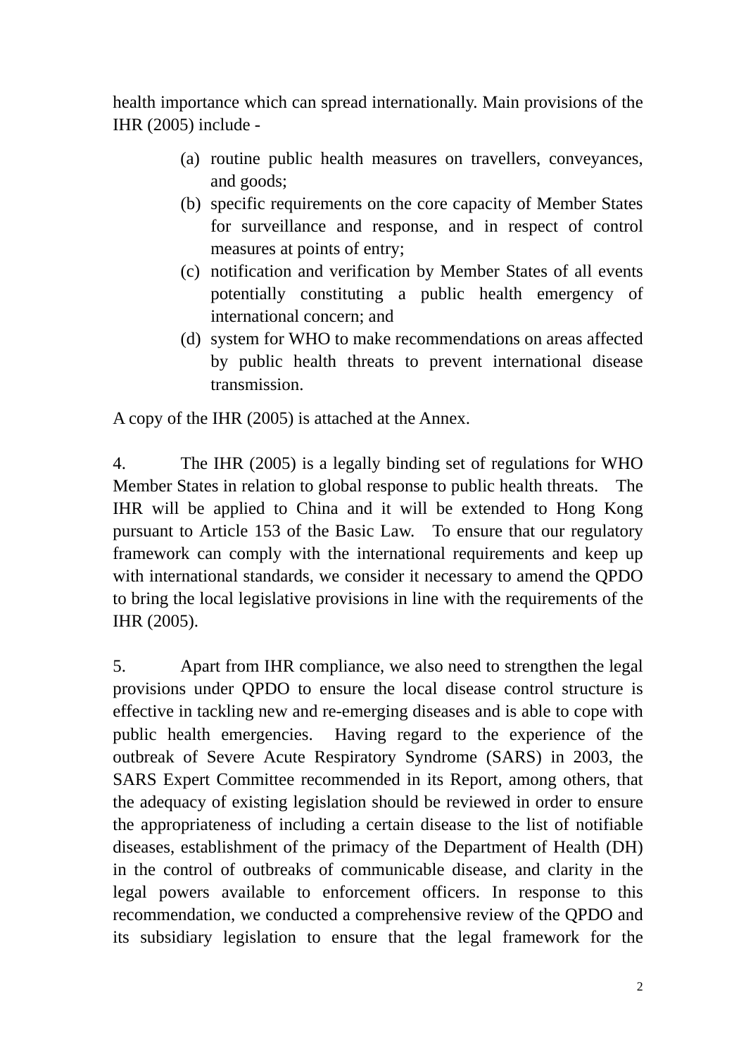health importance which can spread internationally. Main provisions of the IHR (2005) include -

(a) routine public health measures on travellers, conveyances, and goods;
(b) specific requirements on the core capacity of Member States for surveillance and response, and in respect of control measures at points of entry;
(c) notification and verification by Member States of all events potentially constituting a public health emergency of international concern; and
(d) system for WHO to make recommendations on areas affected by public health threats to prevent international disease transmission.

A copy of the IHR (2005) is attached at the Annex.

4. The IHR (2005) is a legally binding set of regulations for WHO Member States in relation to global response to public health threats. The IHR will be applied to China and it will be extended to Hong Kong pursuant to Article 153 of the Basic Law. To ensure that our regulatory framework can comply with the international requirements and keep up with international standards, we consider it necessary to amend the QPDO to bring the local legislative provisions in line with the requirements of the IHR (2005).

5. Apart from IHR compliance, we also need to strengthen the legal provisions under QPDO to ensure the local disease control structure is effective in tackling new and re-emerging diseases and is able to cope with public health emergencies. Having regard to the experience of the outbreak of Severe Acute Respiratory Syndrome (SARS) in 2003, the SARS Expert Committee recommended in its Report, among others, that the adequacy of existing legislation should be reviewed in order to ensure the appropriateness of including a certain disease to the list of notifiable diseases, establishment of the primacy of the Department of Health (DH) in the control of outbreaks of communicable disease, and clarity in the legal powers available to enforcement officers. In response to this recommendation, we conducted a comprehensive review of the QPDO and its subsidiary legislation to ensure that the legal framework for the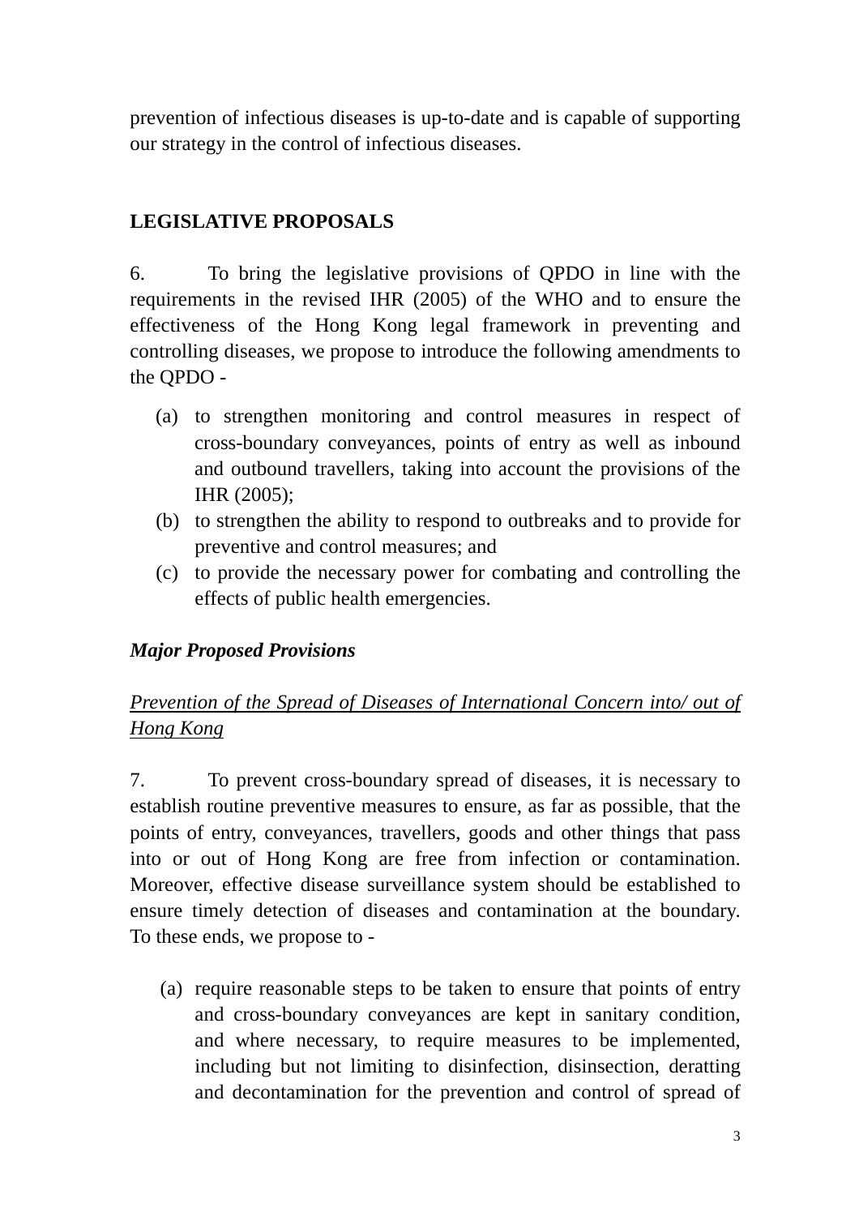prevention of infectious diseases is up-to-date and is capable of supporting our strategy in the control of infectious diseases.

## LEGISLATIVE PROPOSALS

6. To bring the legislative provisions of QPDO in line with the requirements in the revised IHR (2005) of the WHO and to ensure the effectiveness of the Hong Kong legal framework in preventing and controlling diseases, we propose to introduce the following amendments to the QPDO -

(a) to strengthen monitoring and control measures in respect of cross-boundary conveyances, points of entry as well as inbound and outbound travellers, taking into account the provisions of the IHR (2005);
(b) to strengthen the ability to respond to outbreaks and to provide for preventive and control measures; and
(c) to provide the necessary power for combating and controlling the effects of public health emergencies.

***Major Proposed Provisions***

<u>*Prevention of the Spread of Diseases of International Concern into/ out of Hong Kong*</u>

7. To prevent cross-boundary spread of diseases, it is necessary to establish routine preventive measures to ensure, as far as possible, that the points of entry, conveyances, travellers, goods and other things that pass into or out of Hong Kong are free from infection or contamination. Moreover, effective disease surveillance system should be established to ensure timely detection of diseases and contamination at the boundary. To these ends, we propose to -

(a) require reasonable steps to be taken to ensure that points of entry and cross-boundary conveyances are kept in sanitary condition, and where necessary, to require measures to be implemented, including but not limiting to disinfection, disinsection, deratting and decontamination for the prevention and control of spread of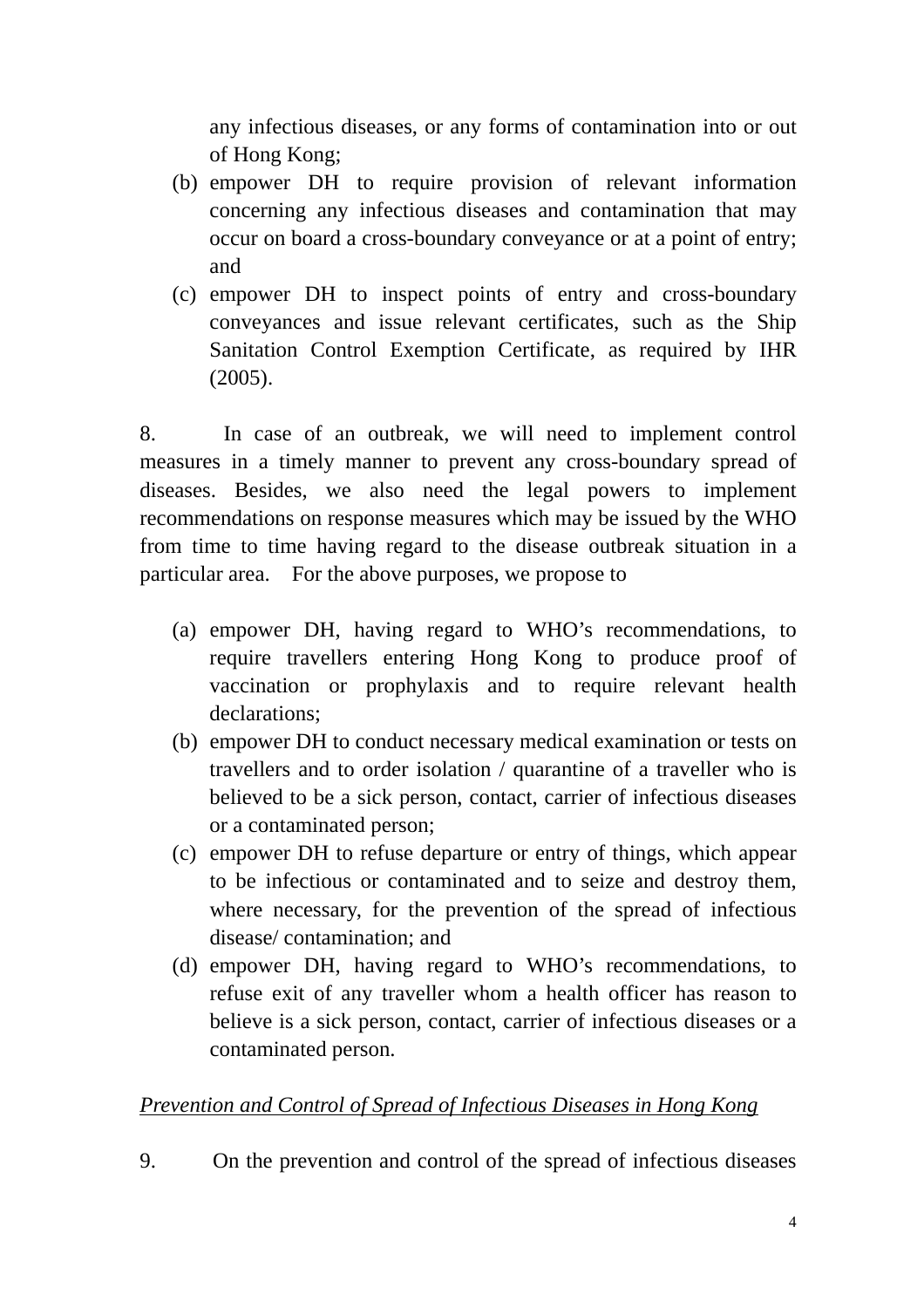any infectious diseases, or any forms of contamination into or out of Hong Kong;

(b) empower DH to require provision of relevant information concerning any infectious diseases and contamination that may occur on board a cross-boundary conveyance or at a point of entry; and
(c) empower DH to inspect points of entry and cross-boundary conveyances and issue relevant certificates, such as the Ship Sanitation Control Exemption Certificate, as required by IHR (2005).

8. In case of an outbreak, we will need to implement control measures in a timely manner to prevent any cross-boundary spread of diseases. Besides, we also need the legal powers to implement recommendations on response measures which may be issued by the WHO from time to time having regard to the disease outbreak situation in a particular area. For the above purposes, we propose to

(a) empower DH, having regard to WHO's recommendations, to require travellers entering Hong Kong to produce proof of vaccination or prophylaxis and to require relevant health declarations;
(b) empower DH to conduct necessary medical examination or tests on travellers and to order isolation / quarantine of a traveller who is believed to be a sick person, contact, carrier of infectious diseases or a contaminated person;
(c) empower DH to refuse departure or entry of things, which appear to be infectious or contaminated and to seize and destroy them, where necessary, for the prevention of the spread of infectious disease/ contamination; and
(d) empower DH, having regard to WHO's recommendations, to refuse exit of any traveller whom a health officer has reason to believe is a sick person, contact, carrier of infectious diseases or a contaminated person.

*Prevention and Control of Spread of Infectious Diseases in Hong Kong*

9. On the prevention and control of the spread of infectious diseases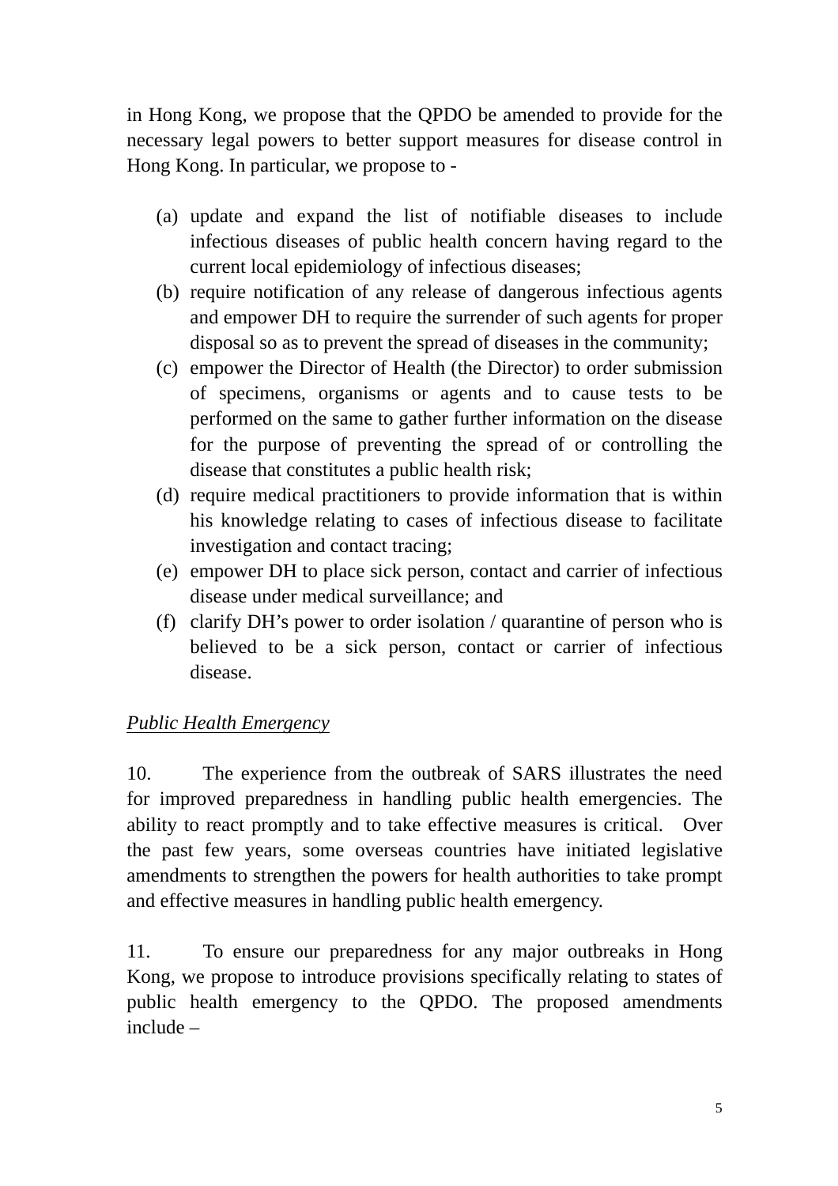in Hong Kong, we propose that the QPDO be amended to provide for the necessary legal powers to better support measures for disease control in Hong Kong. In particular, we propose to -

(a) update and expand the list of notifiable diseases to include infectious diseases of public health concern having regard to the current local epidemiology of infectious diseases;
(b) require notification of any release of dangerous infectious agents and empower DH to require the surrender of such agents for proper disposal so as to prevent the spread of diseases in the community;
(c) empower the Director of Health (the Director) to order submission of specimens, organisms or agents and to cause tests to be performed on the same to gather further information on the disease for the purpose of preventing the spread of or controlling the disease that constitutes a public health risk;
(d) require medical practitioners to provide information that is within his knowledge relating to cases of infectious disease to facilitate investigation and contact tracing;
(e) empower DH to place sick person, contact and carrier of infectious disease under medical surveillance; and
(f) clarify DH's power to order isolation / quarantine of person who is believed to be a sick person, contact or carrier of infectious disease.

*Public Health Emergency*

10. The experience from the outbreak of SARS illustrates the need for improved preparedness in handling public health emergencies. The ability to react promptly and to take effective measures is critical. Over the past few years, some overseas countries have initiated legislative amendments to strengthen the powers for health authorities to take prompt and effective measures in handling public health emergency.

11. To ensure our preparedness for any major outbreaks in Hong Kong, we propose to introduce provisions specifically relating to states of public health emergency to the QPDO. The proposed amendments include –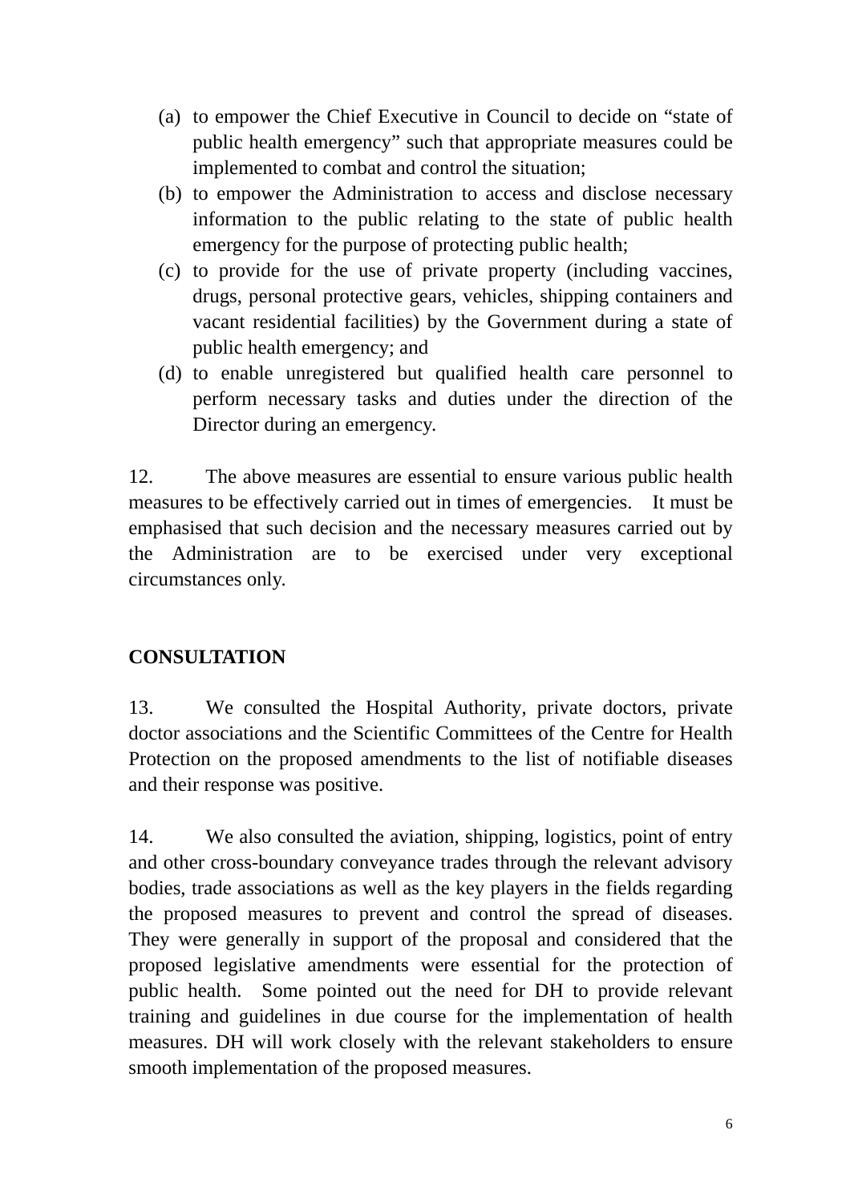(a) to empower the Chief Executive in Council to decide on "state of public health emergency" such that appropriate measures could be implemented to combat and control the situation;

(b) to empower the Administration to access and disclose necessary information to the public relating to the state of public health emergency for the purpose of protecting public health;

(c) to provide for the use of private property (including vaccines, drugs, personal protective gears, vehicles, shipping containers and vacant residential facilities) by the Government during a state of public health emergency; and

(d) to enable unregistered but qualified health care personnel to perform necessary tasks and duties under the direction of the Director during an emergency.

12. The above measures are essential to ensure various public health measures to be effectively carried out in times of emergencies. It must be emphasised that such decision and the necessary measures carried out by the Administration are to be exercised under very exceptional circumstances only.

## CONSULTATION

13. We consulted the Hospital Authority, private doctors, private doctor associations and the Scientific Committees of the Centre for Health Protection on the proposed amendments to the list of notifiable diseases and their response was positive.

14. We also consulted the aviation, shipping, logistics, point of entry and other cross-boundary conveyance trades through the relevant advisory bodies, trade associations as well as the key players in the fields regarding the proposed measures to prevent and control the spread of diseases. They were generally in support of the proposal and considered that the proposed legislative amendments were essential for the protection of public health. Some pointed out the need for DH to provide relevant training and guidelines in due course for the implementation of health measures. DH will work closely with the relevant stakeholders to ensure smooth implementation of the proposed measures.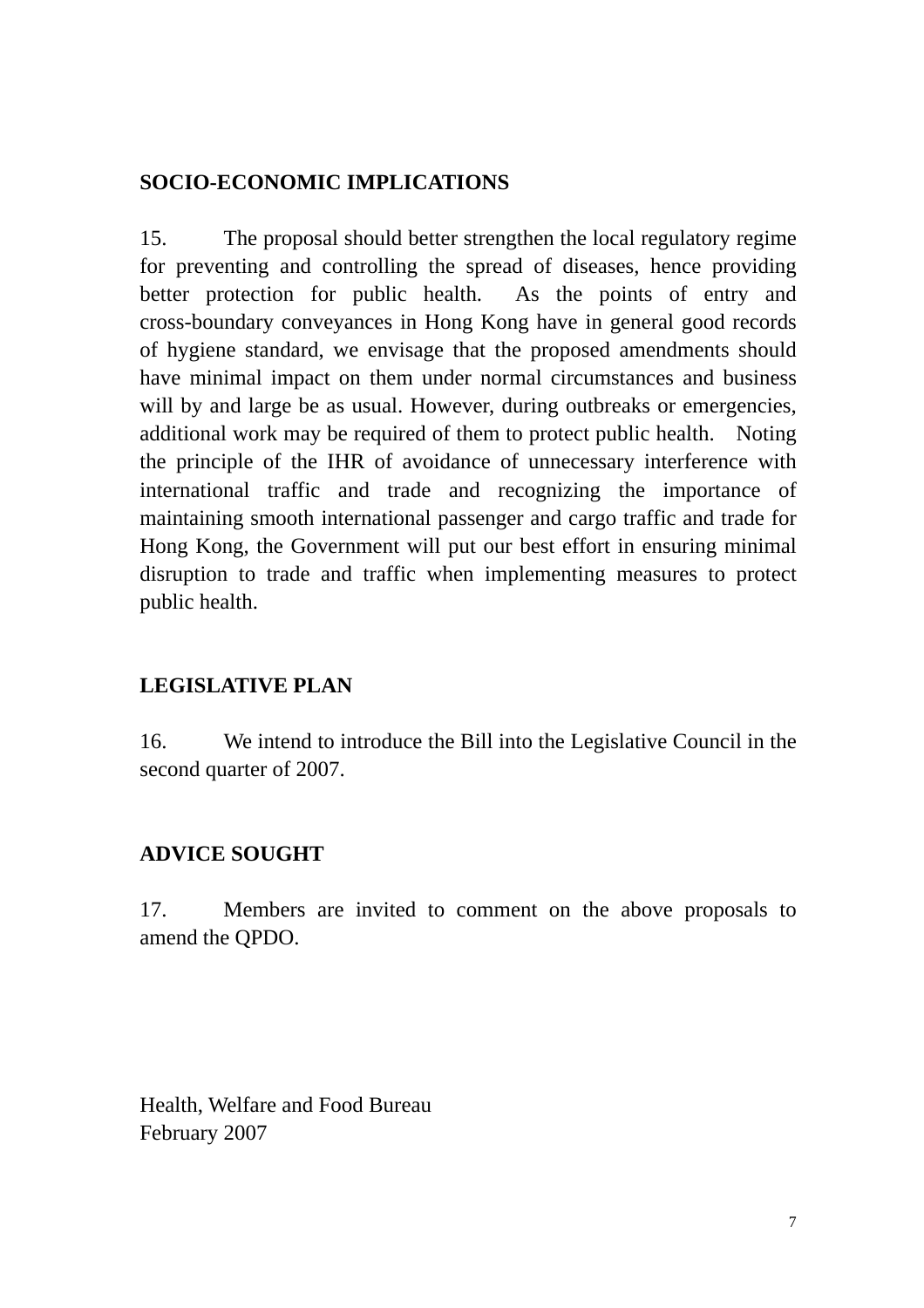## SOCIO-ECONOMIC IMPLICATIONS

15. The proposal should better strengthen the local regulatory regime for preventing and controlling the spread of diseases, hence providing better protection for public health. As the points of entry and cross-boundary conveyances in Hong Kong have in general good records of hygiene standard, we envisage that the proposed amendments should have minimal impact on them under normal circumstances and business will by and large be as usual. However, during outbreaks or emergencies, additional work may be required of them to protect public health. Noting the principle of the IHR of avoidance of unnecessary interference with international traffic and trade and recognizing the importance of maintaining smooth international passenger and cargo traffic and trade for Hong Kong, the Government will put our best effort in ensuring minimal disruption to trade and traffic when implementing measures to protect public health.

## LEGISLATIVE PLAN

16. We intend to introduce the Bill into the Legislative Council in the second quarter of 2007.

## ADVICE SOUGHT

17. Members are invited to comment on the above proposals to amend the QPDO.

Health, Welfare and Food Bureau
February 2007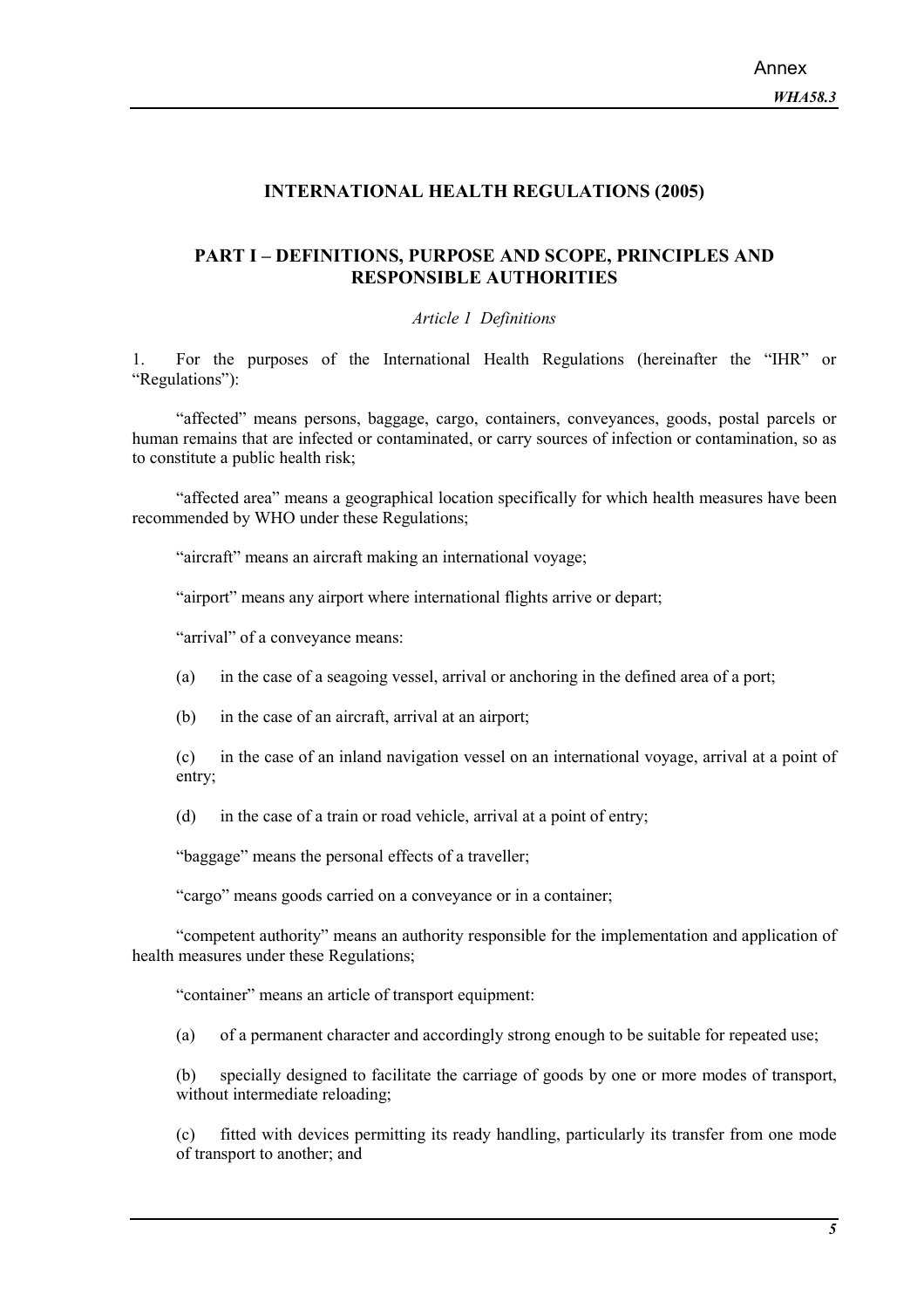## INTERNATIONAL HEALTH REGULATIONS (2005)

## PART I – DEFINITIONS, PURPOSE AND SCOPE, PRINCIPLES AND RESPONSIBLE AUTHORITIES

*Article 1 Definitions*

1. For the purposes of the International Health Regulations (hereinafter the "IHR" or "Regulations"):

"affected" means persons, baggage, cargo, containers, conveyances, goods, postal parcels or human remains that are infected or contaminated, or carry sources of infection or contamination, so as to constitute a public health risk;

"affected area" means a geographical location specifically for which health measures have been recommended by WHO under these Regulations;

"aircraft" means an aircraft making an international voyage;

"airport" means any airport where international flights arrive or depart;

"arrival" of a conveyance means:

(a) in the case of a seagoing vessel, arrival or anchoring in the defined area of a port;

(b) in the case of an aircraft, arrival at an airport;

(c) in the case of an inland navigation vessel on an international voyage, arrival at a point of entry;

(d) in the case of a train or road vehicle, arrival at a point of entry;

"baggage" means the personal effects of a traveller;

"cargo" means goods carried on a conveyance or in a container;

"competent authority" means an authority responsible for the implementation and application of health measures under these Regulations;

"container" means an article of transport equipment:

(a) of a permanent character and accordingly strong enough to be suitable for repeated use;

(b) specially designed to facilitate the carriage of goods by one or more modes of transport, without intermediate reloading;

(c) fitted with devices permitting its ready handling, particularly its transfer from one mode of transport to another; and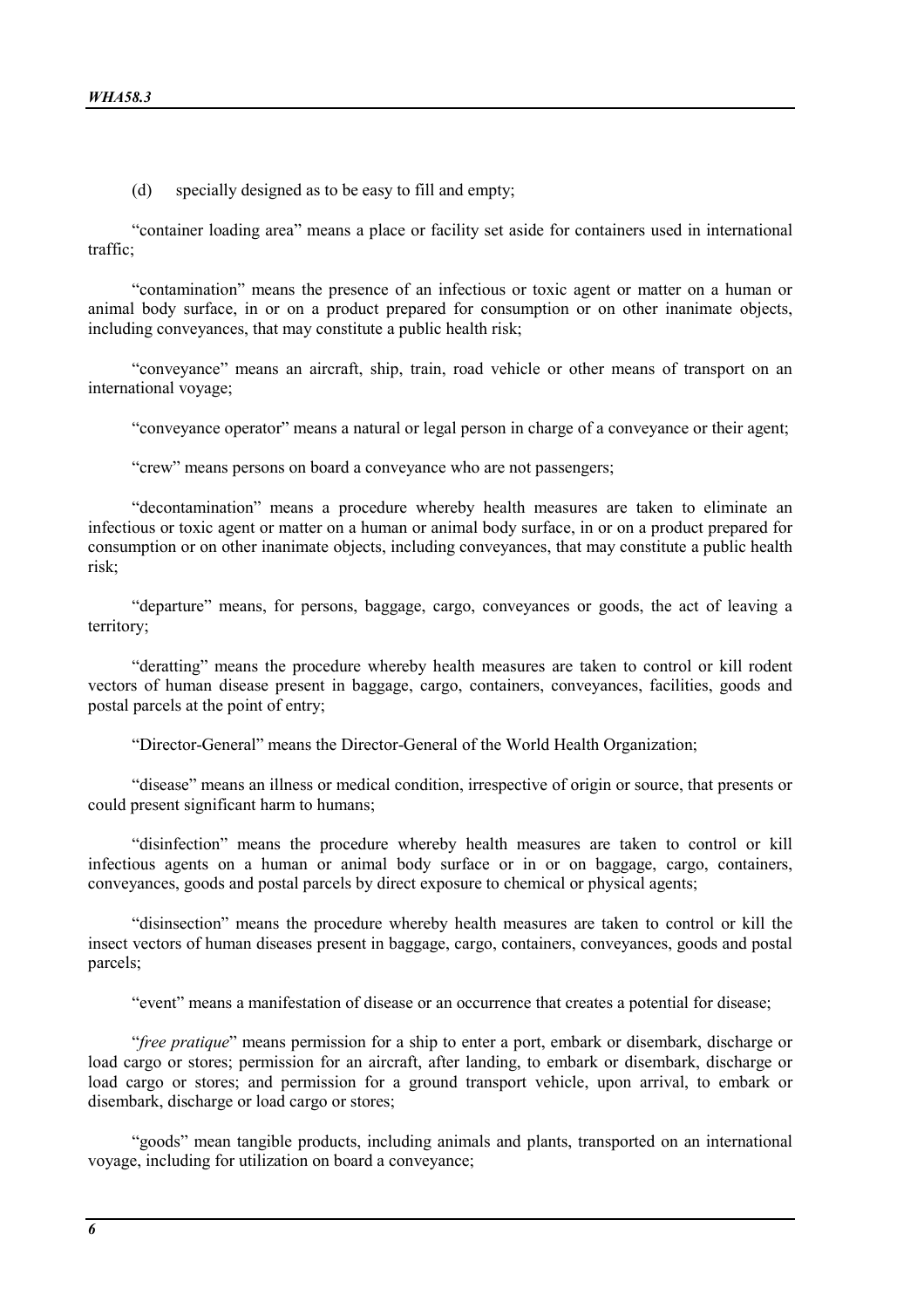(d) specially designed as to be easy to fill and empty;

"container loading area" means a place or facility set aside for containers used in international traffic;

"contamination" means the presence of an infectious or toxic agent or matter on a human or animal body surface, in or on a product prepared for consumption or on other inanimate objects, including conveyances, that may constitute a public health risk;

"conveyance" means an aircraft, ship, train, road vehicle or other means of transport on an international voyage;

"conveyance operator" means a natural or legal person in charge of a conveyance or their agent;

"crew" means persons on board a conveyance who are not passengers;

"decontamination" means a procedure whereby health measures are taken to eliminate an infectious or toxic agent or matter on a human or animal body surface, in or on a product prepared for consumption or on other inanimate objects, including conveyances, that may constitute a public health risk;

"departure" means, for persons, baggage, cargo, conveyances or goods, the act of leaving a territory;

"deratting" means the procedure whereby health measures are taken to control or kill rodent vectors of human disease present in baggage, cargo, containers, conveyances, facilities, goods and postal parcels at the point of entry;

"Director-General" means the Director-General of the World Health Organization;

"disease" means an illness or medical condition, irrespective of origin or source, that presents or could present significant harm to humans;

"disinfection" means the procedure whereby health measures are taken to control or kill infectious agents on a human or animal body surface or in or on baggage, cargo, containers, conveyances, goods and postal parcels by direct exposure to chemical or physical agents;

"disinsection" means the procedure whereby health measures are taken to control or kill the insect vectors of human diseases present in baggage, cargo, containers, conveyances, goods and postal parcels;

"event" means a manifestation of disease or an occurrence that creates a potential for disease;

"*free pratique*" means permission for a ship to enter a port, embark or disembark, discharge or load cargo or stores; permission for an aircraft, after landing, to embark or disembark, discharge or load cargo or stores; and permission for a ground transport vehicle, upon arrival, to embark or disembark, discharge or load cargo or stores;

"goods" mean tangible products, including animals and plants, transported on an international voyage, including for utilization on board a conveyance;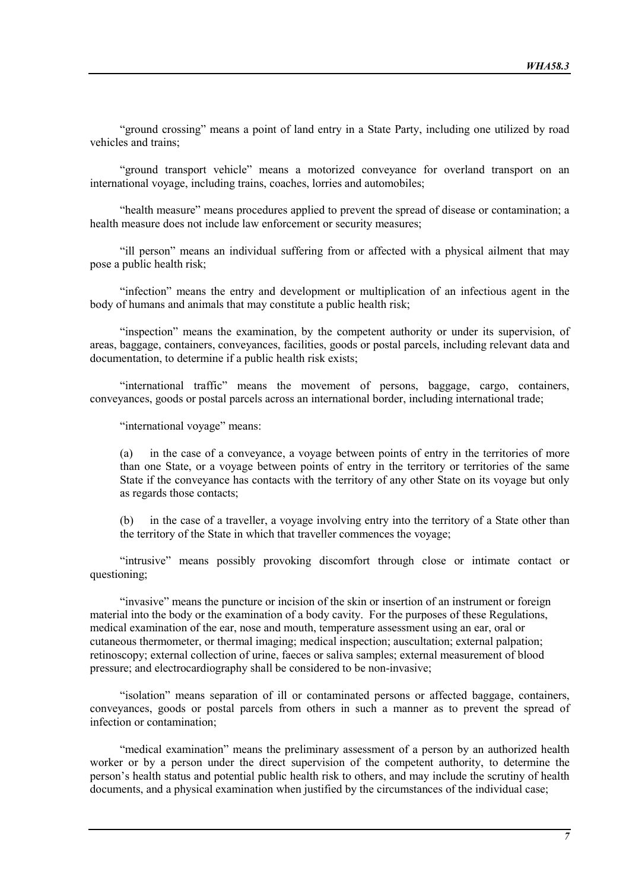"ground crossing" means a point of land entry in a State Party, including one utilized by road vehicles and trains;

"ground transport vehicle" means a motorized conveyance for overland transport on an international voyage, including trains, coaches, lorries and automobiles;

"health measure" means procedures applied to prevent the spread of disease or contamination; a health measure does not include law enforcement or security measures;

"ill person" means an individual suffering from or affected with a physical ailment that may pose a public health risk;

"infection" means the entry and development or multiplication of an infectious agent in the body of humans and animals that may constitute a public health risk;

"inspection" means the examination, by the competent authority or under its supervision, of areas, baggage, containers, conveyances, facilities, goods or postal parcels, including relevant data and documentation, to determine if a public health risk exists;

"international traffic" means the movement of persons, baggage, cargo, containers, conveyances, goods or postal parcels across an international border, including international trade;

"international voyage" means:

(a) in the case of a conveyance, a voyage between points of entry in the territories of more than one State, or a voyage between points of entry in the territory or territories of the same State if the conveyance has contacts with the territory of any other State on its voyage but only as regards those contacts;

(b) in the case of a traveller, a voyage involving entry into the territory of a State other than the territory of the State in which that traveller commences the voyage;

"intrusive" means possibly provoking discomfort through close or intimate contact or questioning;

"invasive" means the puncture or incision of the skin or insertion of an instrument or foreign material into the body or the examination of a body cavity. For the purposes of these Regulations, medical examination of the ear, nose and mouth, temperature assessment using an ear, oral or cutaneous thermometer, or thermal imaging; medical inspection; auscultation; external palpation; retinoscopy; external collection of urine, faeces or saliva samples; external measurement of blood pressure; and electrocardiography shall be considered to be non-invasive;

"isolation" means separation of ill or contaminated persons or affected baggage, containers, conveyances, goods or postal parcels from others in such a manner as to prevent the spread of infection or contamination;

"medical examination" means the preliminary assessment of a person by an authorized health worker or by a person under the direct supervision of the competent authority, to determine the person's health status and potential public health risk to others, and may include the scrutiny of health documents, and a physical examination when justified by the circumstances of the individual case;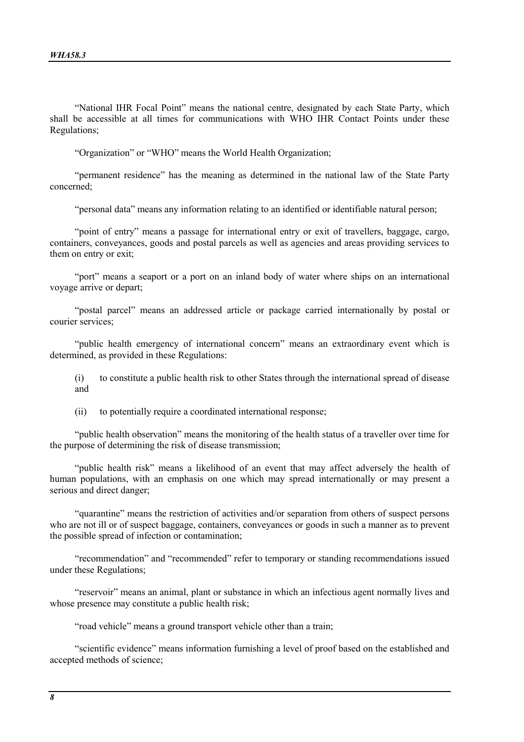"National IHR Focal Point" means the national centre, designated by each State Party, which shall be accessible at all times for communications with WHO IHR Contact Points under these Regulations;

"Organization" or "WHO" means the World Health Organization;

"permanent residence" has the meaning as determined in the national law of the State Party concerned;

"personal data" means any information relating to an identified or identifiable natural person;

"point of entry" means a passage for international entry or exit of travellers, baggage, cargo, containers, conveyances, goods and postal parcels as well as agencies and areas providing services to them on entry or exit;

"port" means a seaport or a port on an inland body of water where ships on an international voyage arrive or depart;

"postal parcel" means an addressed article or package carried internationally by postal or courier services;

"public health emergency of international concern" means an extraordinary event which is determined, as provided in these Regulations:

(i) to constitute a public health risk to other States through the international spread of disease and

(ii) to potentially require a coordinated international response;

"public health observation" means the monitoring of the health status of a traveller over time for the purpose of determining the risk of disease transmission;

"public health risk" means a likelihood of an event that may affect adversely the health of human populations, with an emphasis on one which may spread internationally or may present a serious and direct danger;

"quarantine" means the restriction of activities and/or separation from others of suspect persons who are not ill or of suspect baggage, containers, conveyances or goods in such a manner as to prevent the possible spread of infection or contamination;

"recommendation" and "recommended" refer to temporary or standing recommendations issued under these Regulations;

"reservoir" means an animal, plant or substance in which an infectious agent normally lives and whose presence may constitute a public health risk;

"road vehicle" means a ground transport vehicle other than a train;

"scientific evidence" means information furnishing a level of proof based on the established and accepted methods of science;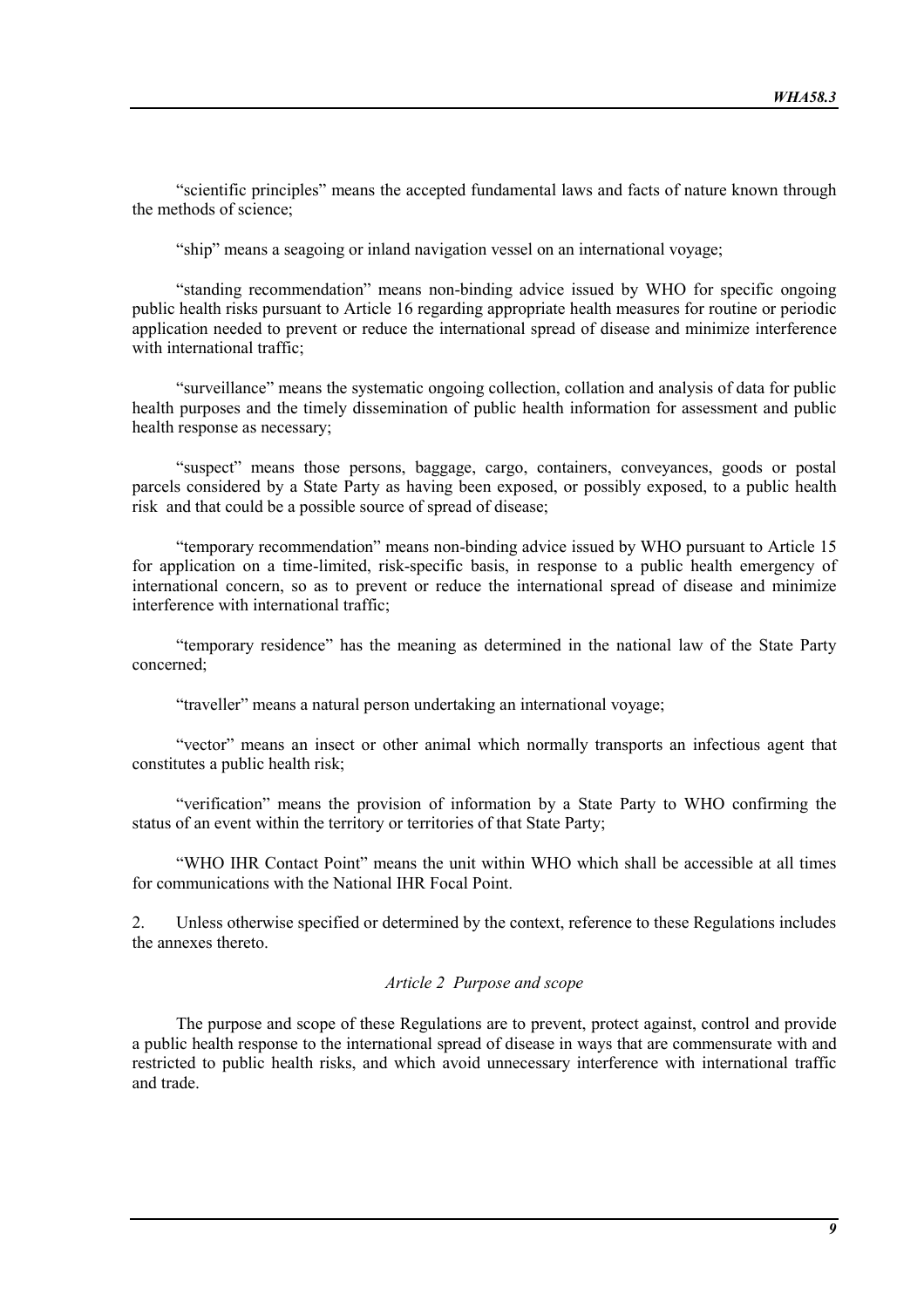"scientific principles" means the accepted fundamental laws and facts of nature known through the methods of science;

"ship" means a seagoing or inland navigation vessel on an international voyage;

"standing recommendation" means non-binding advice issued by WHO for specific ongoing public health risks pursuant to Article 16 regarding appropriate health measures for routine or periodic application needed to prevent or reduce the international spread of disease and minimize interference with international traffic;

"surveillance" means the systematic ongoing collection, collation and analysis of data for public health purposes and the timely dissemination of public health information for assessment and public health response as necessary;

"suspect" means those persons, baggage, cargo, containers, conveyances, goods or postal parcels considered by a State Party as having been exposed, or possibly exposed, to a public health risk and that could be a possible source of spread of disease;

"temporary recommendation" means non-binding advice issued by WHO pursuant to Article 15 for application on a time-limited, risk-specific basis, in response to a public health emergency of international concern, so as to prevent or reduce the international spread of disease and minimize interference with international traffic;

"temporary residence" has the meaning as determined in the national law of the State Party concerned;

"traveller" means a natural person undertaking an international voyage;

"vector" means an insect or other animal which normally transports an infectious agent that constitutes a public health risk;

"verification" means the provision of information by a State Party to WHO confirming the status of an event within the territory or territories of that State Party;

"WHO IHR Contact Point" means the unit within WHO which shall be accessible at all times for communications with the National IHR Focal Point.

2. Unless otherwise specified or determined by the context, reference to these Regulations includes the annexes thereto.

*Article 2 Purpose and scope*

The purpose and scope of these Regulations are to prevent, protect against, control and provide a public health response to the international spread of disease in ways that are commensurate with and restricted to public health risks, and which avoid unnecessary interference with international traffic and trade.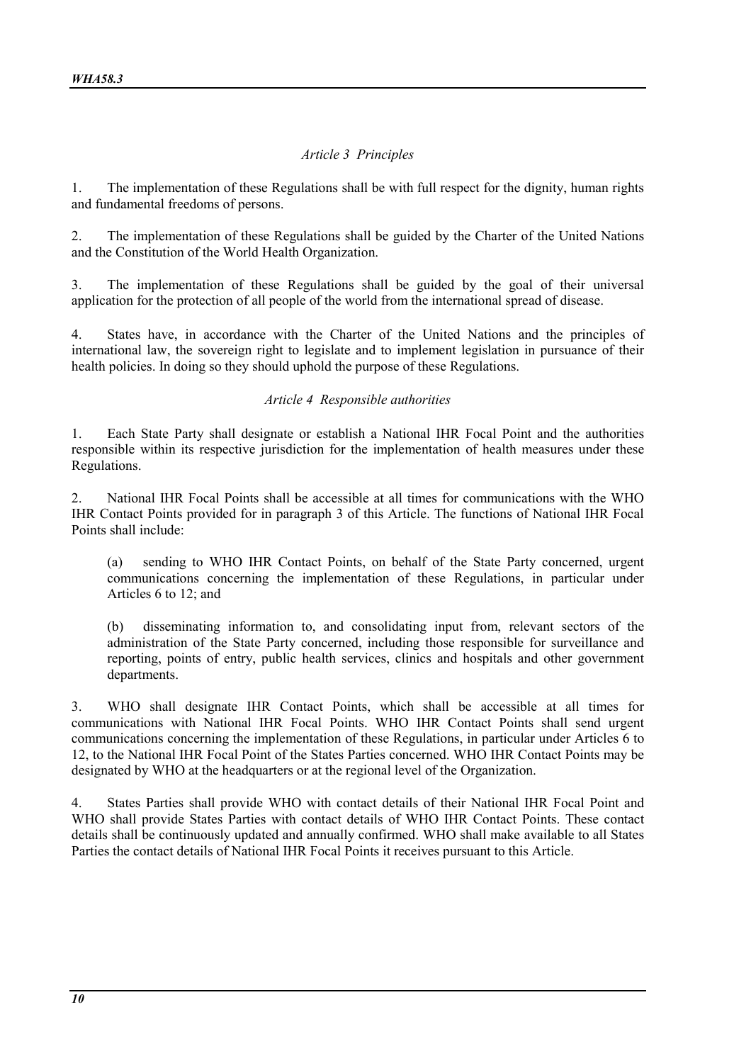### *Article 3 Principles*

1. The implementation of these Regulations shall be with full respect for the dignity, human rights and fundamental freedoms of persons.

2. The implementation of these Regulations shall be guided by the Charter of the United Nations and the Constitution of the World Health Organization.

3. The implementation of these Regulations shall be guided by the goal of their universal application for the protection of all people of the world from the international spread of disease.

4. States have, in accordance with the Charter of the United Nations and the principles of international law, the sovereign right to legislate and to implement legislation in pursuance of their health policies. In doing so they should uphold the purpose of these Regulations.

### *Article 4 Responsible authorities*

1. Each State Party shall designate or establish a National IHR Focal Point and the authorities responsible within its respective jurisdiction for the implementation of health measures under these Regulations.

2. National IHR Focal Points shall be accessible at all times for communications with the WHO IHR Contact Points provided for in paragraph 3 of this Article. The functions of National IHR Focal Points shall include:

   (a) sending to WHO IHR Contact Points, on behalf of the State Party concerned, urgent communications concerning the implementation of these Regulations, in particular under Articles 6 to 12; and

   (b) disseminating information to, and consolidating input from, relevant sectors of the administration of the State Party concerned, including those responsible for surveillance and reporting, points of entry, public health services, clinics and hospitals and other government departments.

3. WHO shall designate IHR Contact Points, which shall be accessible at all times for communications with National IHR Focal Points. WHO IHR Contact Points shall send urgent communications concerning the implementation of these Regulations, in particular under Articles 6 to 12, to the National IHR Focal Point of the States Parties concerned. WHO IHR Contact Points may be designated by WHO at the headquarters or at the regional level of the Organization.

4. States Parties shall provide WHO with contact details of their National IHR Focal Point and WHO shall provide States Parties with contact details of WHO IHR Contact Points. These contact details shall be continuously updated and annually confirmed. WHO shall make available to all States Parties the contact details of National IHR Focal Points it receives pursuant to this Article.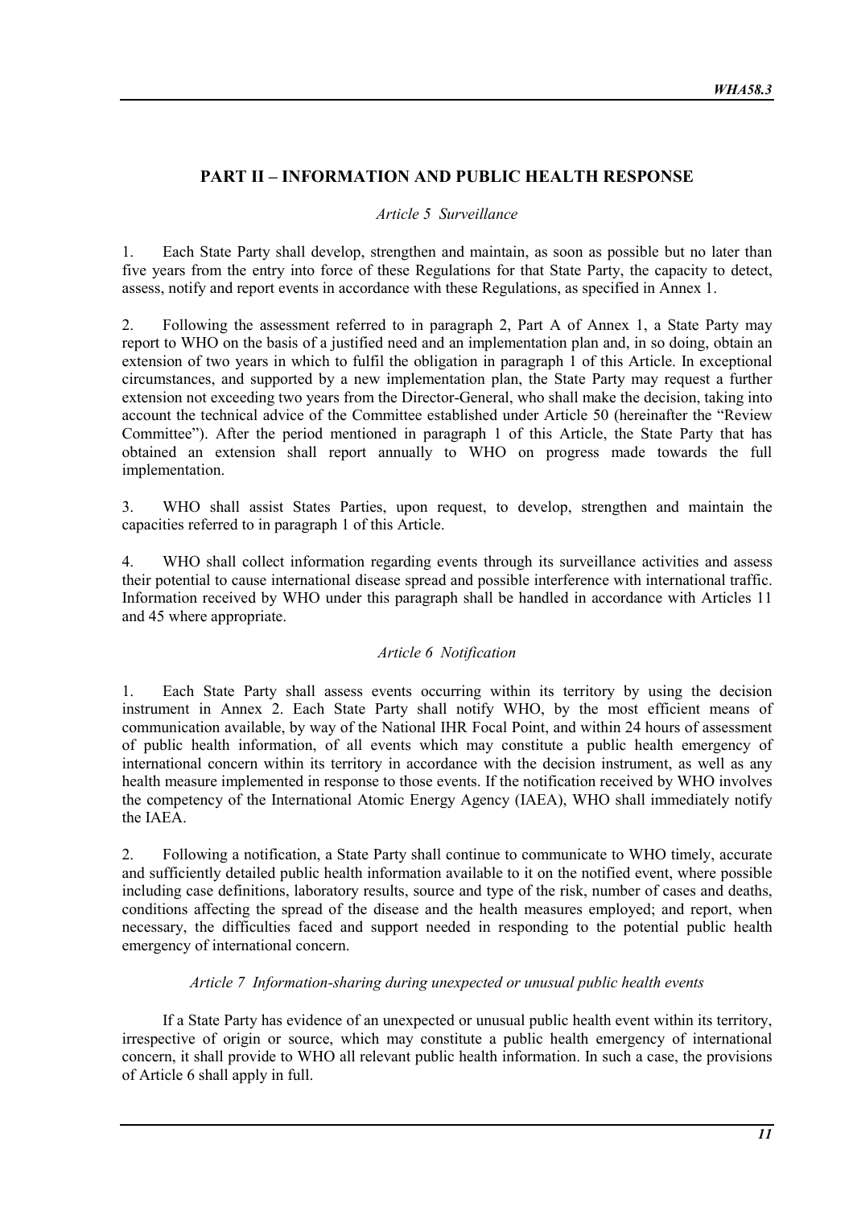## PART II – INFORMATION AND PUBLIC HEALTH RESPONSE

*Article 5 Surveillance*

1. Each State Party shall develop, strengthen and maintain, as soon as possible but no later than five years from the entry into force of these Regulations for that State Party, the capacity to detect, assess, notify and report events in accordance with these Regulations, as specified in Annex 1.

2. Following the assessment referred to in paragraph 2, Part A of Annex 1, a State Party may report to WHO on the basis of a justified need and an implementation plan and, in so doing, obtain an extension of two years in which to fulfil the obligation in paragraph 1 of this Article. In exceptional circumstances, and supported by a new implementation plan, the State Party may request a further extension not exceeding two years from the Director-General, who shall make the decision, taking into account the technical advice of the Committee established under Article 50 (hereinafter the "Review Committee"). After the period mentioned in paragraph 1 of this Article, the State Party that has obtained an extension shall report annually to WHO on progress made towards the full implementation.

3. WHO shall assist States Parties, upon request, to develop, strengthen and maintain the capacities referred to in paragraph 1 of this Article.

4. WHO shall collect information regarding events through its surveillance activities and assess their potential to cause international disease spread and possible interference with international traffic. Information received by WHO under this paragraph shall be handled in accordance with Articles 11 and 45 where appropriate.

*Article 6 Notification*

1. Each State Party shall assess events occurring within its territory by using the decision instrument in Annex 2. Each State Party shall notify WHO, by the most efficient means of communication available, by way of the National IHR Focal Point, and within 24 hours of assessment of public health information, of all events which may constitute a public health emergency of international concern within its territory in accordance with the decision instrument, as well as any health measure implemented in response to those events. If the notification received by WHO involves the competency of the International Atomic Energy Agency (IAEA), WHO shall immediately notify the IAEA.

2. Following a notification, a State Party shall continue to communicate to WHO timely, accurate and sufficiently detailed public health information available to it on the notified event, where possible including case definitions, laboratory results, source and type of the risk, number of cases and deaths, conditions affecting the spread of the disease and the health measures employed; and report, when necessary, the difficulties faced and support needed in responding to the potential public health emergency of international concern.

*Article 7 Information-sharing during unexpected or unusual public health events*

If a State Party has evidence of an unexpected or unusual public health event within its territory, irrespective of origin or source, which may constitute a public health emergency of international concern, it shall provide to WHO all relevant public health information. In such a case, the provisions of Article 6 shall apply in full.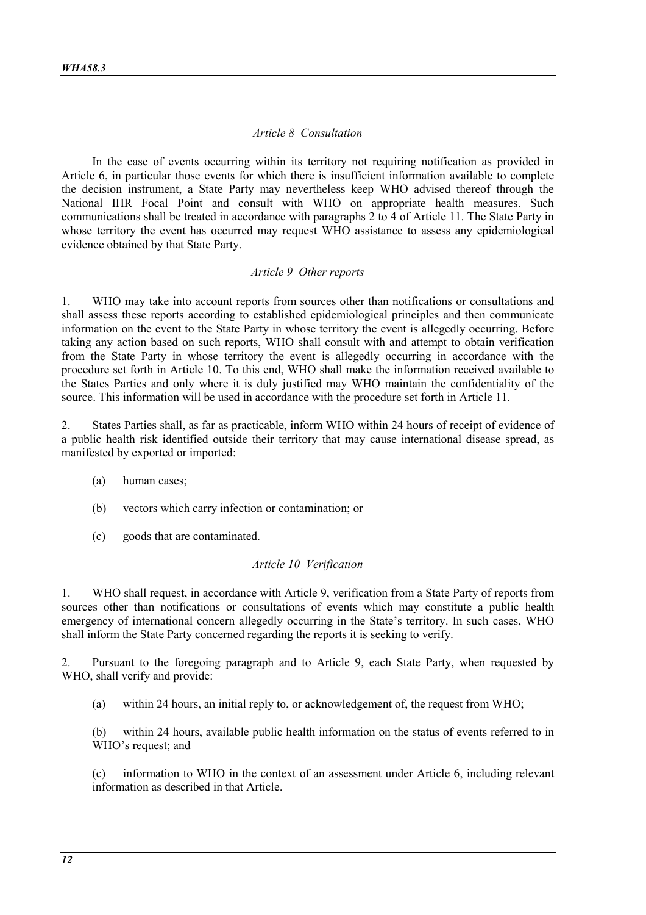*Article 8 Consultation*

In the case of events occurring within its territory not requiring notification as provided in Article 6, in particular those events for which there is insufficient information available to complete the decision instrument, a State Party may nevertheless keep WHO advised thereof through the National IHR Focal Point and consult with WHO on appropriate health measures. Such communications shall be treated in accordance with paragraphs 2 to 4 of Article 11. The State Party in whose territory the event has occurred may request WHO assistance to assess any epidemiological evidence obtained by that State Party.

*Article 9 Other reports*

1. WHO may take into account reports from sources other than notifications or consultations and shall assess these reports according to established epidemiological principles and then communicate information on the event to the State Party in whose territory the event is allegedly occurring. Before taking any action based on such reports, WHO shall consult with and attempt to obtain verification from the State Party in whose territory the event is allegedly occurring in accordance with the procedure set forth in Article 10. To this end, WHO shall make the information received available to the States Parties and only where it is duly justified may WHO maintain the confidentiality of the source. This information will be used in accordance with the procedure set forth in Article 11.

2. States Parties shall, as far as practicable, inform WHO within 24 hours of receipt of evidence of a public health risk identified outside their territory that may cause international disease spread, as manifested by exported or imported:

(a) human cases;

(b) vectors which carry infection or contamination; or

(c) goods that are contaminated.

*Article 10 Verification*

1. WHO shall request, in accordance with Article 9, verification from a State Party of reports from sources other than notifications or consultations of events which may constitute a public health emergency of international concern allegedly occurring in the State's territory. In such cases, WHO shall inform the State Party concerned regarding the reports it is seeking to verify.

2. Pursuant to the foregoing paragraph and to Article 9, each State Party, when requested by WHO, shall verify and provide:

(a) within 24 hours, an initial reply to, or acknowledgement of, the request from WHO;

(b) within 24 hours, available public health information on the status of events referred to in WHO's request; and

(c) information to WHO in the context of an assessment under Article 6, including relevant information as described in that Article.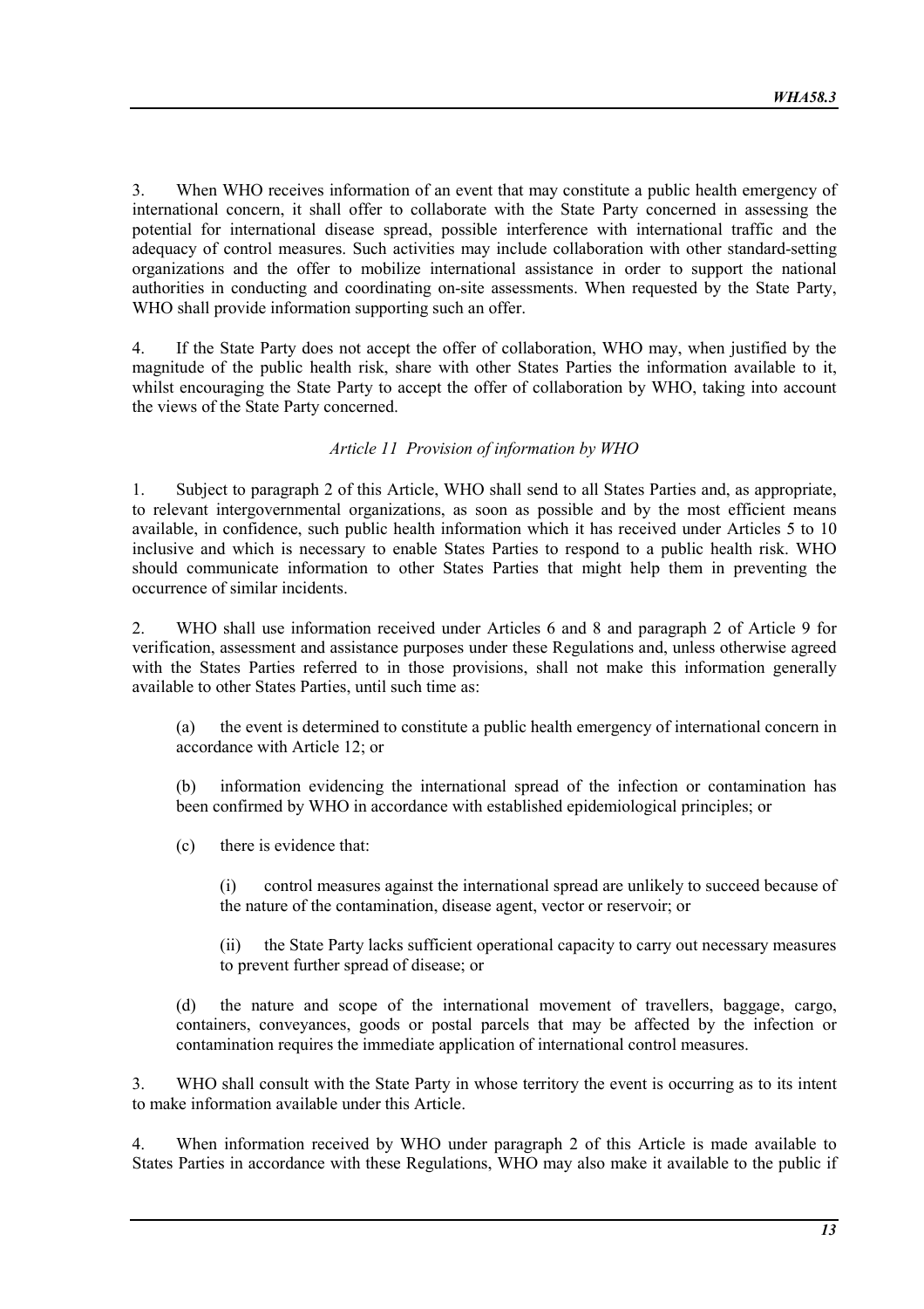3. When WHO receives information of an event that may constitute a public health emergency of international concern, it shall offer to collaborate with the State Party concerned in assessing the potential for international disease spread, possible interference with international traffic and the adequacy of control measures. Such activities may include collaboration with other standard-setting organizations and the offer to mobilize international assistance in order to support the national authorities in conducting and coordinating on-site assessments. When requested by the State Party, WHO shall provide information supporting such an offer.

4. If the State Party does not accept the offer of collaboration, WHO may, when justified by the magnitude of the public health risk, share with other States Parties the information available to it, whilst encouraging the State Party to accept the offer of collaboration by WHO, taking into account the views of the State Party concerned.

### *Article 11 Provision of information by WHO*

1. Subject to paragraph 2 of this Article, WHO shall send to all States Parties and, as appropriate, to relevant intergovernmental organizations, as soon as possible and by the most efficient means available, in confidence, such public health information which it has received under Articles 5 to 10 inclusive and which is necessary to enable States Parties to respond to a public health risk. WHO should communicate information to other States Parties that might help them in preventing the occurrence of similar incidents.

2. WHO shall use information received under Articles 6 and 8 and paragraph 2 of Article 9 for verification, assessment and assistance purposes under these Regulations and, unless otherwise agreed with the States Parties referred to in those provisions, shall not make this information generally available to other States Parties, until such time as:

(a) the event is determined to constitute a public health emergency of international concern in accordance with Article 12; or

(b) information evidencing the international spread of the infection or contamination has been confirmed by WHO in accordance with established epidemiological principles; or

(c) there is evidence that:

(i) control measures against the international spread are unlikely to succeed because of the nature of the contamination, disease agent, vector or reservoir; or

(ii) the State Party lacks sufficient operational capacity to carry out necessary measures to prevent further spread of disease; or

(d) the nature and scope of the international movement of travellers, baggage, cargo, containers, conveyances, goods or postal parcels that may be affected by the infection or contamination requires the immediate application of international control measures.

3. WHO shall consult with the State Party in whose territory the event is occurring as to its intent to make information available under this Article.

4. When information received by WHO under paragraph 2 of this Article is made available to States Parties in accordance with these Regulations, WHO may also make it available to the public if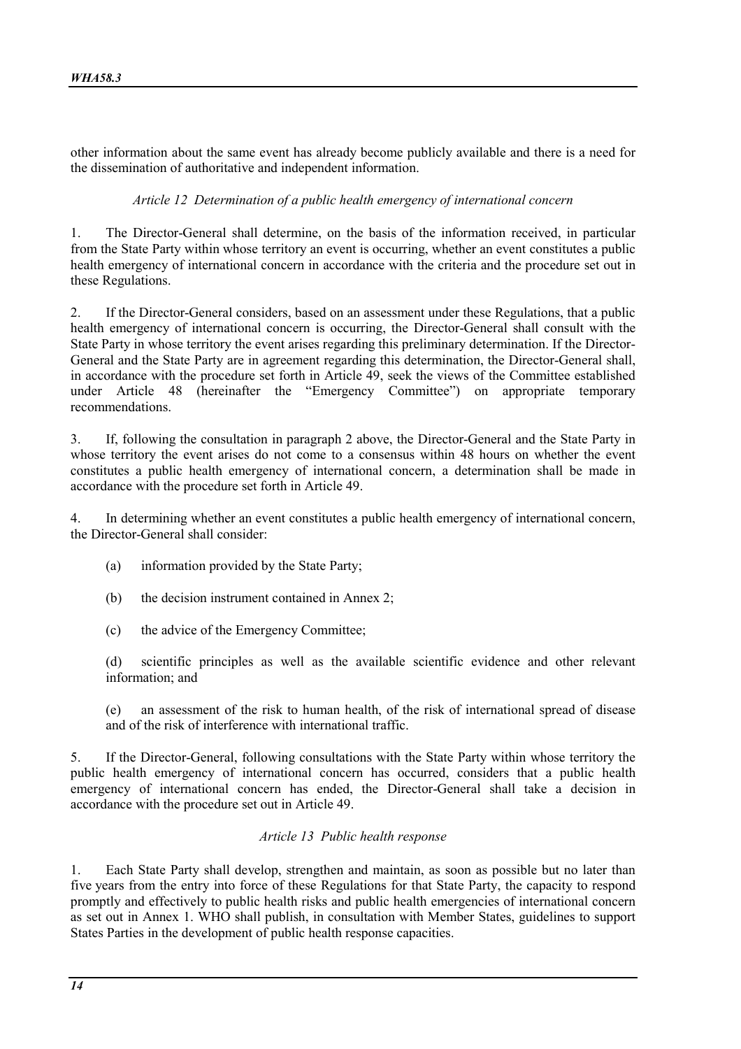other information about the same event has already become publicly available and there is a need for the dissemination of authoritative and independent information.

*Article 12 Determination of a public health emergency of international concern*

1. The Director-General shall determine, on the basis of the information received, in particular from the State Party within whose territory an event is occurring, whether an event constitutes a public health emergency of international concern in accordance with the criteria and the procedure set out in these Regulations.

2. If the Director-General considers, based on an assessment under these Regulations, that a public health emergency of international concern is occurring, the Director-General shall consult with the State Party in whose territory the event arises regarding this preliminary determination. If the Director-General and the State Party are in agreement regarding this determination, the Director-General shall, in accordance with the procedure set forth in Article 49, seek the views of the Committee established under Article 48 (hereinafter the "Emergency Committee") on appropriate temporary recommendations.

3. If, following the consultation in paragraph 2 above, the Director-General and the State Party in whose territory the event arises do not come to a consensus within 48 hours on whether the event constitutes a public health emergency of international concern, a determination shall be made in accordance with the procedure set forth in Article 49.

4. In determining whether an event constitutes a public health emergency of international concern, the Director-General shall consider:

(a) information provided by the State Party;

(b) the decision instrument contained in Annex 2;

(c) the advice of the Emergency Committee;

(d) scientific principles as well as the available scientific evidence and other relevant information; and

(e) an assessment of the risk to human health, of the risk of international spread of disease and of the risk of interference with international traffic.

5. If the Director-General, following consultations with the State Party within whose territory the public health emergency of international concern has occurred, considers that a public health emergency of international concern has ended, the Director-General shall take a decision in accordance with the procedure set out in Article 49.

*Article 13 Public health response*

1. Each State Party shall develop, strengthen and maintain, as soon as possible but no later than five years from the entry into force of these Regulations for that State Party, the capacity to respond promptly and effectively to public health risks and public health emergencies of international concern as set out in Annex 1. WHO shall publish, in consultation with Member States, guidelines to support States Parties in the development of public health response capacities.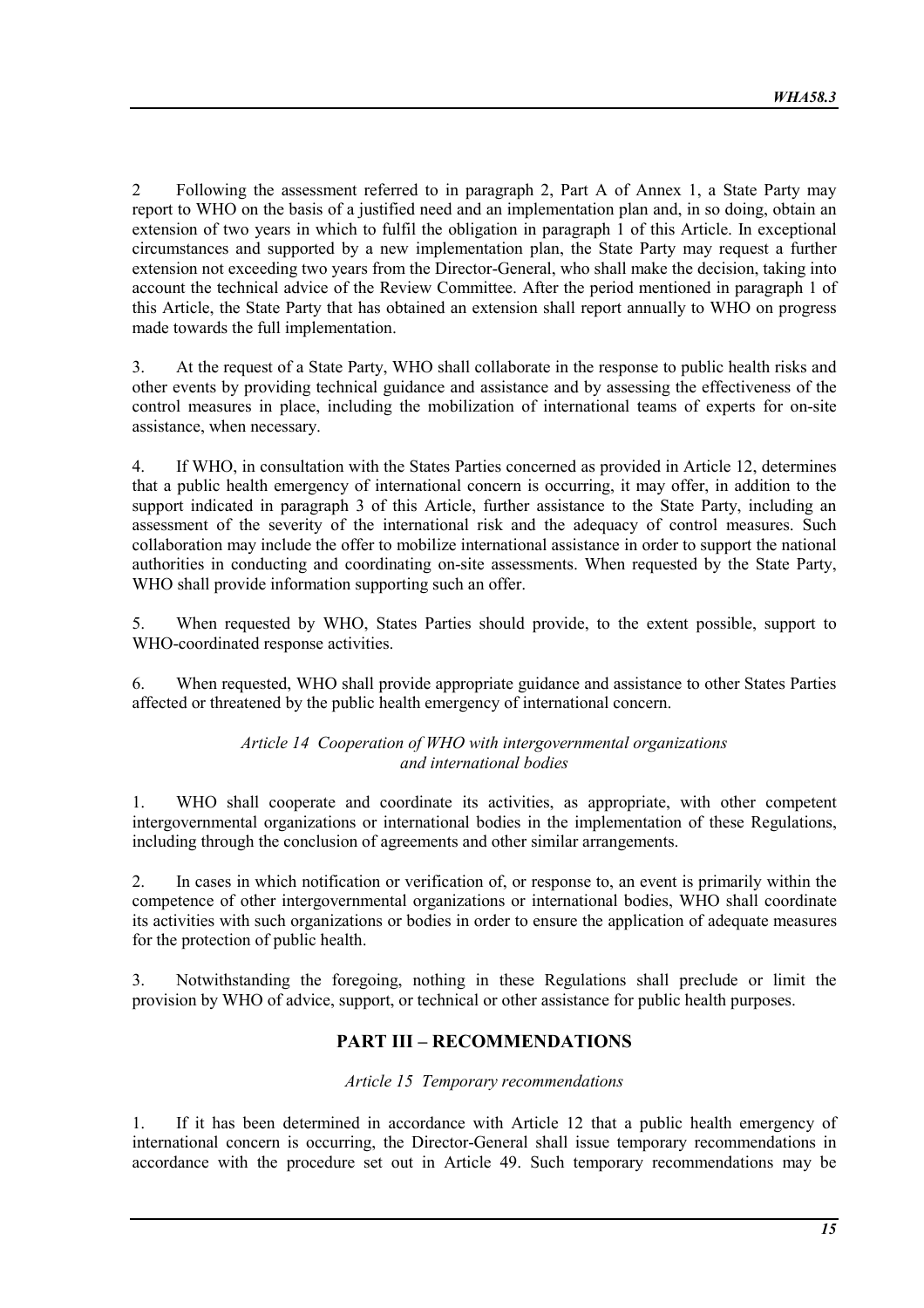2 Following the assessment referred to in paragraph 2, Part A of Annex 1, a State Party may report to WHO on the basis of a justified need and an implementation plan and, in so doing, obtain an extension of two years in which to fulfil the obligation in paragraph 1 of this Article. In exceptional circumstances and supported by a new implementation plan, the State Party may request a further extension not exceeding two years from the Director-General, who shall make the decision, taking into account the technical advice of the Review Committee. After the period mentioned in paragraph 1 of this Article, the State Party that has obtained an extension shall report annually to WHO on progress made towards the full implementation.

3. At the request of a State Party, WHO shall collaborate in the response to public health risks and other events by providing technical guidance and assistance and by assessing the effectiveness of the control measures in place, including the mobilization of international teams of experts for on-site assistance, when necessary.

4. If WHO, in consultation with the States Parties concerned as provided in Article 12, determines that a public health emergency of international concern is occurring, it may offer, in addition to the support indicated in paragraph 3 of this Article, further assistance to the State Party, including an assessment of the severity of the international risk and the adequacy of control measures. Such collaboration may include the offer to mobilize international assistance in order to support the national authorities in conducting and coordinating on-site assessments. When requested by the State Party, WHO shall provide information supporting such an offer.

5. When requested by WHO, States Parties should provide, to the extent possible, support to WHO-coordinated response activities.

6. When requested, WHO shall provide appropriate guidance and assistance to other States Parties affected or threatened by the public health emergency of international concern.

*Article 14 Cooperation of WHO with intergovernmental organizations and international bodies*

1. WHO shall cooperate and coordinate its activities, as appropriate, with other competent intergovernmental organizations or international bodies in the implementation of these Regulations, including through the conclusion of agreements and other similar arrangements.

2. In cases in which notification or verification of, or response to, an event is primarily within the competence of other intergovernmental organizations or international bodies, WHO shall coordinate its activities with such organizations or bodies in order to ensure the application of adequate measures for the protection of public health.

3. Notwithstanding the foregoing, nothing in these Regulations shall preclude or limit the provision by WHO of advice, support, or technical or other assistance for public health purposes.

## PART III – RECOMMENDATIONS

*Article 15 Temporary recommendations*

1. If it has been determined in accordance with Article 12 that a public health emergency of international concern is occurring, the Director-General shall issue temporary recommendations in accordance with the procedure set out in Article 49. Such temporary recommendations may be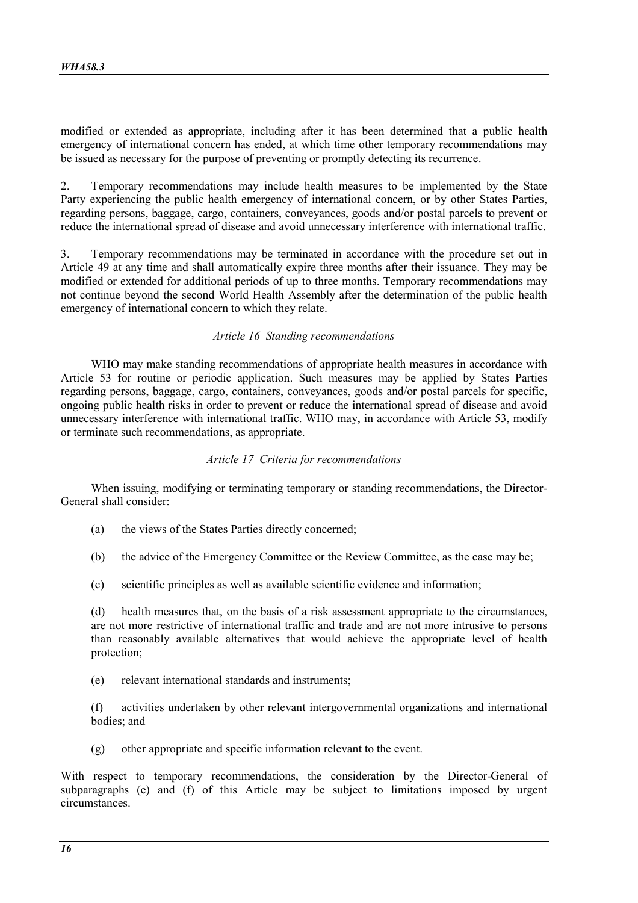modified or extended as appropriate, including after it has been determined that a public health emergency of international concern has ended, at which time other temporary recommendations may be issued as necessary for the purpose of preventing or promptly detecting its recurrence.

2. Temporary recommendations may include health measures to be implemented by the State Party experiencing the public health emergency of international concern, or by other States Parties, regarding persons, baggage, cargo, containers, conveyances, goods and/or postal parcels to prevent or reduce the international spread of disease and avoid unnecessary interference with international traffic.

3. Temporary recommendations may be terminated in accordance with the procedure set out in Article 49 at any time and shall automatically expire three months after their issuance. They may be modified or extended for additional periods of up to three months. Temporary recommendations may not continue beyond the second World Health Assembly after the determination of the public health emergency of international concern to which they relate.

*Article 16 Standing recommendations*

WHO may make standing recommendations of appropriate health measures in accordance with Article 53 for routine or periodic application. Such measures may be applied by States Parties regarding persons, baggage, cargo, containers, conveyances, goods and/or postal parcels for specific, ongoing public health risks in order to prevent or reduce the international spread of disease and avoid unnecessary interference with international traffic. WHO may, in accordance with Article 53, modify or terminate such recommendations, as appropriate.

*Article 17 Criteria for recommendations*

When issuing, modifying or terminating temporary or standing recommendations, the Director-General shall consider:

(a) the views of the States Parties directly concerned;

(b) the advice of the Emergency Committee or the Review Committee, as the case may be;

(c) scientific principles as well as available scientific evidence and information;

(d) health measures that, on the basis of a risk assessment appropriate to the circumstances, are not more restrictive of international traffic and trade and are not more intrusive to persons than reasonably available alternatives that would achieve the appropriate level of health protection;

(e) relevant international standards and instruments;

(f) activities undertaken by other relevant intergovernmental organizations and international bodies; and

(g) other appropriate and specific information relevant to the event.

With respect to temporary recommendations, the consideration by the Director-General of subparagraphs (e) and (f) of this Article may be subject to limitations imposed by urgent circumstances.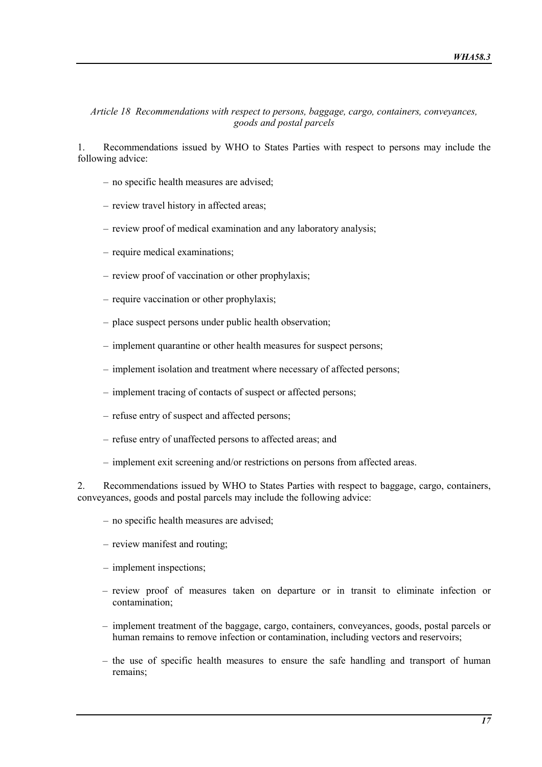*Article 18 Recommendations with respect to persons, baggage, cargo, containers, conveyances, goods and postal parcels*

1. Recommendations issued by WHO to States Parties with respect to persons may include the following advice:

- no specific health measures are advised;
- review travel history in affected areas;
- review proof of medical examination and any laboratory analysis;
- require medical examinations;
- review proof of vaccination or other prophylaxis;
- require vaccination or other prophylaxis;
- place suspect persons under public health observation;
- implement quarantine or other health measures for suspect persons;
- implement isolation and treatment where necessary of affected persons;
- implement tracing of contacts of suspect or affected persons;
- refuse entry of suspect and affected persons;
- refuse entry of unaffected persons to affected areas; and
- implement exit screening and/or restrictions on persons from affected areas.

2. Recommendations issued by WHO to States Parties with respect to baggage, cargo, containers, conveyances, goods and postal parcels may include the following advice:

- no specific health measures are advised;
- review manifest and routing;
- implement inspections;
- review proof of measures taken on departure or in transit to eliminate infection or contamination;
- implement treatment of the baggage, cargo, containers, conveyances, goods, postal parcels or human remains to remove infection or contamination, including vectors and reservoirs;
- the use of specific health measures to ensure the safe handling and transport of human remains;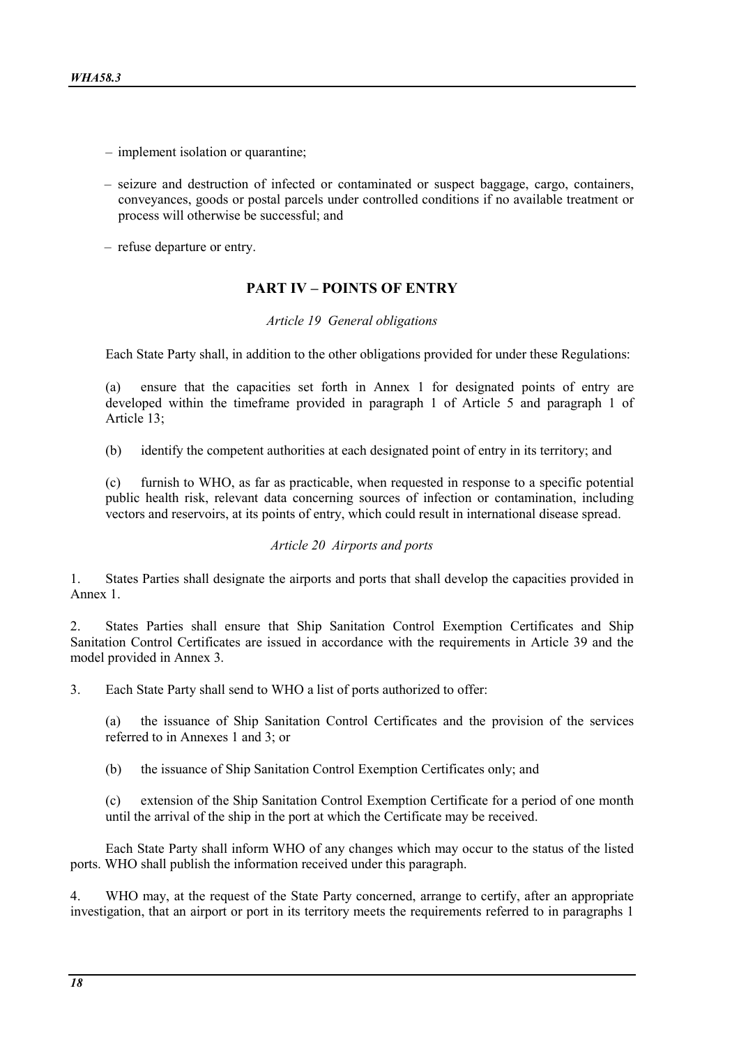– implement isolation or quarantine;

– seizure and destruction of infected or contaminated or suspect baggage, cargo, containers, conveyances, goods or postal parcels under controlled conditions if no available treatment or process will otherwise be successful; and

– refuse departure or entry.

## PART IV – POINTS OF ENTRY

*Article 19 General obligations*

Each State Party shall, in addition to the other obligations provided for under these Regulations:

(a) ensure that the capacities set forth in Annex 1 for designated points of entry are developed within the timeframe provided in paragraph 1 of Article 5 and paragraph 1 of Article 13;

(b) identify the competent authorities at each designated point of entry in its territory; and

(c) furnish to WHO, as far as practicable, when requested in response to a specific potential public health risk, relevant data concerning sources of infection or contamination, including vectors and reservoirs, at its points of entry, which could result in international disease spread.

*Article 20 Airports and ports*

1. States Parties shall designate the airports and ports that shall develop the capacities provided in Annex 1.

2. States Parties shall ensure that Ship Sanitation Control Exemption Certificates and Ship Sanitation Control Certificates are issued in accordance with the requirements in Article 39 and the model provided in Annex 3.

3. Each State Party shall send to WHO a list of ports authorized to offer:

(a) the issuance of Ship Sanitation Control Certificates and the provision of the services referred to in Annexes 1 and 3; or

(b) the issuance of Ship Sanitation Control Exemption Certificates only; and

(c) extension of the Ship Sanitation Control Exemption Certificate for a period of one month until the arrival of the ship in the port at which the Certificate may be received.

Each State Party shall inform WHO of any changes which may occur to the status of the listed ports. WHO shall publish the information received under this paragraph.

4. WHO may, at the request of the State Party concerned, arrange to certify, after an appropriate investigation, that an airport or port in its territory meets the requirements referred to in paragraphs 1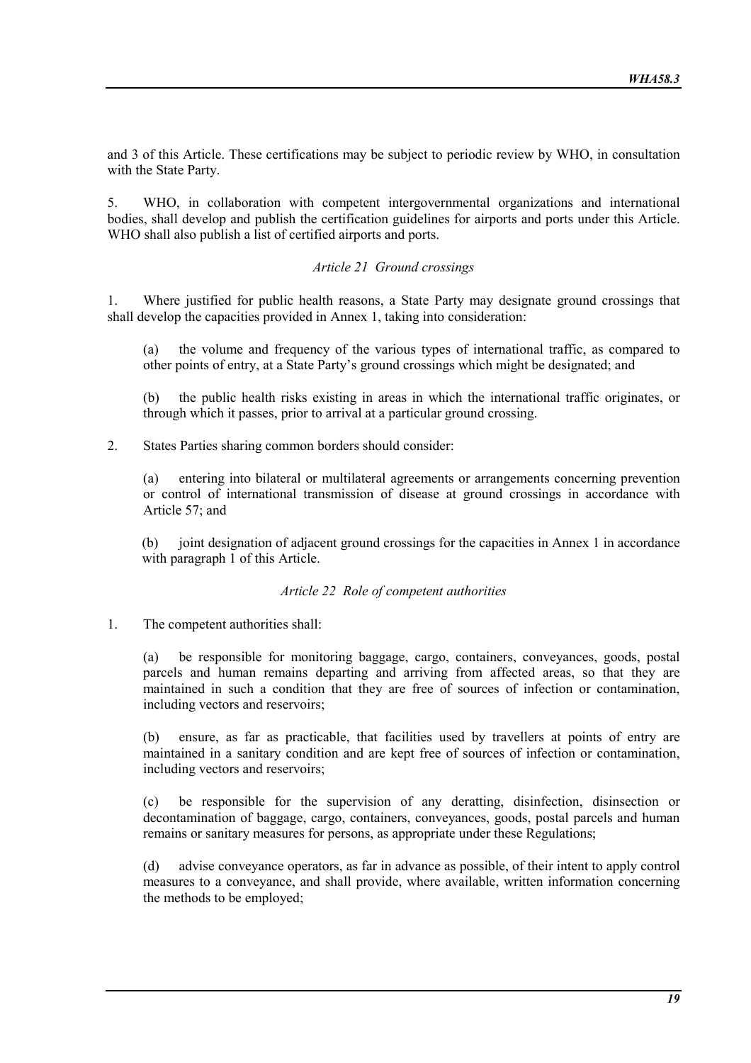and 3 of this Article. These certifications may be subject to periodic review by WHO, in consultation with the State Party.

5. WHO, in collaboration with competent intergovernmental organizations and international bodies, shall develop and publish the certification guidelines for airports and ports under this Article. WHO shall also publish a list of certified airports and ports.

*Article 21 Ground crossings*

1. Where justified for public health reasons, a State Party may designate ground crossings that shall develop the capacities provided in Annex 1, taking into consideration:

(a) the volume and frequency of the various types of international traffic, as compared to other points of entry, at a State Party's ground crossings which might be designated; and

(b) the public health risks existing in areas in which the international traffic originates, or through which it passes, prior to arrival at a particular ground crossing.

2. States Parties sharing common borders should consider:

(a) entering into bilateral or multilateral agreements or arrangements concerning prevention or control of international transmission of disease at ground crossings in accordance with Article 57; and

(b) joint designation of adjacent ground crossings for the capacities in Annex 1 in accordance with paragraph 1 of this Article.

*Article 22 Role of competent authorities*

1. The competent authorities shall:

(a) be responsible for monitoring baggage, cargo, containers, conveyances, goods, postal parcels and human remains departing and arriving from affected areas, so that they are maintained in such a condition that they are free of sources of infection or contamination, including vectors and reservoirs;

(b) ensure, as far as practicable, that facilities used by travellers at points of entry are maintained in a sanitary condition and are kept free of sources of infection or contamination, including vectors and reservoirs;

(c) be responsible for the supervision of any deratting, disinfection, disinsection or decontamination of baggage, cargo, containers, conveyances, goods, postal parcels and human remains or sanitary measures for persons, as appropriate under these Regulations;

(d) advise conveyance operators, as far in advance as possible, of their intent to apply control measures to a conveyance, and shall provide, where available, written information concerning the methods to be employed;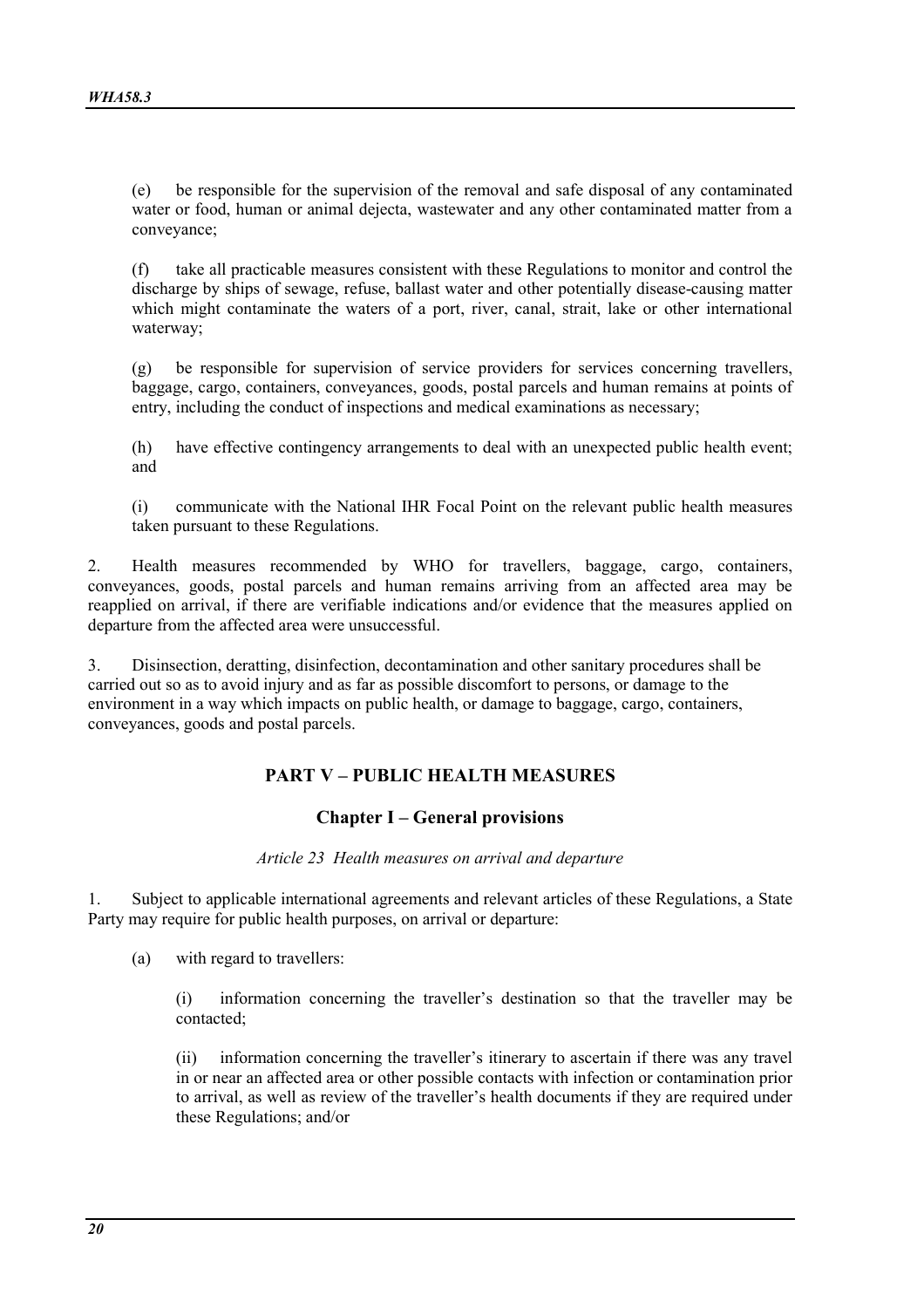(e) be responsible for the supervision of the removal and safe disposal of any contaminated water or food, human or animal dejecta, wastewater and any other contaminated matter from a conveyance;

(f) take all practicable measures consistent with these Regulations to monitor and control the discharge by ships of sewage, refuse, ballast water and other potentially disease-causing matter which might contaminate the waters of a port, river, canal, strait, lake or other international waterway;

(g) be responsible for supervision of service providers for services concerning travellers, baggage, cargo, containers, conveyances, goods, postal parcels and human remains at points of entry, including the conduct of inspections and medical examinations as necessary;

(h) have effective contingency arrangements to deal with an unexpected public health event; and

(i) communicate with the National IHR Focal Point on the relevant public health measures taken pursuant to these Regulations.

2. Health measures recommended by WHO for travellers, baggage, cargo, containers, conveyances, goods, postal parcels and human remains arriving from an affected area may be reapplied on arrival, if there are verifiable indications and/or evidence that the measures applied on departure from the affected area were unsuccessful.

3. Disinsection, deratting, disinfection, decontamination and other sanitary procedures shall be carried out so as to avoid injury and as far as possible discomfort to persons, or damage to the environment in a way which impacts on public health, or damage to baggage, cargo, containers, conveyances, goods and postal parcels.

## PART V – PUBLIC HEALTH MEASURES

### Chapter I – General provisions

*Article 23 Health measures on arrival and departure*

1. Subject to applicable international agreements and relevant articles of these Regulations, a State Party may require for public health purposes, on arrival or departure:

(a) with regard to travellers:

(i) information concerning the traveller's destination so that the traveller may be contacted;

(ii) information concerning the traveller's itinerary to ascertain if there was any travel in or near an affected area or other possible contacts with infection or contamination prior to arrival, as well as review of the traveller's health documents if they are required under these Regulations; and/or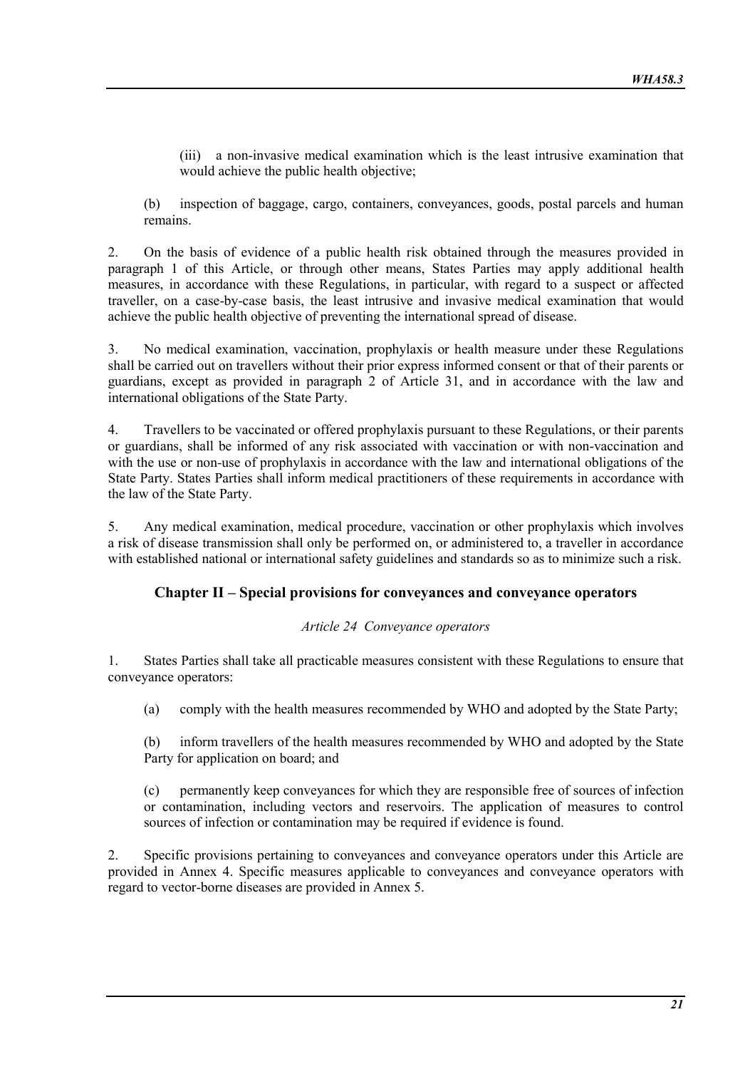(iii) a non-invasive medical examination which is the least intrusive examination that would achieve the public health objective;

(b) inspection of baggage, cargo, containers, conveyances, goods, postal parcels and human remains.

2. On the basis of evidence of a public health risk obtained through the measures provided in paragraph 1 of this Article, or through other means, States Parties may apply additional health measures, in accordance with these Regulations, in particular, with regard to a suspect or affected traveller, on a case-by-case basis, the least intrusive and invasive medical examination that would achieve the public health objective of preventing the international spread of disease.

3. No medical examination, vaccination, prophylaxis or health measure under these Regulations shall be carried out on travellers without their prior express informed consent or that of their parents or guardians, except as provided in paragraph 2 of Article 31, and in accordance with the law and international obligations of the State Party.

4. Travellers to be vaccinated or offered prophylaxis pursuant to these Regulations, or their parents or guardians, shall be informed of any risk associated with vaccination or with non-vaccination and with the use or non-use of prophylaxis in accordance with the law and international obligations of the State Party. States Parties shall inform medical practitioners of these requirements in accordance with the law of the State Party.

5. Any medical examination, medical procedure, vaccination or other prophylaxis which involves a risk of disease transmission shall only be performed on, or administered to, a traveller in accordance with established national or international safety guidelines and standards so as to minimize such a risk.

## Chapter II – Special provisions for conveyances and conveyance operators

*Article 24 Conveyance operators*

1. States Parties shall take all practicable measures consistent with these Regulations to ensure that conveyance operators:

(a) comply with the health measures recommended by WHO and adopted by the State Party;

(b) inform travellers of the health measures recommended by WHO and adopted by the State Party for application on board; and

(c) permanently keep conveyances for which they are responsible free of sources of infection or contamination, including vectors and reservoirs. The application of measures to control sources of infection or contamination may be required if evidence is found.

2. Specific provisions pertaining to conveyances and conveyance operators under this Article are provided in Annex 4. Specific measures applicable to conveyances and conveyance operators with regard to vector-borne diseases are provided in Annex 5.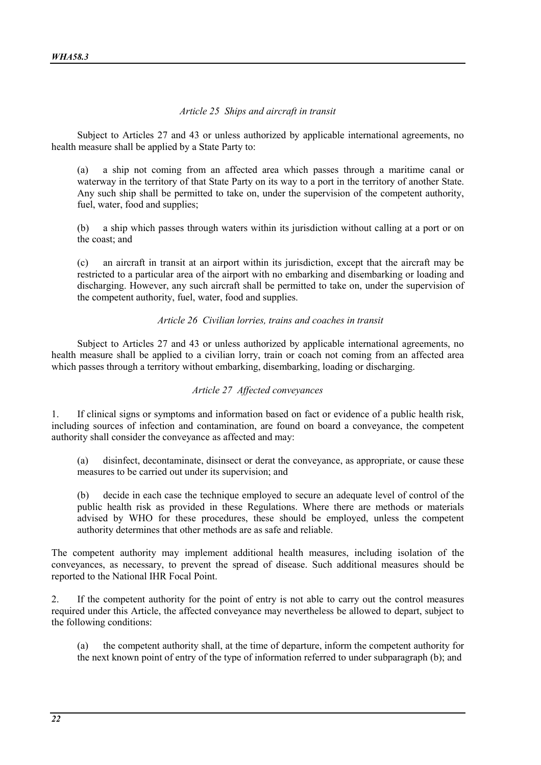*Article 25 Ships and aircraft in transit*

Subject to Articles 27 and 43 or unless authorized by applicable international agreements, no health measure shall be applied by a State Party to:

(a) a ship not coming from an affected area which passes through a maritime canal or waterway in the territory of that State Party on its way to a port in the territory of another State. Any such ship shall be permitted to take on, under the supervision of the competent authority, fuel, water, food and supplies;

(b) a ship which passes through waters within its jurisdiction without calling at a port or on the coast; and

(c) an aircraft in transit at an airport within its jurisdiction, except that the aircraft may be restricted to a particular area of the airport with no embarking and disembarking or loading and discharging. However, any such aircraft shall be permitted to take on, under the supervision of the competent authority, fuel, water, food and supplies.

*Article 26 Civilian lorries, trains and coaches in transit*

Subject to Articles 27 and 43 or unless authorized by applicable international agreements, no health measure shall be applied to a civilian lorry, train or coach not coming from an affected area which passes through a territory without embarking, disembarking, loading or discharging.

*Article 27 Affected conveyances*

1. If clinical signs or symptoms and information based on fact or evidence of a public health risk, including sources of infection and contamination, are found on board a conveyance, the competent authority shall consider the conveyance as affected and may:

(a) disinfect, decontaminate, disinsect or derat the conveyance, as appropriate, or cause these measures to be carried out under its supervision; and

(b) decide in each case the technique employed to secure an adequate level of control of the public health risk as provided in these Regulations. Where there are methods or materials advised by WHO for these procedures, these should be employed, unless the competent authority determines that other methods are as safe and reliable.

The competent authority may implement additional health measures, including isolation of the conveyances, as necessary, to prevent the spread of disease. Such additional measures should be reported to the National IHR Focal Point.

2. If the competent authority for the point of entry is not able to carry out the control measures required under this Article, the affected conveyance may nevertheless be allowed to depart, subject to the following conditions:

(a) the competent authority shall, at the time of departure, inform the competent authority for the next known point of entry of the type of information referred to under subparagraph (b); and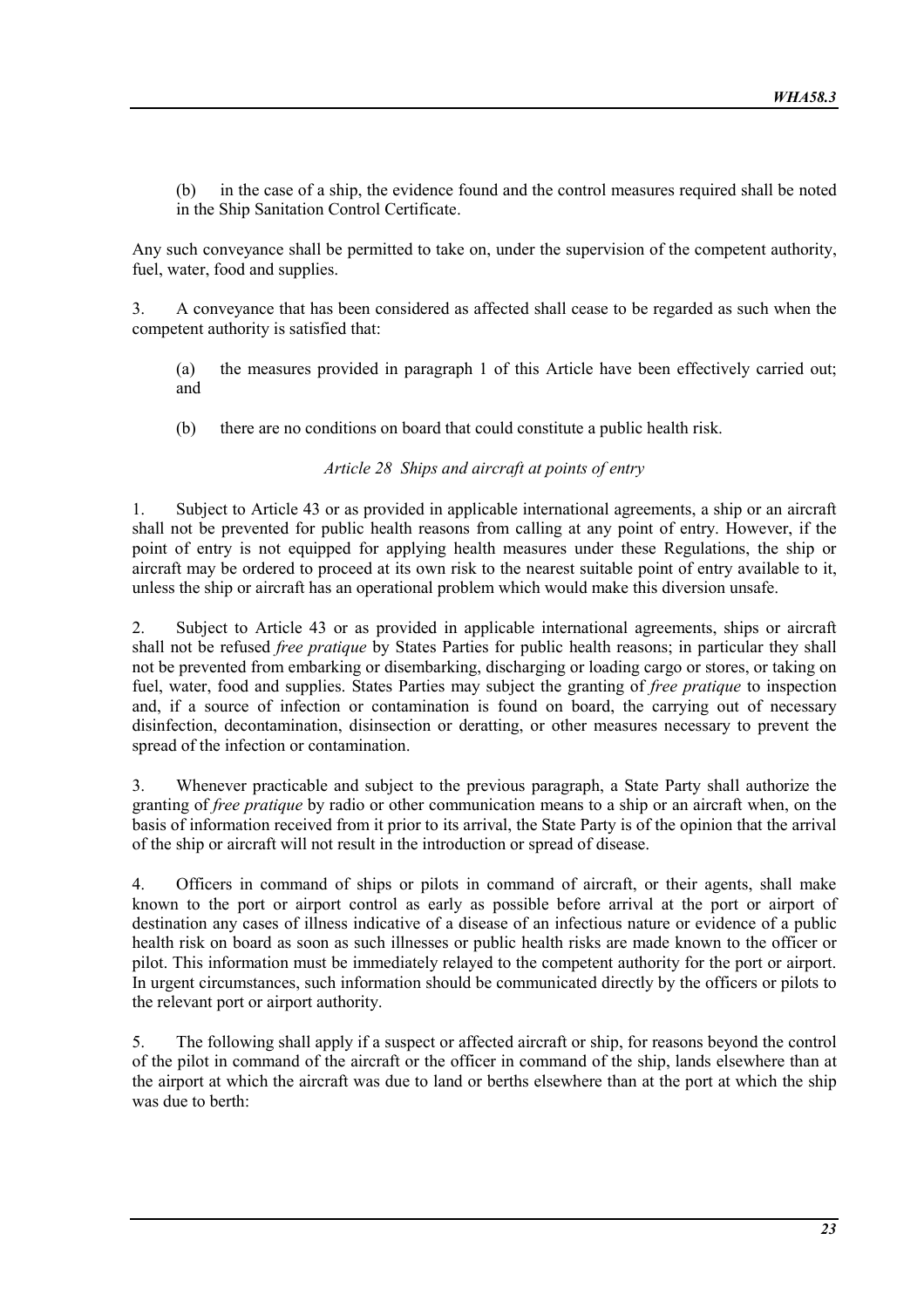(b) in the case of a ship, the evidence found and the control measures required shall be noted in the Ship Sanitation Control Certificate.

Any such conveyance shall be permitted to take on, under the supervision of the competent authority, fuel, water, food and supplies.

3. A conveyance that has been considered as affected shall cease to be regarded as such when the competent authority is satisfied that:

(a) the measures provided in paragraph 1 of this Article have been effectively carried out; and

(b) there are no conditions on board that could constitute a public health risk.

*Article 28 Ships and aircraft at points of entry*

1. Subject to Article 43 or as provided in applicable international agreements, a ship or an aircraft shall not be prevented for public health reasons from calling at any point of entry. However, if the point of entry is not equipped for applying health measures under these Regulations, the ship or aircraft may be ordered to proceed at its own risk to the nearest suitable point of entry available to it, unless the ship or aircraft has an operational problem which would make this diversion unsafe.

2. Subject to Article 43 or as provided in applicable international agreements, ships or aircraft shall not be refused *free pratique* by States Parties for public health reasons; in particular they shall not be prevented from embarking or disembarking, discharging or loading cargo or stores, or taking on fuel, water, food and supplies. States Parties may subject the granting of *free pratique* to inspection and, if a source of infection or contamination is found on board, the carrying out of necessary disinfection, decontamination, disinsection or deratting, or other measures necessary to prevent the spread of the infection or contamination.

3. Whenever practicable and subject to the previous paragraph, a State Party shall authorize the granting of *free pratique* by radio or other communication means to a ship or an aircraft when, on the basis of information received from it prior to its arrival, the State Party is of the opinion that the arrival of the ship or aircraft will not result in the introduction or spread of disease.

4. Officers in command of ships or pilots in command of aircraft, or their agents, shall make known to the port or airport control as early as possible before arrival at the port or airport of destination any cases of illness indicative of a disease of an infectious nature or evidence of a public health risk on board as soon as such illnesses or public health risks are made known to the officer or pilot. This information must be immediately relayed to the competent authority for the port or airport. In urgent circumstances, such information should be communicated directly by the officers or pilots to the relevant port or airport authority.

5. The following shall apply if a suspect or affected aircraft or ship, for reasons beyond the control of the pilot in command of the aircraft or the officer in command of the ship, lands elsewhere than at the airport at which the aircraft was due to land or berths elsewhere than at the port at which the ship was due to berth: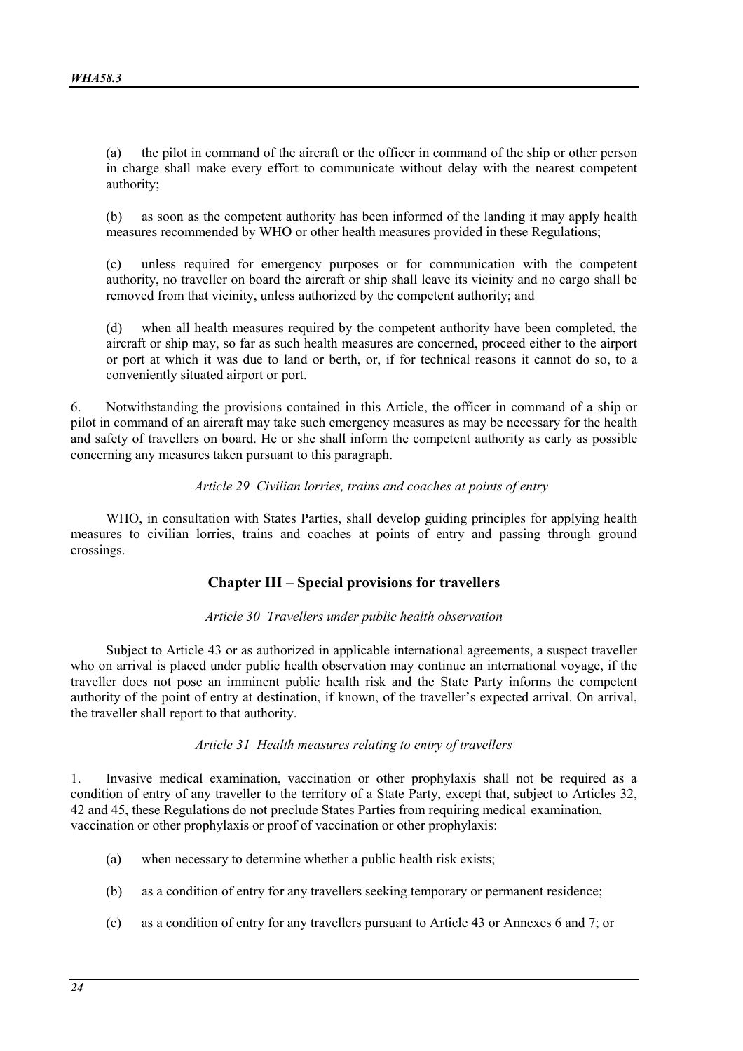(a) the pilot in command of the aircraft or the officer in command of the ship or other person in charge shall make every effort to communicate without delay with the nearest competent authority;

(b) as soon as the competent authority has been informed of the landing it may apply health measures recommended by WHO or other health measures provided in these Regulations;

(c) unless required for emergency purposes or for communication with the competent authority, no traveller on board the aircraft or ship shall leave its vicinity and no cargo shall be removed from that vicinity, unless authorized by the competent authority; and

(d) when all health measures required by the competent authority have been completed, the aircraft or ship may, so far as such health measures are concerned, proceed either to the airport or port at which it was due to land or berth, or, if for technical reasons it cannot do so, to a conveniently situated airport or port.

6. Notwithstanding the provisions contained in this Article, the officer in command of a ship or pilot in command of an aircraft may take such emergency measures as may be necessary for the health and safety of travellers on board. He or she shall inform the competent authority as early as possible concerning any measures taken pursuant to this paragraph.

*Article 29 Civilian lorries, trains and coaches at points of entry*

WHO, in consultation with States Parties, shall develop guiding principles for applying health measures to civilian lorries, trains and coaches at points of entry and passing through ground crossings.

## Chapter III – Special provisions for travellers

*Article 30 Travellers under public health observation*

Subject to Article 43 or as authorized in applicable international agreements, a suspect traveller who on arrival is placed under public health observation may continue an international voyage, if the traveller does not pose an imminent public health risk and the State Party informs the competent authority of the point of entry at destination, if known, of the traveller's expected arrival. On arrival, the traveller shall report to that authority.

*Article 31 Health measures relating to entry of travellers*

1. Invasive medical examination, vaccination or other prophylaxis shall not be required as a condition of entry of any traveller to the territory of a State Party, except that, subject to Articles 32, 42 and 45, these Regulations do not preclude States Parties from requiring medical examination, vaccination or other prophylaxis or proof of vaccination or other prophylaxis:

(a) when necessary to determine whether a public health risk exists;

(b) as a condition of entry for any travellers seeking temporary or permanent residence;

(c) as a condition of entry for any travellers pursuant to Article 43 or Annexes 6 and 7; or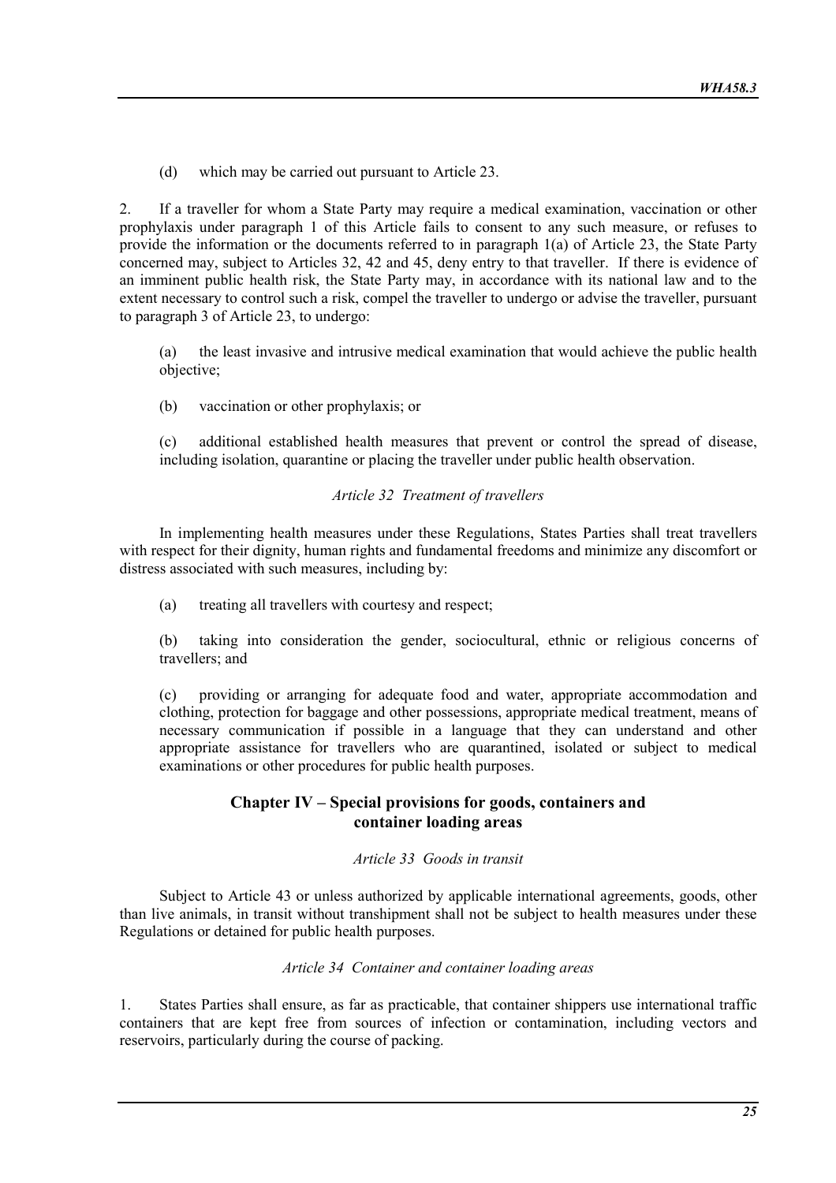(d) which may be carried out pursuant to Article 23.

2. If a traveller for whom a State Party may require a medical examination, vaccination or other prophylaxis under paragraph 1 of this Article fails to consent to any such measure, or refuses to provide the information or the documents referred to in paragraph 1(a) of Article 23, the State Party concerned may, subject to Articles 32, 42 and 45, deny entry to that traveller. If there is evidence of an imminent public health risk, the State Party may, in accordance with its national law and to the extent necessary to control such a risk, compel the traveller to undergo or advise the traveller, pursuant to paragraph 3 of Article 23, to undergo:

(a) the least invasive and intrusive medical examination that would achieve the public health objective;

(b) vaccination or other prophylaxis; or

(c) additional established health measures that prevent or control the spread of disease, including isolation, quarantine or placing the traveller under public health observation.

*Article 32 Treatment of travellers*

In implementing health measures under these Regulations, States Parties shall treat travellers with respect for their dignity, human rights and fundamental freedoms and minimize any discomfort or distress associated with such measures, including by:

(a) treating all travellers with courtesy and respect;

(b) taking into consideration the gender, sociocultural, ethnic or religious concerns of travellers; and

(c) providing or arranging for adequate food and water, appropriate accommodation and clothing, protection for baggage and other possessions, appropriate medical treatment, means of necessary communication if possible in a language that they can understand and other appropriate assistance for travellers who are quarantined, isolated or subject to medical examinations or other procedures for public health purposes.

## Chapter IV – Special provisions for goods, containers and container loading areas

*Article 33 Goods in transit*

Subject to Article 43 or unless authorized by applicable international agreements, goods, other than live animals, in transit without transhipment shall not be subject to health measures under these Regulations or detained for public health purposes.

*Article 34 Container and container loading areas*

1. States Parties shall ensure, as far as practicable, that container shippers use international traffic containers that are kept free from sources of infection or contamination, including vectors and reservoirs, particularly during the course of packing.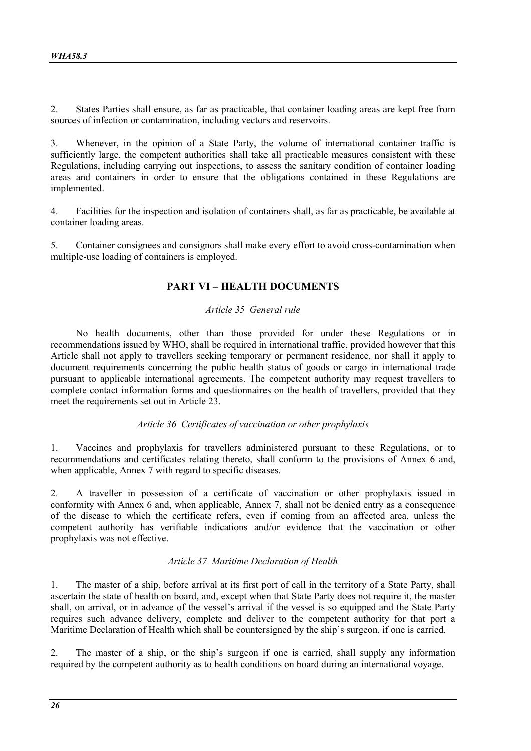2. States Parties shall ensure, as far as practicable, that container loading areas are kept free from sources of infection or contamination, including vectors and reservoirs.

3. Whenever, in the opinion of a State Party, the volume of international container traffic is sufficiently large, the competent authorities shall take all practicable measures consistent with these Regulations, including carrying out inspections, to assess the sanitary condition of container loading areas and containers in order to ensure that the obligations contained in these Regulations are implemented.

4. Facilities for the inspection and isolation of containers shall, as far as practicable, be available at container loading areas.

5. Container consignees and consignors shall make every effort to avoid cross-contamination when multiple-use loading of containers is employed.

## PART VI – HEALTH DOCUMENTS

*Article 35 General rule*

No health documents, other than those provided for under these Regulations or in recommendations issued by WHO, shall be required in international traffic, provided however that this Article shall not apply to travellers seeking temporary or permanent residence, nor shall it apply to document requirements concerning the public health status of goods or cargo in international trade pursuant to applicable international agreements. The competent authority may request travellers to complete contact information forms and questionnaires on the health of travellers, provided that they meet the requirements set out in Article 23.

*Article 36 Certificates of vaccination or other prophylaxis*

1. Vaccines and prophylaxis for travellers administered pursuant to these Regulations, or to recommendations and certificates relating thereto, shall conform to the provisions of Annex 6 and, when applicable, Annex 7 with regard to specific diseases.

2. A traveller in possession of a certificate of vaccination or other prophylaxis issued in conformity with Annex 6 and, when applicable, Annex 7, shall not be denied entry as a consequence of the disease to which the certificate refers, even if coming from an affected area, unless the competent authority has verifiable indications and/or evidence that the vaccination or other prophylaxis was not effective.

*Article 37 Maritime Declaration of Health*

1. The master of a ship, before arrival at its first port of call in the territory of a State Party, shall ascertain the state of health on board, and, except when that State Party does not require it, the master shall, on arrival, or in advance of the vessel's arrival if the vessel is so equipped and the State Party requires such advance delivery, complete and deliver to the competent authority for that port a Maritime Declaration of Health which shall be countersigned by the ship's surgeon, if one is carried.

2. The master of a ship, or the ship's surgeon if one is carried, shall supply any information required by the competent authority as to health conditions on board during an international voyage.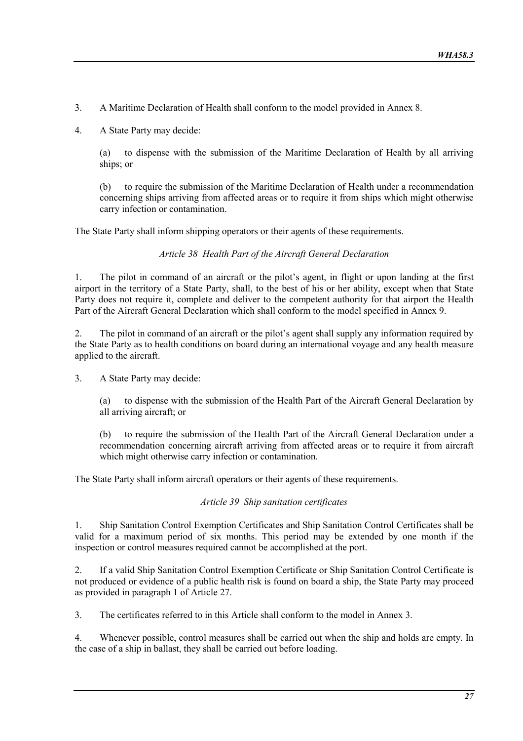3. A Maritime Declaration of Health shall conform to the model provided in Annex 8.

4. A State Party may decide:

(a) to dispense with the submission of the Maritime Declaration of Health by all arriving ships; or

(b) to require the submission of the Maritime Declaration of Health under a recommendation concerning ships arriving from affected areas or to require it from ships which might otherwise carry infection or contamination.

The State Party shall inform shipping operators or their agents of these requirements.

### *Article 38 Health Part of the Aircraft General Declaration*

1. The pilot in command of an aircraft or the pilot's agent, in flight or upon landing at the first airport in the territory of a State Party, shall, to the best of his or her ability, except when that State Party does not require it, complete and deliver to the competent authority for that airport the Health Part of the Aircraft General Declaration which shall conform to the model specified in Annex 9.

2. The pilot in command of an aircraft or the pilot's agent shall supply any information required by the State Party as to health conditions on board during an international voyage and any health measure applied to the aircraft.

3. A State Party may decide:

(a) to dispense with the submission of the Health Part of the Aircraft General Declaration by all arriving aircraft; or

(b) to require the submission of the Health Part of the Aircraft General Declaration under a recommendation concerning aircraft arriving from affected areas or to require it from aircraft which might otherwise carry infection or contamination.

The State Party shall inform aircraft operators or their agents of these requirements.

### *Article 39 Ship sanitation certificates*

1. Ship Sanitation Control Exemption Certificates and Ship Sanitation Control Certificates shall be valid for a maximum period of six months. This period may be extended by one month if the inspection or control measures required cannot be accomplished at the port.

2. If a valid Ship Sanitation Control Exemption Certificate or Ship Sanitation Control Certificate is not produced or evidence of a public health risk is found on board a ship, the State Party may proceed as provided in paragraph 1 of Article 27.

3. The certificates referred to in this Article shall conform to the model in Annex 3.

4. Whenever possible, control measures shall be carried out when the ship and holds are empty. In the case of a ship in ballast, they shall be carried out before loading.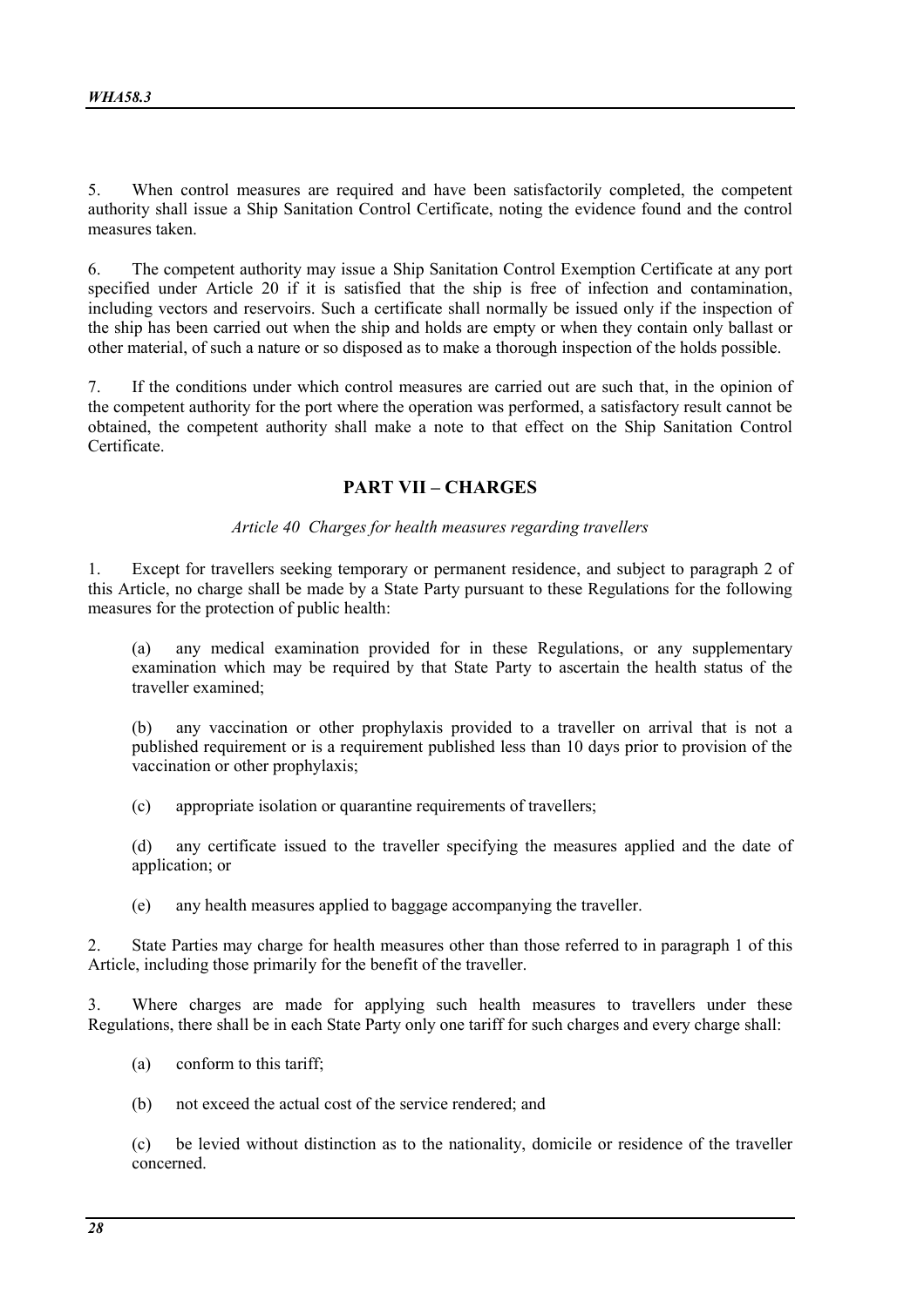5. When control measures are required and have been satisfactorily completed, the competent authority shall issue a Ship Sanitation Control Certificate, noting the evidence found and the control measures taken.

6. The competent authority may issue a Ship Sanitation Control Exemption Certificate at any port specified under Article 20 if it is satisfied that the ship is free of infection and contamination, including vectors and reservoirs. Such a certificate shall normally be issued only if the inspection of the ship has been carried out when the ship and holds are empty or when they contain only ballast or other material, of such a nature or so disposed as to make a thorough inspection of the holds possible.

7. If the conditions under which control measures are carried out are such that, in the opinion of the competent authority for the port where the operation was performed, a satisfactory result cannot be obtained, the competent authority shall make a note to that effect on the Ship Sanitation Control Certificate.

## PART VII – CHARGES

*Article 40 Charges for health measures regarding travellers*

1. Except for travellers seeking temporary or permanent residence, and subject to paragraph 2 of this Article, no charge shall be made by a State Party pursuant to these Regulations for the following measures for the protection of public health:

   (a) any medical examination provided for in these Regulations, or any supplementary examination which may be required by that State Party to ascertain the health status of the traveller examined;

   (b) any vaccination or other prophylaxis provided to a traveller on arrival that is not a published requirement or is a requirement published less than 10 days prior to provision of the vaccination or other prophylaxis;

   (c) appropriate isolation or quarantine requirements of travellers;

   (d) any certificate issued to the traveller specifying the measures applied and the date of application; or

   (e) any health measures applied to baggage accompanying the traveller.

2. State Parties may charge for health measures other than those referred to in paragraph 1 of this Article, including those primarily for the benefit of the traveller.

3. Where charges are made for applying such health measures to travellers under these Regulations, there shall be in each State Party only one tariff for such charges and every charge shall:

   (a) conform to this tariff;

   (b) not exceed the actual cost of the service rendered; and

   (c) be levied without distinction as to the nationality, domicile or residence of the traveller concerned.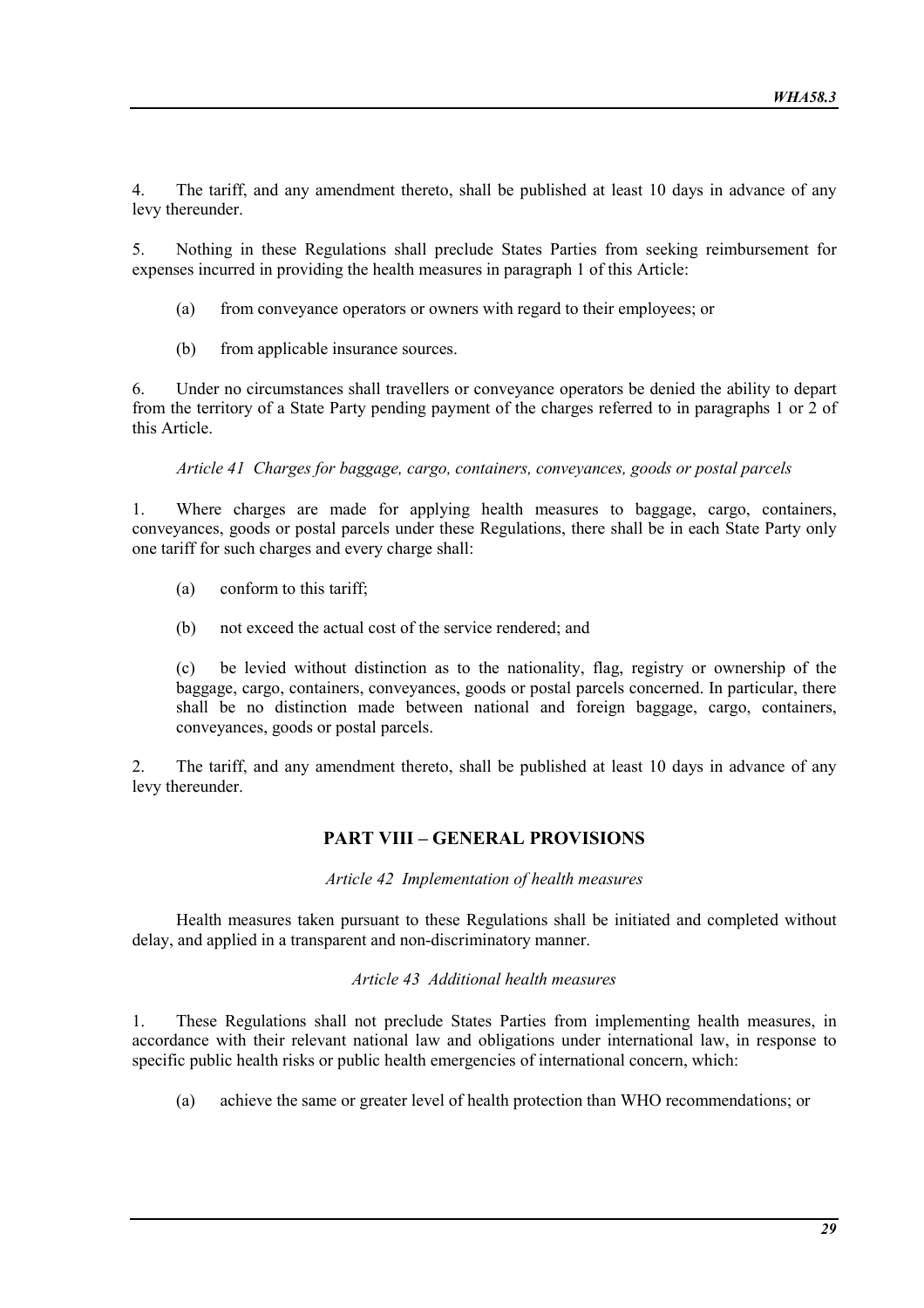4. The tariff, and any amendment thereto, shall be published at least 10 days in advance of any levy thereunder.

5. Nothing in these Regulations shall preclude States Parties from seeking reimbursement for expenses incurred in providing the health measures in paragraph 1 of this Article:

(a) from conveyance operators or owners with regard to their employees; or

(b) from applicable insurance sources.

6. Under no circumstances shall travellers or conveyance operators be denied the ability to depart from the territory of a State Party pending payment of the charges referred to in paragraphs 1 or 2 of this Article.

*Article 41 Charges for baggage, cargo, containers, conveyances, goods or postal parcels*

1. Where charges are made for applying health measures to baggage, cargo, containers, conveyances, goods or postal parcels under these Regulations, there shall be in each State Party only one tariff for such charges and every charge shall:

(a) conform to this tariff;

(b) not exceed the actual cost of the service rendered; and

(c) be levied without distinction as to the nationality, flag, registry or ownership of the baggage, cargo, containers, conveyances, goods or postal parcels concerned. In particular, there shall be no distinction made between national and foreign baggage, cargo, containers, conveyances, goods or postal parcels.

2. The tariff, and any amendment thereto, shall be published at least 10 days in advance of any levy thereunder.

## PART VIII – GENERAL PROVISIONS

*Article 42 Implementation of health measures*

Health measures taken pursuant to these Regulations shall be initiated and completed without delay, and applied in a transparent and non-discriminatory manner.

*Article 43 Additional health measures*

1. These Regulations shall not preclude States Parties from implementing health measures, in accordance with their relevant national law and obligations under international law, in response to specific public health risks or public health emergencies of international concern, which:

(a) achieve the same or greater level of health protection than WHO recommendations; or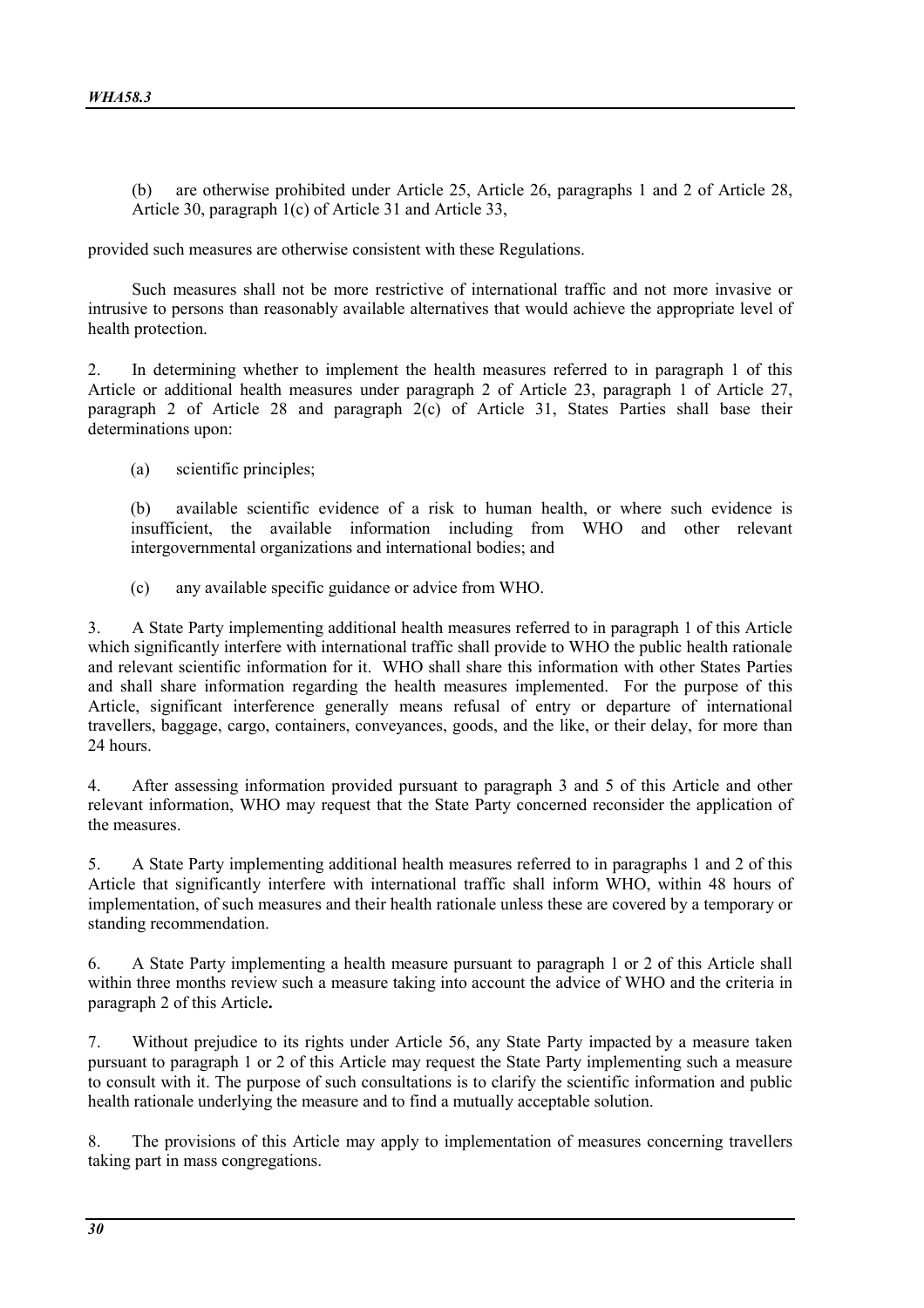(b) are otherwise prohibited under Article 25, Article 26, paragraphs 1 and 2 of Article 28, Article 30, paragraph 1(c) of Article 31 and Article 33,

provided such measures are otherwise consistent with these Regulations.

Such measures shall not be more restrictive of international traffic and not more invasive or intrusive to persons than reasonably available alternatives that would achieve the appropriate level of health protection.

2. In determining whether to implement the health measures referred to in paragraph 1 of this Article or additional health measures under paragraph 2 of Article 23, paragraph 1 of Article 27, paragraph 2 of Article 28 and paragraph 2(c) of Article 31, States Parties shall base their determinations upon:

(a) scientific principles;

(b) available scientific evidence of a risk to human health, or where such evidence is insufficient, the available information including from WHO and other relevant intergovernmental organizations and international bodies; and

(c) any available specific guidance or advice from WHO.

3. A State Party implementing additional health measures referred to in paragraph 1 of this Article which significantly interfere with international traffic shall provide to WHO the public health rationale and relevant scientific information for it. WHO shall share this information with other States Parties and shall share information regarding the health measures implemented. For the purpose of this Article, significant interference generally means refusal of entry or departure of international travellers, baggage, cargo, containers, conveyances, goods, and the like, or their delay, for more than 24 hours.

4. After assessing information provided pursuant to paragraph 3 and 5 of this Article and other relevant information, WHO may request that the State Party concerned reconsider the application of the measures.

5. A State Party implementing additional health measures referred to in paragraphs 1 and 2 of this Article that significantly interfere with international traffic shall inform WHO, within 48 hours of implementation, of such measures and their health rationale unless these are covered by a temporary or standing recommendation.

6. A State Party implementing a health measure pursuant to paragraph 1 or 2 of this Article shall within three months review such a measure taking into account the advice of WHO and the criteria in paragraph 2 of this Article.

7. Without prejudice to its rights under Article 56, any State Party impacted by a measure taken pursuant to paragraph 1 or 2 of this Article may request the State Party implementing such a measure to consult with it. The purpose of such consultations is to clarify the scientific information and public health rationale underlying the measure and to find a mutually acceptable solution.

8. The provisions of this Article may apply to implementation of measures concerning travellers taking part in mass congregations.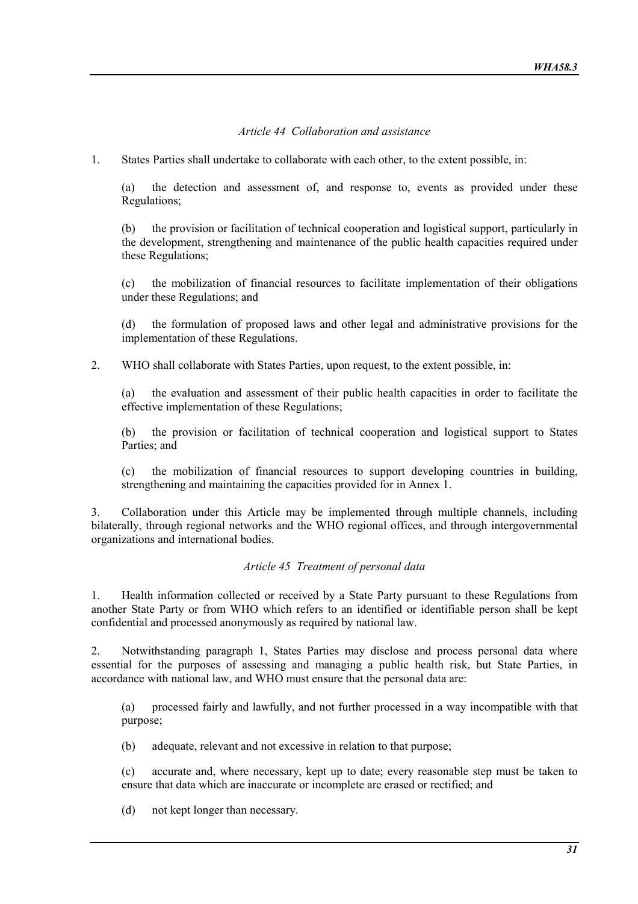*Article 44 Collaboration and assistance*

1. States Parties shall undertake to collaborate with each other, to the extent possible, in:

   (a) the detection and assessment of, and response to, events as provided under these Regulations;

   (b) the provision or facilitation of technical cooperation and logistical support, particularly in the development, strengthening and maintenance of the public health capacities required under these Regulations;

   (c) the mobilization of financial resources to facilitate implementation of their obligations under these Regulations; and

   (d) the formulation of proposed laws and other legal and administrative provisions for the implementation of these Regulations.

2. WHO shall collaborate with States Parties, upon request, to the extent possible, in:

   (a) the evaluation and assessment of their public health capacities in order to facilitate the effective implementation of these Regulations;

   (b) the provision or facilitation of technical cooperation and logistical support to States Parties; and

   (c) the mobilization of financial resources to support developing countries in building, strengthening and maintaining the capacities provided for in Annex 1.

3. Collaboration under this Article may be implemented through multiple channels, including bilaterally, through regional networks and the WHO regional offices, and through intergovernmental organizations and international bodies.

*Article 45 Treatment of personal data*

1. Health information collected or received by a State Party pursuant to these Regulations from another State Party or from WHO which refers to an identified or identifiable person shall be kept confidential and processed anonymously as required by national law.

2. Notwithstanding paragraph 1, States Parties may disclose and process personal data where essential for the purposes of assessing and managing a public health risk, but State Parties, in accordance with national law, and WHO must ensure that the personal data are:

   (a) processed fairly and lawfully, and not further processed in a way incompatible with that purpose;

   (b) adequate, relevant and not excessive in relation to that purpose;

   (c) accurate and, where necessary, kept up to date; every reasonable step must be taken to ensure that data which are inaccurate or incomplete are erased or rectified; and

   (d) not kept longer than necessary.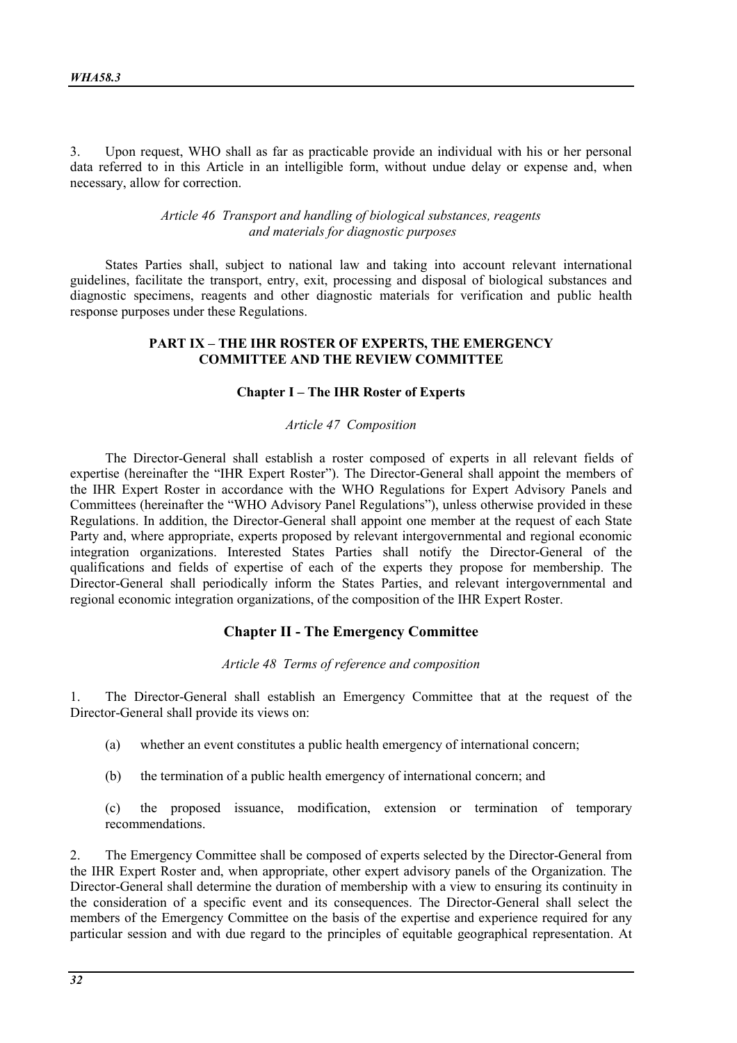3. Upon request, WHO shall as far as practicable provide an individual with his or her personal data referred to in this Article in an intelligible form, without undue delay or expense and, when necessary, allow for correction.

*Article 46 Transport and handling of biological substances, reagents and materials for diagnostic purposes*

States Parties shall, subject to national law and taking into account relevant international guidelines, facilitate the transport, entry, exit, processing and disposal of biological substances and diagnostic specimens, reagents and other diagnostic materials for verification and public health response purposes under these Regulations.

## PART IX – THE IHR ROSTER OF EXPERTS, THE EMERGENCY COMMITTEE AND THE REVIEW COMMITTEE

### Chapter I – The IHR Roster of Experts

*Article 47 Composition*

The Director-General shall establish a roster composed of experts in all relevant fields of expertise (hereinafter the "IHR Expert Roster"). The Director-General shall appoint the members of the IHR Expert Roster in accordance with the WHO Regulations for Expert Advisory Panels and Committees (hereinafter the "WHO Advisory Panel Regulations"), unless otherwise provided in these Regulations. In addition, the Director-General shall appoint one member at the request of each State Party and, where appropriate, experts proposed by relevant intergovernmental and regional economic integration organizations. Interested States Parties shall notify the Director-General of the qualifications and fields of expertise of each of the experts they propose for membership. The Director-General shall periodically inform the States Parties, and relevant intergovernmental and regional economic integration organizations, of the composition of the IHR Expert Roster.

### Chapter II - The Emergency Committee

*Article 48 Terms of reference and composition*

1. The Director-General shall establish an Emergency Committee that at the request of the Director-General shall provide its views on:

   (a) whether an event constitutes a public health emergency of international concern;

   (b) the termination of a public health emergency of international concern; and

   (c) the proposed issuance, modification, extension or termination of temporary recommendations.

2. The Emergency Committee shall be composed of experts selected by the Director-General from the IHR Expert Roster and, when appropriate, other expert advisory panels of the Organization. The Director-General shall determine the duration of membership with a view to ensuring its continuity in the consideration of a specific event and its consequences. The Director-General shall select the members of the Emergency Committee on the basis of the expertise and experience required for any particular session and with due regard to the principles of equitable geographical representation. At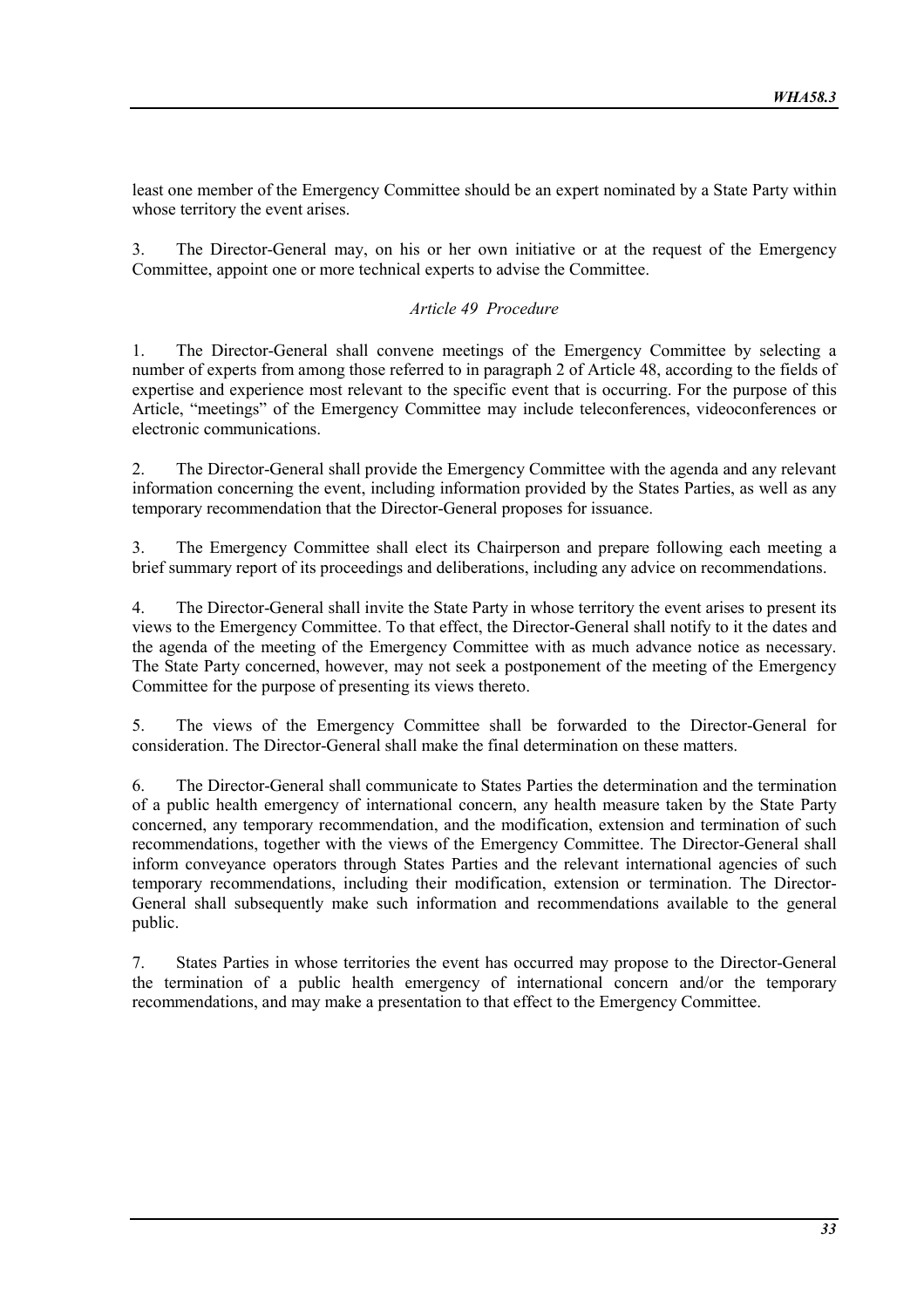least one member of the Emergency Committee should be an expert nominated by a State Party within whose territory the event arises.

3. The Director-General may, on his or her own initiative or at the request of the Emergency Committee, appoint one or more technical experts to advise the Committee.

*Article 49 Procedure*

1. The Director-General shall convene meetings of the Emergency Committee by selecting a number of experts from among those referred to in paragraph 2 of Article 48, according to the fields of expertise and experience most relevant to the specific event that is occurring. For the purpose of this Article, "meetings" of the Emergency Committee may include teleconferences, videoconferences or electronic communications.

2. The Director-General shall provide the Emergency Committee with the agenda and any relevant information concerning the event, including information provided by the States Parties, as well as any temporary recommendation that the Director-General proposes for issuance.

3. The Emergency Committee shall elect its Chairperson and prepare following each meeting a brief summary report of its proceedings and deliberations, including any advice on recommendations.

4. The Director-General shall invite the State Party in whose territory the event arises to present its views to the Emergency Committee. To that effect, the Director-General shall notify to it the dates and the agenda of the meeting of the Emergency Committee with as much advance notice as necessary. The State Party concerned, however, may not seek a postponement of the meeting of the Emergency Committee for the purpose of presenting its views thereto.

5. The views of the Emergency Committee shall be forwarded to the Director-General for consideration. The Director-General shall make the final determination on these matters.

6. The Director-General shall communicate to States Parties the determination and the termination of a public health emergency of international concern, any health measure taken by the State Party concerned, any temporary recommendation, and the modification, extension and termination of such recommendations, together with the views of the Emergency Committee. The Director-General shall inform conveyance operators through States Parties and the relevant international agencies of such temporary recommendations, including their modification, extension or termination. The Director-General shall subsequently make such information and recommendations available to the general public.

7. States Parties in whose territories the event has occurred may propose to the Director-General the termination of a public health emergency of international concern and/or the temporary recommendations, and may make a presentation to that effect to the Emergency Committee.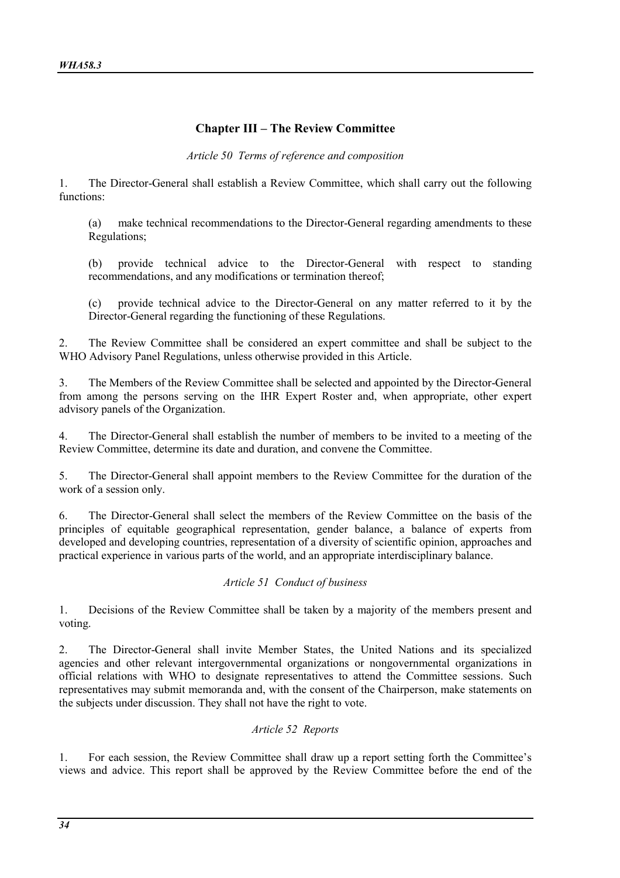## Chapter III – The Review Committee

*Article 50 Terms of reference and composition*

1. The Director-General shall establish a Review Committee, which shall carry out the following functions:

   (a) make technical recommendations to the Director-General regarding amendments to these Regulations;

   (b) provide technical advice to the Director-General with respect to standing recommendations, and any modifications or termination thereof;

   (c) provide technical advice to the Director-General on any matter referred to it by the Director-General regarding the functioning of these Regulations.

2. The Review Committee shall be considered an expert committee and shall be subject to the WHO Advisory Panel Regulations, unless otherwise provided in this Article.

3. The Members of the Review Committee shall be selected and appointed by the Director-General from among the persons serving on the IHR Expert Roster and, when appropriate, other expert advisory panels of the Organization.

4. The Director-General shall establish the number of members to be invited to a meeting of the Review Committee, determine its date and duration, and convene the Committee.

5. The Director-General shall appoint members to the Review Committee for the duration of the work of a session only.

6. The Director-General shall select the members of the Review Committee on the basis of the principles of equitable geographical representation, gender balance, a balance of experts from developed and developing countries, representation of a diversity of scientific opinion, approaches and practical experience in various parts of the world, and an appropriate interdisciplinary balance.

*Article 51 Conduct of business*

1. Decisions of the Review Committee shall be taken by a majority of the members present and voting.

2. The Director-General shall invite Member States, the United Nations and its specialized agencies and other relevant intergovernmental organizations or nongovernmental organizations in official relations with WHO to designate representatives to attend the Committee sessions. Such representatives may submit memoranda and, with the consent of the Chairperson, make statements on the subjects under discussion. They shall not have the right to vote.

*Article 52 Reports*

1. For each session, the Review Committee shall draw up a report setting forth the Committee's views and advice. This report shall be approved by the Review Committee before the end of the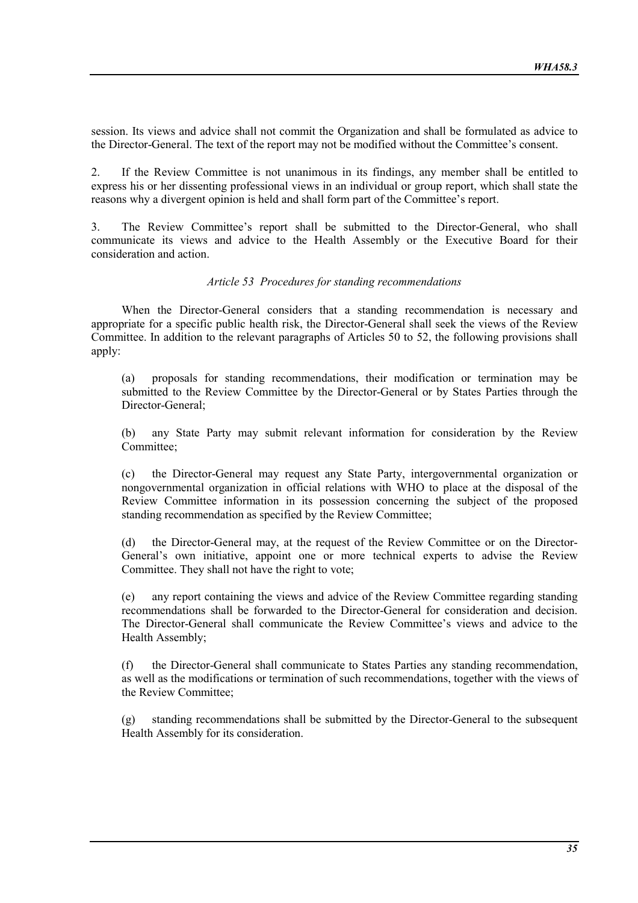session. Its views and advice shall not commit the Organization and shall be formulated as advice to the Director-General. The text of the report may not be modified without the Committee's consent.

2. If the Review Committee is not unanimous in its findings, any member shall be entitled to express his or her dissenting professional views in an individual or group report, which shall state the reasons why a divergent opinion is held and shall form part of the Committee's report.

3. The Review Committee's report shall be submitted to the Director-General, who shall communicate its views and advice to the Health Assembly or the Executive Board for their consideration and action.

*Article 53 Procedures for standing recommendations*

When the Director-General considers that a standing recommendation is necessary and appropriate for a specific public health risk, the Director-General shall seek the views of the Review Committee. In addition to the relevant paragraphs of Articles 50 to 52, the following provisions shall apply:

(a) proposals for standing recommendations, their modification or termination may be submitted to the Review Committee by the Director-General or by States Parties through the Director-General;

(b) any State Party may submit relevant information for consideration by the Review Committee;

(c) the Director-General may request any State Party, intergovernmental organization or nongovernmental organization in official relations with WHO to place at the disposal of the Review Committee information in its possession concerning the subject of the proposed standing recommendation as specified by the Review Committee;

(d) the Director-General may, at the request of the Review Committee or on the Director-General's own initiative, appoint one or more technical experts to advise the Review Committee. They shall not have the right to vote;

(e) any report containing the views and advice of the Review Committee regarding standing recommendations shall be forwarded to the Director-General for consideration and decision. The Director-General shall communicate the Review Committee's views and advice to the Health Assembly;

(f) the Director-General shall communicate to States Parties any standing recommendation, as well as the modifications or termination of such recommendations, together with the views of the Review Committee;

(g) standing recommendations shall be submitted by the Director-General to the subsequent Health Assembly for its consideration.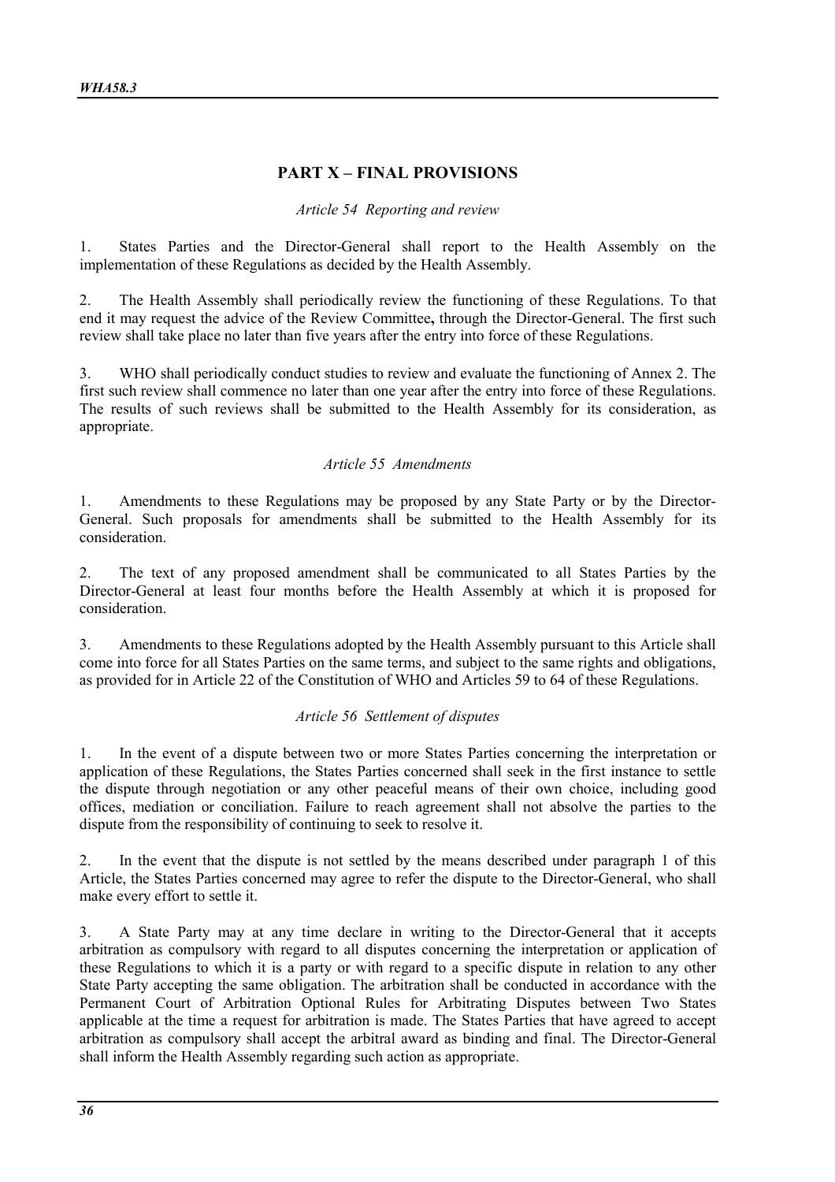## PART X – FINAL PROVISIONS

*Article 54 Reporting and review*

1. States Parties and the Director-General shall report to the Health Assembly on the implementation of these Regulations as decided by the Health Assembly.

2. The Health Assembly shall periodically review the functioning of these Regulations. To that end it may request the advice of the Review Committee**,** through the Director-General. The first such review shall take place no later than five years after the entry into force of these Regulations.

3. WHO shall periodically conduct studies to review and evaluate the functioning of Annex 2. The first such review shall commence no later than one year after the entry into force of these Regulations. The results of such reviews shall be submitted to the Health Assembly for its consideration, as appropriate.

*Article 55 Amendments*

1. Amendments to these Regulations may be proposed by any State Party or by the Director-General. Such proposals for amendments shall be submitted to the Health Assembly for its consideration.

2. The text of any proposed amendment shall be communicated to all States Parties by the Director-General at least four months before the Health Assembly at which it is proposed for consideration.

3. Amendments to these Regulations adopted by the Health Assembly pursuant to this Article shall come into force for all States Parties on the same terms, and subject to the same rights and obligations, as provided for in Article 22 of the Constitution of WHO and Articles 59 to 64 of these Regulations.

*Article 56 Settlement of disputes*

1. In the event of a dispute between two or more States Parties concerning the interpretation or application of these Regulations, the States Parties concerned shall seek in the first instance to settle the dispute through negotiation or any other peaceful means of their own choice, including good offices, mediation or conciliation. Failure to reach agreement shall not absolve the parties to the dispute from the responsibility of continuing to seek to resolve it.

2. In the event that the dispute is not settled by the means described under paragraph 1 of this Article, the States Parties concerned may agree to refer the dispute to the Director-General, who shall make every effort to settle it.

3. A State Party may at any time declare in writing to the Director-General that it accepts arbitration as compulsory with regard to all disputes concerning the interpretation or application of these Regulations to which it is a party or with regard to a specific dispute in relation to any other State Party accepting the same obligation. The arbitration shall be conducted in accordance with the Permanent Court of Arbitration Optional Rules for Arbitrating Disputes between Two States applicable at the time a request for arbitration is made. The States Parties that have agreed to accept arbitration as compulsory shall accept the arbitral award as binding and final. The Director-General shall inform the Health Assembly regarding such action as appropriate.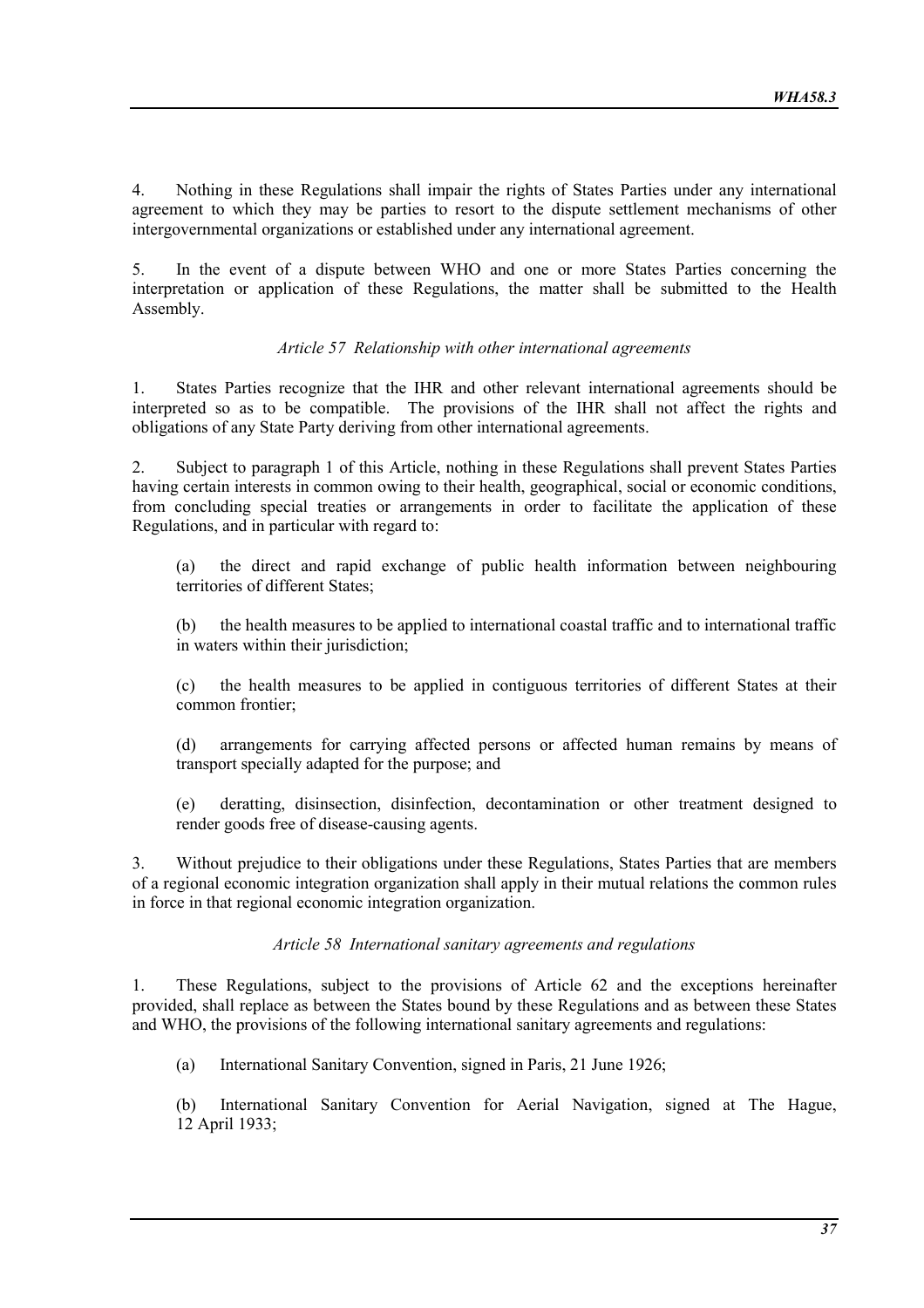4. Nothing in these Regulations shall impair the rights of States Parties under any international agreement to which they may be parties to resort to the dispute settlement mechanisms of other intergovernmental organizations or established under any international agreement.

5. In the event of a dispute between WHO and one or more States Parties concerning the interpretation or application of these Regulations, the matter shall be submitted to the Health Assembly.

*Article 57 Relationship with other international agreements*

1. States Parties recognize that the IHR and other relevant international agreements should be interpreted so as to be compatible. The provisions of the IHR shall not affect the rights and obligations of any State Party deriving from other international agreements.

2. Subject to paragraph 1 of this Article, nothing in these Regulations shall prevent States Parties having certain interests in common owing to their health, geographical, social or economic conditions, from concluding special treaties or arrangements in order to facilitate the application of these Regulations, and in particular with regard to:

(a) the direct and rapid exchange of public health information between neighbouring territories of different States;

(b) the health measures to be applied to international coastal traffic and to international traffic in waters within their jurisdiction;

(c) the health measures to be applied in contiguous territories of different States at their common frontier;

(d) arrangements for carrying affected persons or affected human remains by means of transport specially adapted for the purpose; and

(e) deratting, disinsection, disinfection, decontamination or other treatment designed to render goods free of disease-causing agents.

3. Without prejudice to their obligations under these Regulations, States Parties that are members of a regional economic integration organization shall apply in their mutual relations the common rules in force in that regional economic integration organization.

*Article 58 International sanitary agreements and regulations*

1. These Regulations, subject to the provisions of Article 62 and the exceptions hereinafter provided, shall replace as between the States bound by these Regulations and as between these States and WHO, the provisions of the following international sanitary agreements and regulations:

(a) International Sanitary Convention, signed in Paris, 21 June 1926;

(b) International Sanitary Convention for Aerial Navigation, signed at The Hague, 12 April 1933;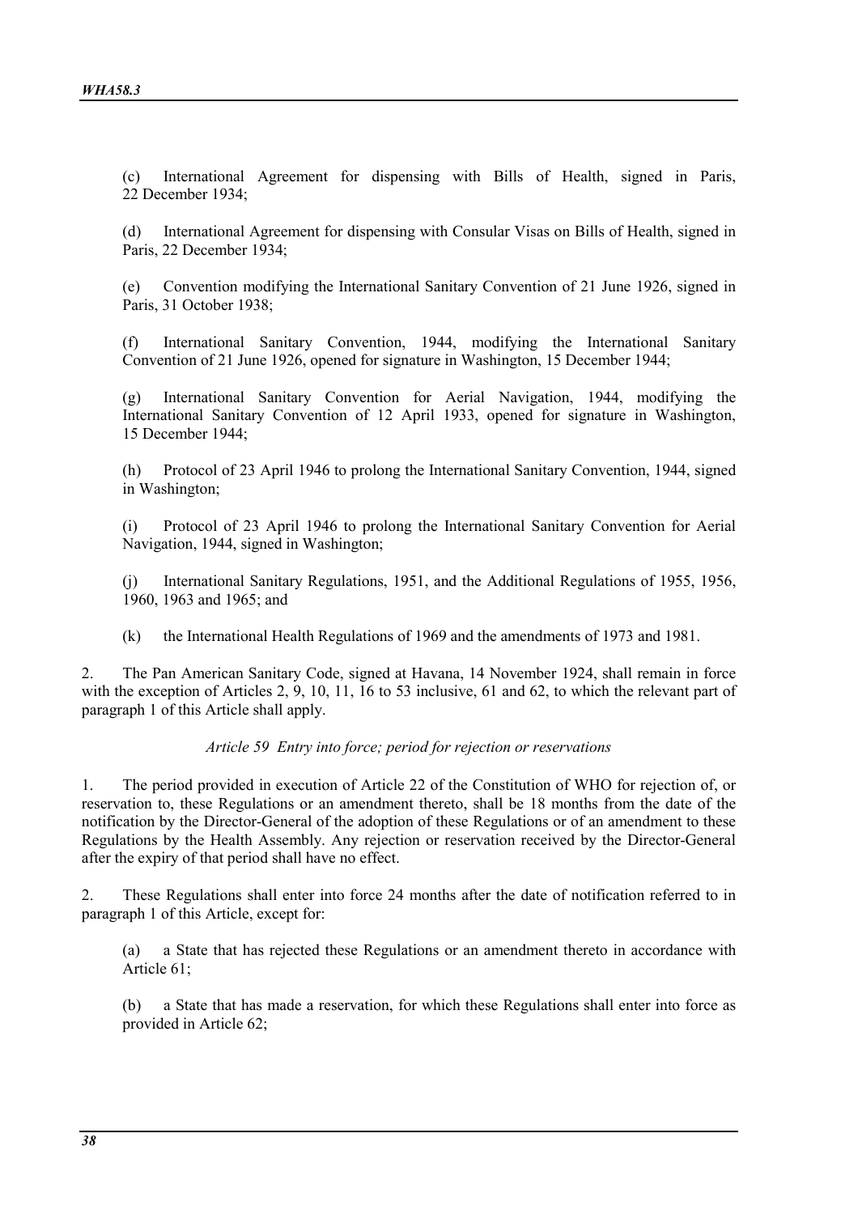(c) International Agreement for dispensing with Bills of Health, signed in Paris, 22 December 1934;

(d) International Agreement for dispensing with Consular Visas on Bills of Health, signed in Paris, 22 December 1934;

(e) Convention modifying the International Sanitary Convention of 21 June 1926, signed in Paris, 31 October 1938;

(f) International Sanitary Convention, 1944, modifying the International Sanitary Convention of 21 June 1926, opened for signature in Washington, 15 December 1944;

(g) International Sanitary Convention for Aerial Navigation, 1944, modifying the International Sanitary Convention of 12 April 1933, opened for signature in Washington, 15 December 1944;

(h) Protocol of 23 April 1946 to prolong the International Sanitary Convention, 1944, signed in Washington;

(i) Protocol of 23 April 1946 to prolong the International Sanitary Convention for Aerial Navigation, 1944, signed in Washington;

(j) International Sanitary Regulations, 1951, and the Additional Regulations of 1955, 1956, 1960, 1963 and 1965; and

(k) the International Health Regulations of 1969 and the amendments of 1973 and 1981.

2. The Pan American Sanitary Code, signed at Havana, 14 November 1924, shall remain in force with the exception of Articles 2, 9, 10, 11, 16 to 53 inclusive, 61 and 62, to which the relevant part of paragraph 1 of this Article shall apply.

*Article 59 Entry into force; period for rejection or reservations*

1. The period provided in execution of Article 22 of the Constitution of WHO for rejection of, or reservation to, these Regulations or an amendment thereto, shall be 18 months from the date of the notification by the Director-General of the adoption of these Regulations or of an amendment to these Regulations by the Health Assembly. Any rejection or reservation received by the Director-General after the expiry of that period shall have no effect.

2. These Regulations shall enter into force 24 months after the date of notification referred to in paragraph 1 of this Article, except for:

(a) a State that has rejected these Regulations or an amendment thereto in accordance with Article 61;

(b) a State that has made a reservation, for which these Regulations shall enter into force as provided in Article 62;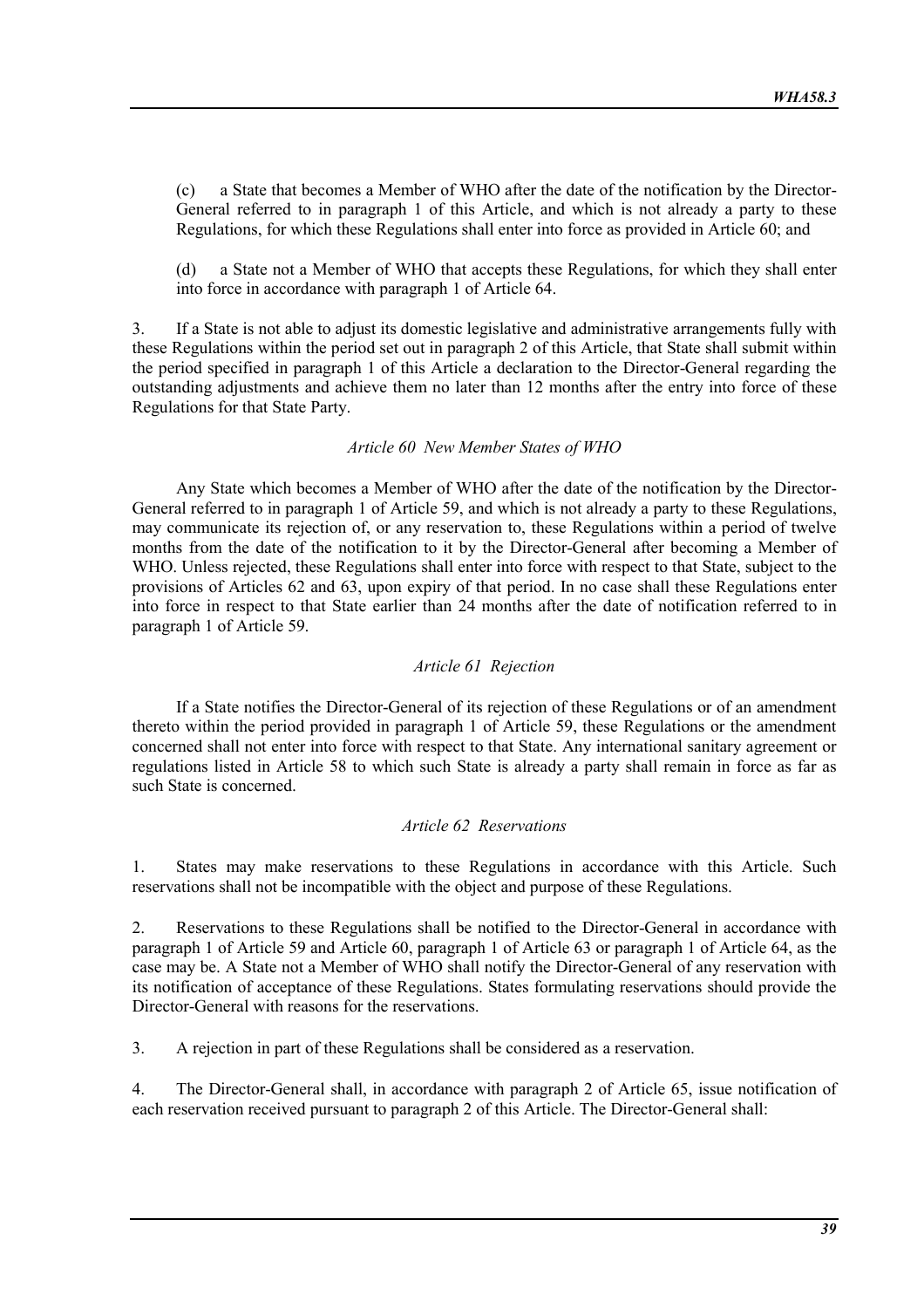(c) a State that becomes a Member of WHO after the date of the notification by the Director-General referred to in paragraph 1 of this Article, and which is not already a party to these Regulations, for which these Regulations shall enter into force as provided in Article 60; and

(d) a State not a Member of WHO that accepts these Regulations, for which they shall enter into force in accordance with paragraph 1 of Article 64.

3. If a State is not able to adjust its domestic legislative and administrative arrangements fully with these Regulations within the period set out in paragraph 2 of this Article, that State shall submit within the period specified in paragraph 1 of this Article a declaration to the Director-General regarding the outstanding adjustments and achieve them no later than 12 months after the entry into force of these Regulations for that State Party.

*Article 60 New Member States of WHO*

Any State which becomes a Member of WHO after the date of the notification by the Director-General referred to in paragraph 1 of Article 59, and which is not already a party to these Regulations, may communicate its rejection of, or any reservation to, these Regulations within a period of twelve months from the date of the notification to it by the Director-General after becoming a Member of WHO. Unless rejected, these Regulations shall enter into force with respect to that State, subject to the provisions of Articles 62 and 63, upon expiry of that period. In no case shall these Regulations enter into force in respect to that State earlier than 24 months after the date of notification referred to in paragraph 1 of Article 59.

*Article 61 Rejection*

If a State notifies the Director-General of its rejection of these Regulations or of an amendment thereto within the period provided in paragraph 1 of Article 59, these Regulations or the amendment concerned shall not enter into force with respect to that State. Any international sanitary agreement or regulations listed in Article 58 to which such State is already a party shall remain in force as far as such State is concerned.

*Article 62 Reservations*

1. States may make reservations to these Regulations in accordance with this Article. Such reservations shall not be incompatible with the object and purpose of these Regulations.

2. Reservations to these Regulations shall be notified to the Director-General in accordance with paragraph 1 of Article 59 and Article 60, paragraph 1 of Article 63 or paragraph 1 of Article 64, as the case may be. A State not a Member of WHO shall notify the Director-General of any reservation with its notification of acceptance of these Regulations. States formulating reservations should provide the Director-General with reasons for the reservations.

3. A rejection in part of these Regulations shall be considered as a reservation.

4. The Director-General shall, in accordance with paragraph 2 of Article 65, issue notification of each reservation received pursuant to paragraph 2 of this Article. The Director-General shall: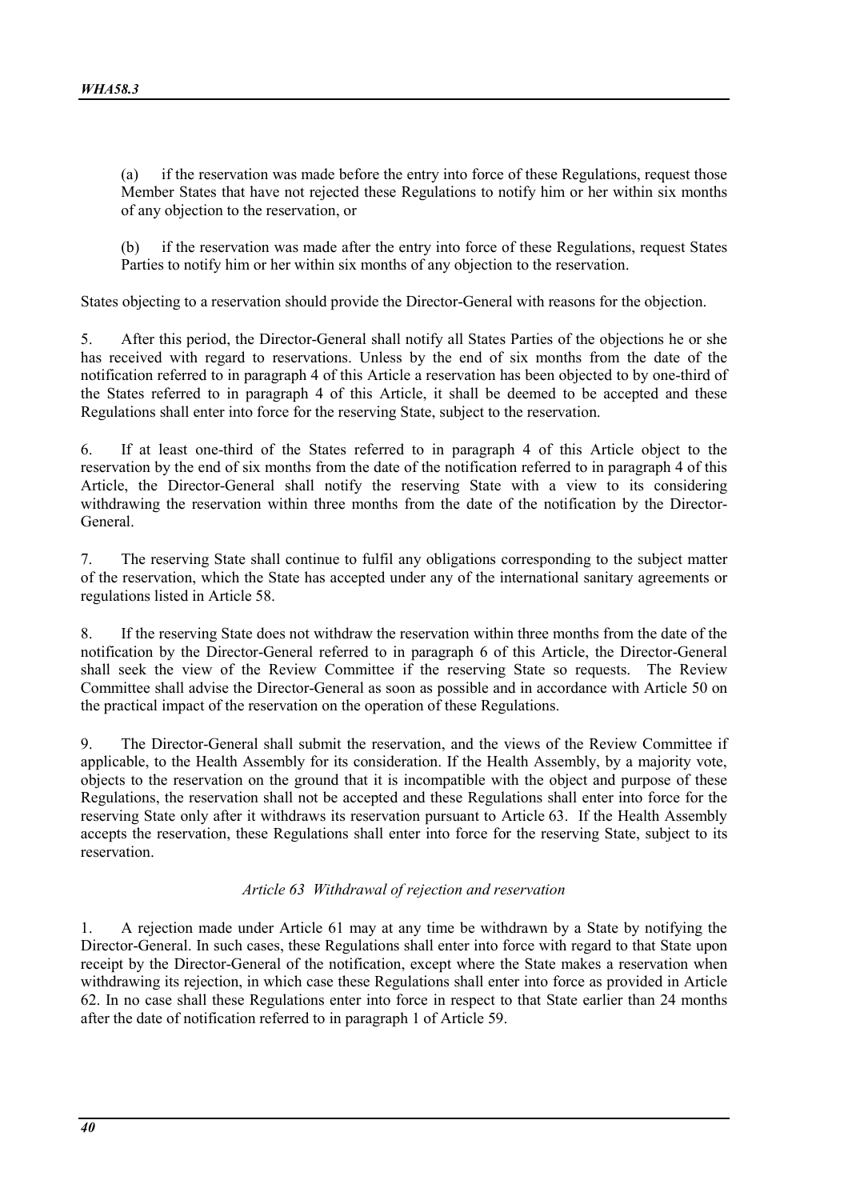(a) if the reservation was made before the entry into force of these Regulations, request those Member States that have not rejected these Regulations to notify him or her within six months of any objection to the reservation, or

(b) if the reservation was made after the entry into force of these Regulations, request States Parties to notify him or her within six months of any objection to the reservation.

States objecting to a reservation should provide the Director-General with reasons for the objection.

5. After this period, the Director-General shall notify all States Parties of the objections he or she has received with regard to reservations. Unless by the end of six months from the date of the notification referred to in paragraph 4 of this Article a reservation has been objected to by one-third of the States referred to in paragraph 4 of this Article, it shall be deemed to be accepted and these Regulations shall enter into force for the reserving State, subject to the reservation.

6. If at least one-third of the States referred to in paragraph 4 of this Article object to the reservation by the end of six months from the date of the notification referred to in paragraph 4 of this Article, the Director-General shall notify the reserving State with a view to its considering withdrawing the reservation within three months from the date of the notification by the Director-General.

7. The reserving State shall continue to fulfil any obligations corresponding to the subject matter of the reservation, which the State has accepted under any of the international sanitary agreements or regulations listed in Article 58.

8. If the reserving State does not withdraw the reservation within three months from the date of the notification by the Director-General referred to in paragraph 6 of this Article, the Director-General shall seek the view of the Review Committee if the reserving State so requests. The Review Committee shall advise the Director-General as soon as possible and in accordance with Article 50 on the practical impact of the reservation on the operation of these Regulations.

9. The Director-General shall submit the reservation, and the views of the Review Committee if applicable, to the Health Assembly for its consideration. If the Health Assembly, by a majority vote, objects to the reservation on the ground that it is incompatible with the object and purpose of these Regulations, the reservation shall not be accepted and these Regulations shall enter into force for the reserving State only after it withdraws its reservation pursuant to Article 63. If the Health Assembly accepts the reservation, these Regulations shall enter into force for the reserving State, subject to its reservation.

*Article 63 Withdrawal of rejection and reservation*

1. A rejection made under Article 61 may at any time be withdrawn by a State by notifying the Director-General. In such cases, these Regulations shall enter into force with regard to that State upon receipt by the Director-General of the notification, except where the State makes a reservation when withdrawing its rejection, in which case these Regulations shall enter into force as provided in Article 62. In no case shall these Regulations enter into force in respect to that State earlier than 24 months after the date of notification referred to in paragraph 1 of Article 59.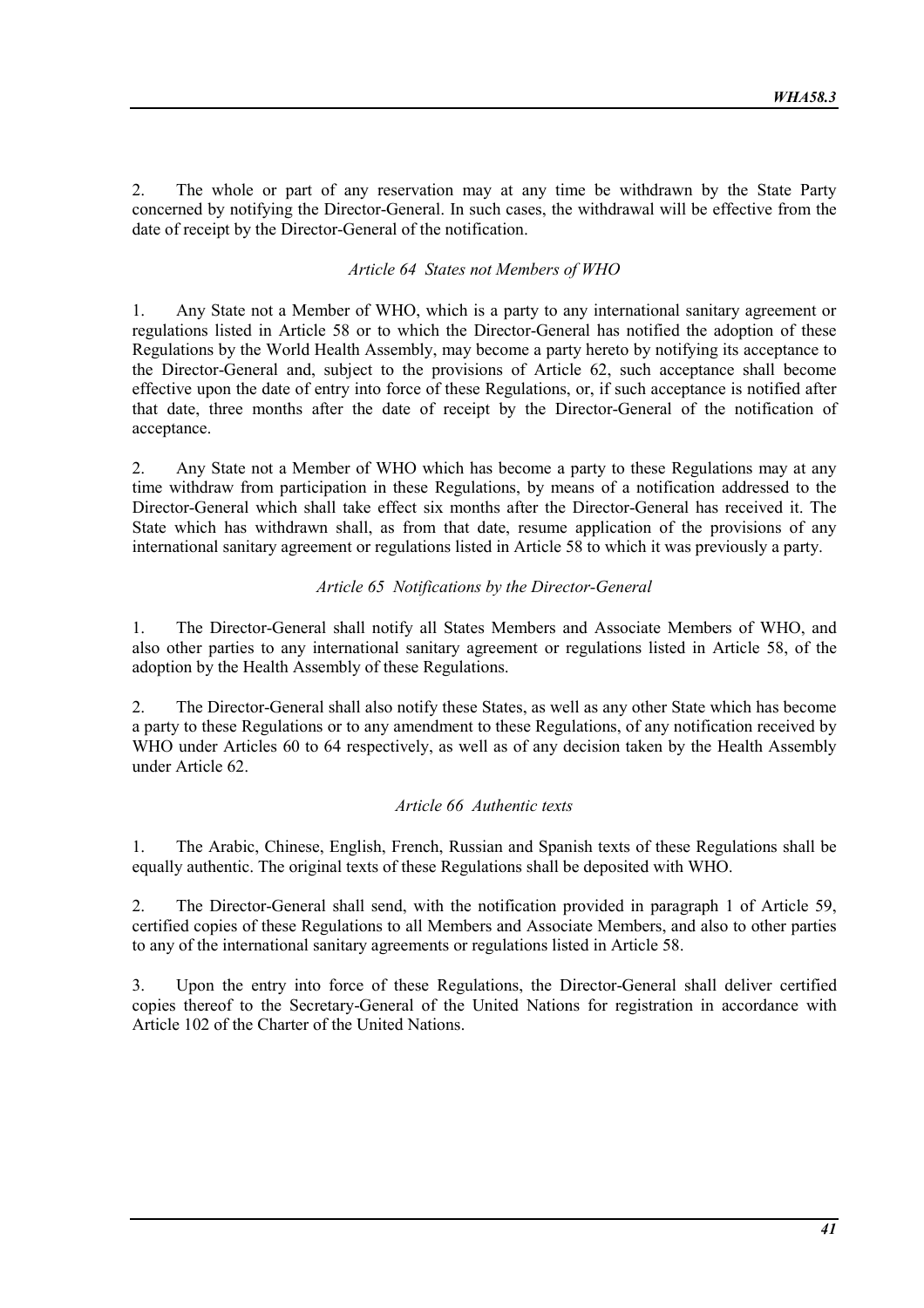2. The whole or part of any reservation may at any time be withdrawn by the State Party concerned by notifying the Director-General. In such cases, the withdrawal will be effective from the date of receipt by the Director-General of the notification.

*Article 64 States not Members of WHO*

1. Any State not a Member of WHO, which is a party to any international sanitary agreement or regulations listed in Article 58 or to which the Director-General has notified the adoption of these Regulations by the World Health Assembly, may become a party hereto by notifying its acceptance to the Director-General and, subject to the provisions of Article 62, such acceptance shall become effective upon the date of entry into force of these Regulations, or, if such acceptance is notified after that date, three months after the date of receipt by the Director-General of the notification of acceptance.

2. Any State not a Member of WHO which has become a party to these Regulations may at any time withdraw from participation in these Regulations, by means of a notification addressed to the Director-General which shall take effect six months after the Director-General has received it. The State which has withdrawn shall, as from that date, resume application of the provisions of any international sanitary agreement or regulations listed in Article 58 to which it was previously a party.

*Article 65 Notifications by the Director-General*

1. The Director-General shall notify all States Members and Associate Members of WHO, and also other parties to any international sanitary agreement or regulations listed in Article 58, of the adoption by the Health Assembly of these Regulations.

2. The Director-General shall also notify these States, as well as any other State which has become a party to these Regulations or to any amendment to these Regulations, of any notification received by WHO under Articles 60 to 64 respectively, as well as of any decision taken by the Health Assembly under Article 62.

*Article 66 Authentic texts*

1. The Arabic, Chinese, English, French, Russian and Spanish texts of these Regulations shall be equally authentic. The original texts of these Regulations shall be deposited with WHO.

2. The Director-General shall send, with the notification provided in paragraph 1 of Article 59, certified copies of these Regulations to all Members and Associate Members, and also to other parties to any of the international sanitary agreements or regulations listed in Article 58.

3. Upon the entry into force of these Regulations, the Director-General shall deliver certified copies thereof to the Secretary-General of the United Nations for registration in accordance with Article 102 of the Charter of the United Nations.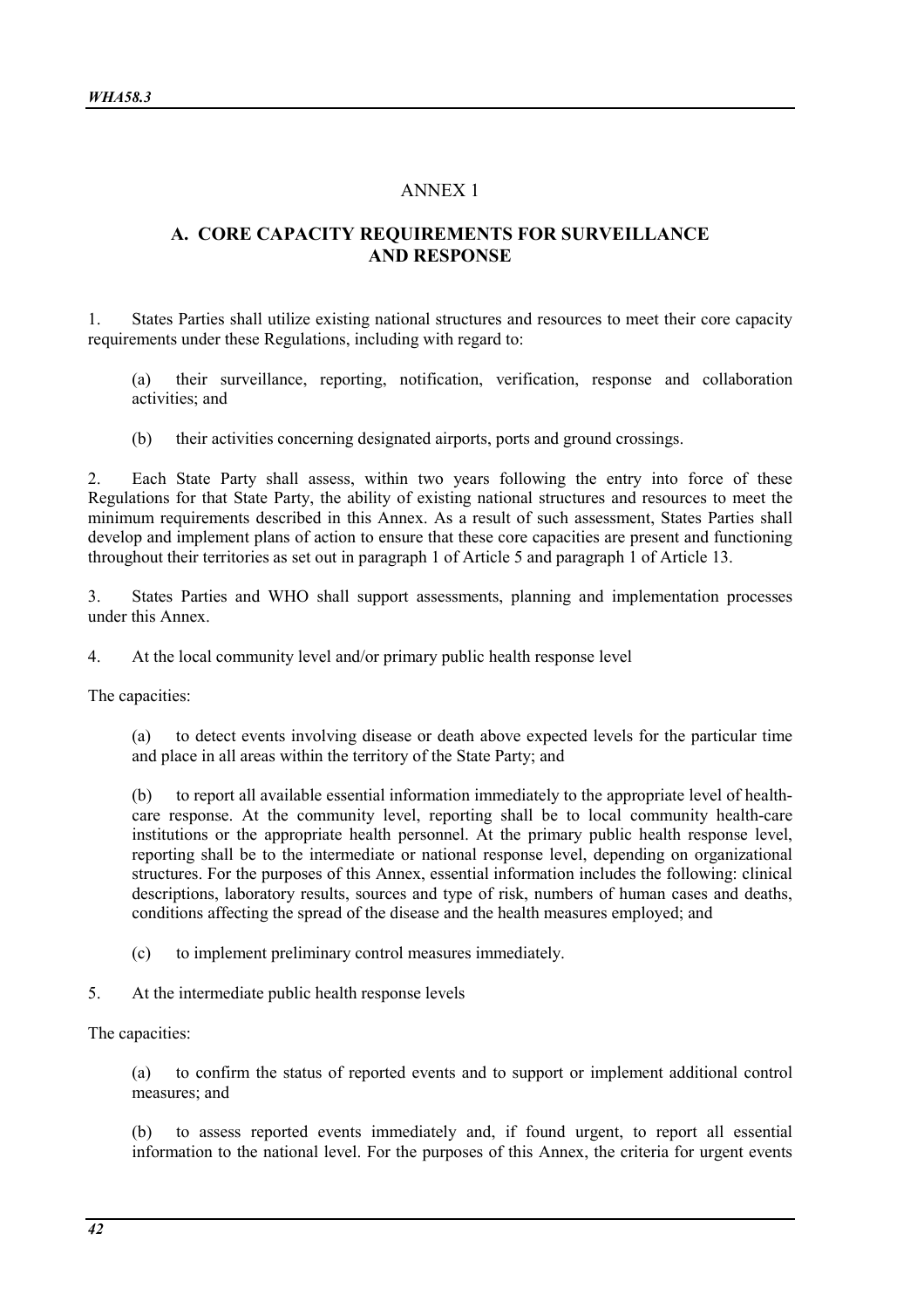# ANNEX 1

## A. CORE CAPACITY REQUIREMENTS FOR SURVEILLANCE AND RESPONSE

1. States Parties shall utilize existing national structures and resources to meet their core capacity requirements under these Regulations, including with regard to:

   (a) their surveillance, reporting, notification, verification, response and collaboration activities; and

   (b) their activities concerning designated airports, ports and ground crossings.

2. Each State Party shall assess, within two years following the entry into force of these Regulations for that State Party, the ability of existing national structures and resources to meet the minimum requirements described in this Annex. As a result of such assessment, States Parties shall develop and implement plans of action to ensure that these core capacities are present and functioning throughout their territories as set out in paragraph 1 of Article 5 and paragraph 1 of Article 13.

3. States Parties and WHO shall support assessments, planning and implementation processes under this Annex.

4. At the local community level and/or primary public health response level

The capacities:

   (a) to detect events involving disease or death above expected levels for the particular time and place in all areas within the territory of the State Party; and

   (b) to report all available essential information immediately to the appropriate level of health-care response. At the community level, reporting shall be to local community health-care institutions or the appropriate health personnel. At the primary public health response level, reporting shall be to the intermediate or national response level, depending on organizational structures. For the purposes of this Annex, essential information includes the following: clinical descriptions, laboratory results, sources and type of risk, numbers of human cases and deaths, conditions affecting the spread of the disease and the health measures employed; and

   (c) to implement preliminary control measures immediately.

5. At the intermediate public health response levels

The capacities:

   (a) to confirm the status of reported events and to support or implement additional control measures; and

   (b) to assess reported events immediately and, if found urgent, to report all essential information to the national level. For the purposes of this Annex, the criteria for urgent events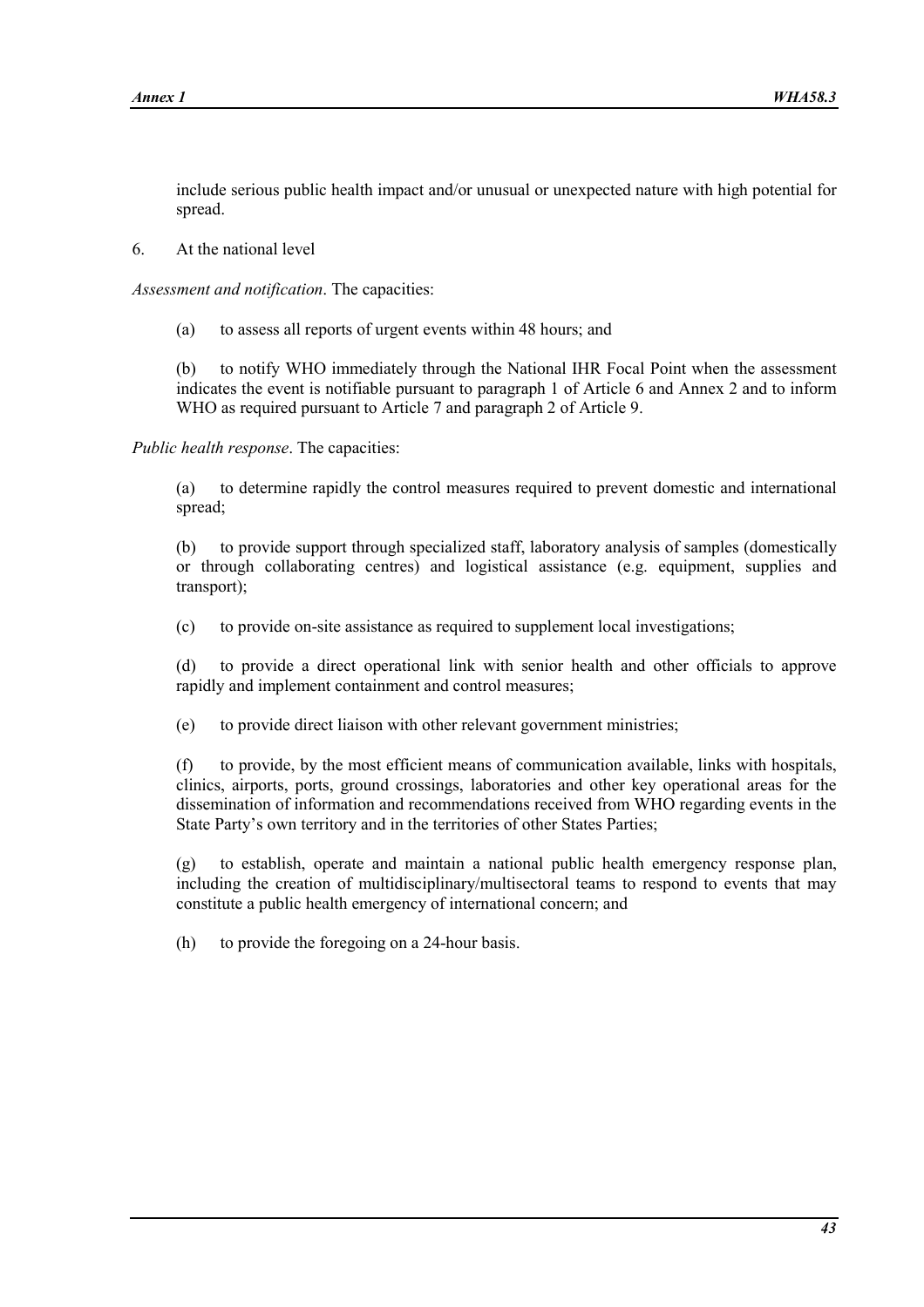include serious public health impact and/or unusual or unexpected nature with high potential for spread.

6. At the national level

*Assessment and notification*. The capacities:

(a) to assess all reports of urgent events within 48 hours; and

(b) to notify WHO immediately through the National IHR Focal Point when the assessment indicates the event is notifiable pursuant to paragraph 1 of Article 6 and Annex 2 and to inform WHO as required pursuant to Article 7 and paragraph 2 of Article 9.

*Public health response*. The capacities:

(a) to determine rapidly the control measures required to prevent domestic and international spread;

(b) to provide support through specialized staff, laboratory analysis of samples (domestically or through collaborating centres) and logistical assistance (e.g. equipment, supplies and transport);

(c) to provide on-site assistance as required to supplement local investigations;

(d) to provide a direct operational link with senior health and other officials to approve rapidly and implement containment and control measures;

(e) to provide direct liaison with other relevant government ministries;

(f) to provide, by the most efficient means of communication available, links with hospitals, clinics, airports, ports, ground crossings, laboratories and other key operational areas for the dissemination of information and recommendations received from WHO regarding events in the State Party's own territory and in the territories of other States Parties;

(g) to establish, operate and maintain a national public health emergency response plan, including the creation of multidisciplinary/multisectoral teams to respond to events that may constitute a public health emergency of international concern; and

(h) to provide the foregoing on a 24-hour basis.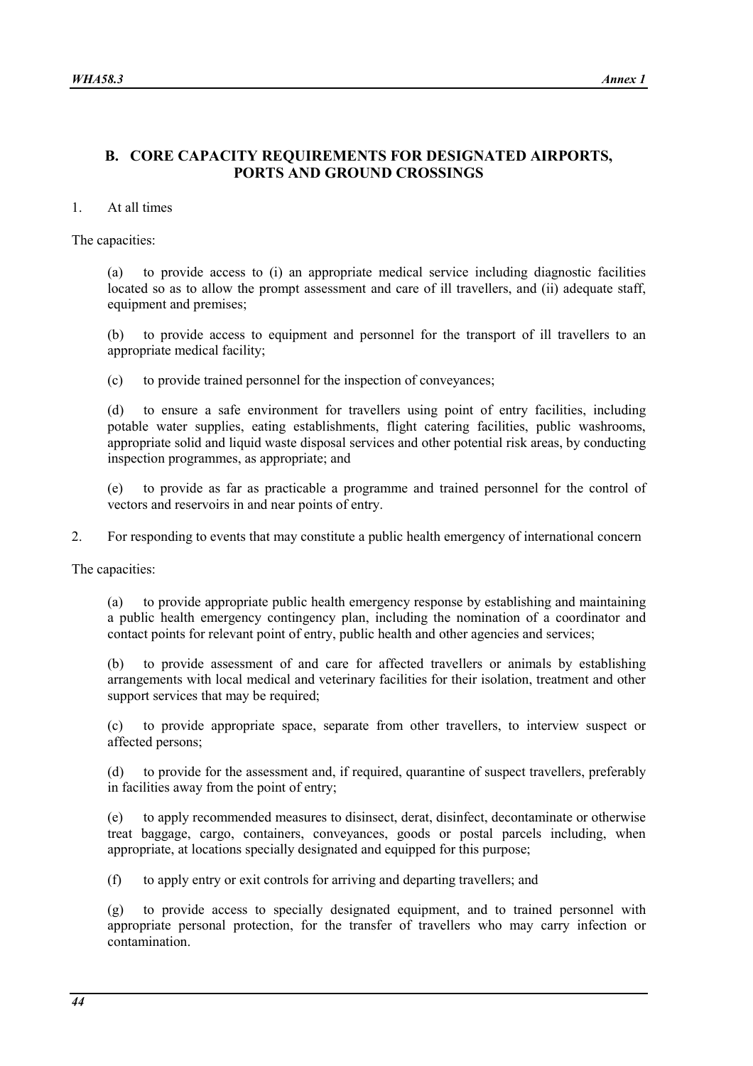## B. CORE CAPACITY REQUIREMENTS FOR DESIGNATED AIRPORTS, PORTS AND GROUND CROSSINGS

1. At all times

The capacities:

(a) to provide access to (i) an appropriate medical service including diagnostic facilities located so as to allow the prompt assessment and care of ill travellers, and (ii) adequate staff, equipment and premises;

(b) to provide access to equipment and personnel for the transport of ill travellers to an appropriate medical facility;

(c) to provide trained personnel for the inspection of conveyances;

(d) to ensure a safe environment for travellers using point of entry facilities, including potable water supplies, eating establishments, flight catering facilities, public washrooms, appropriate solid and liquid waste disposal services and other potential risk areas, by conducting inspection programmes, as appropriate; and

(e) to provide as far as practicable a programme and trained personnel for the control of vectors and reservoirs in and near points of entry.

2. For responding to events that may constitute a public health emergency of international concern

The capacities:

(a) to provide appropriate public health emergency response by establishing and maintaining a public health emergency contingency plan, including the nomination of a coordinator and contact points for relevant point of entry, public health and other agencies and services;

(b) to provide assessment of and care for affected travellers or animals by establishing arrangements with local medical and veterinary facilities for their isolation, treatment and other support services that may be required;

(c) to provide appropriate space, separate from other travellers, to interview suspect or affected persons;

(d) to provide for the assessment and, if required, quarantine of suspect travellers, preferably in facilities away from the point of entry;

(e) to apply recommended measures to disinsect, derat, disinfect, decontaminate or otherwise treat baggage, cargo, containers, conveyances, goods or postal parcels including, when appropriate, at locations specially designated and equipped for this purpose;

(f) to apply entry or exit controls for arriving and departing travellers; and

(g) to provide access to specially designated equipment, and to trained personnel with appropriate personal protection, for the transfer of travellers who may carry infection or contamination.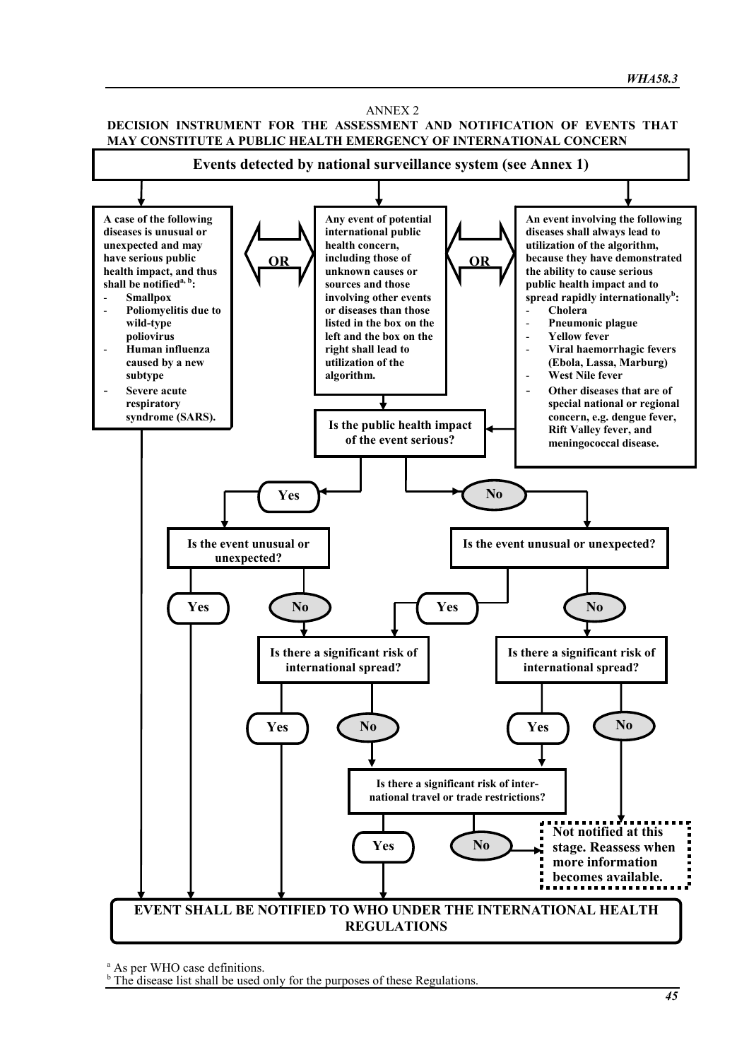ANNEX 2

## DECISION INSTRUMENT FOR THE ASSESSMENT AND NOTIFICATION OF EVENTS THAT MAY CONSTITUTE A PUBLIC HEALTH EMERGENCY OF INTERNATIONAL CONCERN

**Events detected by national surveillance system (see Annex 1)**

**A case of the following diseases is unusual or unexpected and may have serious public health impact, and thus shall be notified[a, b]:**

- **Smallpox**
- **Poliomyelitis due to wild-type poliovirus**
- **Human influenza caused by a new subtype**
- **Severe acute respiratory syndrome (SARS).**

**OR**

**Any event of potential international public health concern, including those of unknown causes or sources and those involving other events or diseases than those listed in the box on the left and the box on the right shall lead to utilization of the algorithm.**

**OR**

**An event involving the following diseases shall always lead to utilization of the algorithm, because they have demonstrated the ability to cause serious public health impact and to spread rapidly internationally[b]:**

- **Cholera**
- **Pneumonic plague**
- **Yellow fever**
- **Viral haemorrhagic fevers (Ebola, Lassa, Marburg)**
- **West Nile fever**
- **Other diseases that are of special national or regional concern, e.g. dengue fever, Rift Valley fever, and meningococcal disease.**

**Is the public health impact of the event serious?**

- **Yes** → **Is the event unusual or unexpected?**
  - **Yes** → EVENT SHALL BE NOTIFIED
  - **No** → **Is there a significant risk of international spread?**
    - **Yes** → EVENT SHALL BE NOTIFIED
    - **No** → **Is there a significant risk of international travel or trade restrictions?**
- **No** → **Is the event unusual or unexpected?**
  - **Yes** → **Is there a significant risk of international spread?** (as above)
  - **No** → **Is there a significant risk of international spread?**
    - **Yes** → **Is there a significant risk of international travel or trade restrictions?**
    - **No** → **Not notified at this stage. Reassess when more information becomes available.**

**Is there a significant risk of international travel or trade restrictions?**

- **Yes** → EVENT SHALL BE NOTIFIED
- **No** → **Not notified at this stage. Reassess when more information becomes available.**

**EVENT SHALL BE NOTIFIED TO WHO UNDER THE INTERNATIONAL HEALTH REGULATIONS**

[a] As per WHO case definitions.

[b] The disease list shall be used only for the purposes of these Regulations.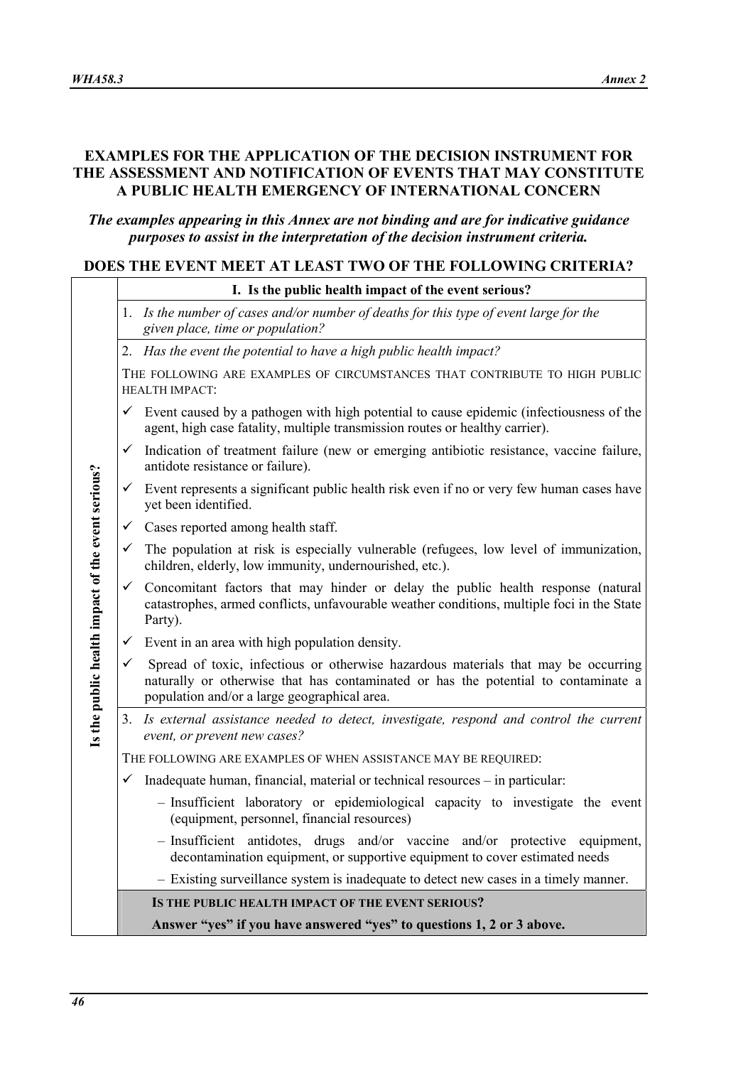## EXAMPLES FOR THE APPLICATION OF THE DECISION INSTRUMENT FOR THE ASSESSMENT AND NOTIFICATION OF EVENTS THAT MAY CONSTITUTE A PUBLIC HEALTH EMERGENCY OF INTERNATIONAL CONCERN

***The examples appearing in this Annex are not binding and are for indicative guidance purposes to assist in the interpretation of the decision instrument criteria.***

### DOES THE EVENT MEET AT LEAST TWO OF THE FOLLOWING CRITERIA?

**Is the public health impact of the event serious?**

**I. Is the public health impact of the event serious?**

1. *Is the number of cases and/or number of deaths for this type of event large for the given place, time or population?*

2. *Has the event the potential to have a high public health impact?*

THE FOLLOWING ARE EXAMPLES OF CIRCUMSTANCES THAT CONTRIBUTE TO HIGH PUBLIC HEALTH IMPACT:

- ✓ Event caused by a pathogen with high potential to cause epidemic (infectiousness of the agent, high case fatality, multiple transmission routes or healthy carrier).
- ✓ Indication of treatment failure (new or emerging antibiotic resistance, vaccine failure, antidote resistance or failure).
- ✓ Event represents a significant public health risk even if no or very few human cases have yet been identified.
- ✓ Cases reported among health staff.
- ✓ The population at risk is especially vulnerable (refugees, low level of immunization, children, elderly, low immunity, undernourished, etc.).
- ✓ Concomitant factors that may hinder or delay the public health response (natural catastrophes, armed conflicts, unfavourable weather conditions, multiple foci in the State Party).
- ✓ Event in an area with high population density.
- ✓ Spread of toxic, infectious or otherwise hazardous materials that may be occurring naturally or otherwise that has contaminated or has the potential to contaminate a population and/or a large geographical area.

3. *Is external assistance needed to detect, investigate, respond and control the current event, or prevent new cases?*

THE FOLLOWING ARE EXAMPLES OF WHEN ASSISTANCE MAY BE REQUIRED:

- ✓ Inadequate human, financial, material or technical resources – in particular:
  - Insufficient laboratory or epidemiological capacity to investigate the event (equipment, personnel, financial resources)
  - Insufficient antidotes, drugs and/or vaccine and/or protective equipment, decontamination equipment, or supportive equipment to cover estimated needs
  - Existing surveillance system is inadequate to detect new cases in a timely manner.

**IS THE PUBLIC HEALTH IMPACT OF THE EVENT SERIOUS?**

**Answer "yes" if you have answered "yes" to questions 1, 2 or 3 above.**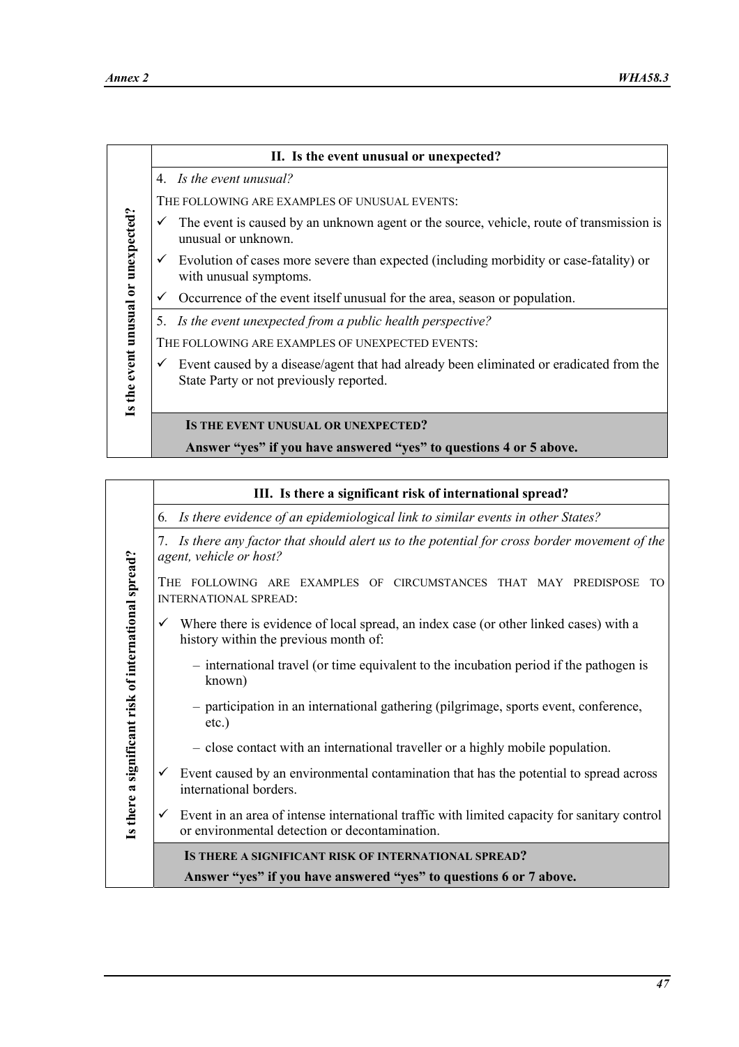| Is the event unusual or unexpected? | **II. Is the event unusual or unexpected?** |
|---|---|
| | 4. *Is the event unusual?*<br><br>THE FOLLOWING ARE EXAMPLES OF UNUSUAL EVENTS:<br><br>✓ The event is caused by an unknown agent or the source, vehicle, route of transmission is unusual or unknown.<br><br>✓ Evolution of cases more severe than expected (including morbidity or case-fatality) or with unusual symptoms.<br><br>✓ Occurrence of the event itself unusual for the area, season or population. |
| | 5. *Is the event unexpected from a public health perspective?*<br><br>THE FOLLOWING ARE EXAMPLES OF UNEXPECTED EVENTS:<br><br>✓ Event caused by a disease/agent that had already been eliminated or eradicated from the State Party or not previously reported. |
| | **IS THE EVENT UNUSUAL OR UNEXPECTED?**<br><br>**Answer "yes" if you have answered "yes" to questions 4 or 5 above.** |

| Is there a significant risk of international spread? | **III. Is there a significant risk of international spread?** |
|---|---|
| | 6. *Is there evidence of an epidemiological link to similar events in other States?* |
| | 7. *Is there any factor that should alert us to the potential for cross border movement of the agent, vehicle or host?*<br><br>THE FOLLOWING ARE EXAMPLES OF CIRCUMSTANCES THAT MAY PREDISPOSE TO INTERNATIONAL SPREAD:<br><br>✓ Where there is evidence of local spread, an index case (or other linked cases) with a history within the previous month of:<br><br>– international travel (or time equivalent to the incubation period if the pathogen is known)<br><br>– participation in an international gathering (pilgrimage, sports event, conference, etc.)<br><br>– close contact with an international traveller or a highly mobile population.<br><br>✓ Event caused by an environmental contamination that has the potential to spread across international borders.<br><br>✓ Event in an area of intense international traffic with limited capacity for sanitary control or environmental detection or decontamination. |
| | **IS THERE A SIGNIFICANT RISK OF INTERNATIONAL SPREAD?**<br><br>**Answer "yes" if you have answered "yes" to questions 6 or 7 above.** |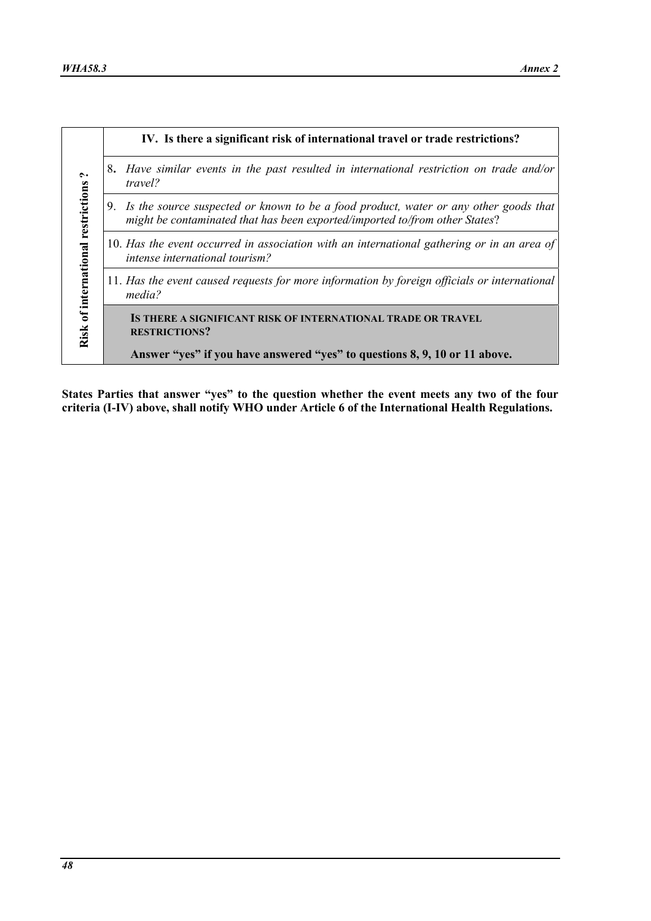| Risk of international restrictions ? | **IV. Is there a significant risk of international travel or trade restrictions?** |
|---|---|
| | 8. *Have similar events in the past resulted in international restriction on trade and/or travel?* |
| | 9. *Is the source suspected or known to be a food product, water or any other goods that might be contaminated that has been exported/imported to/from other States*? |
| | 10. *Has the event occurred in association with an international gathering or in an area of intense international tourism?* |
| | 11. *Has the event caused requests for more information by foreign officials or international media?* |
| | **IS THERE A SIGNIFICANT RISK OF INTERNATIONAL TRADE OR TRAVEL RESTRICTIONS?** **Answer "yes" if you have answered "yes" to questions 8, 9, 10 or 11 above.** |

**States Parties that answer "yes" to the question whether the event meets any two of the four criteria (I-IV) above, shall notify WHO under Article 6 of the International Health Regulations.**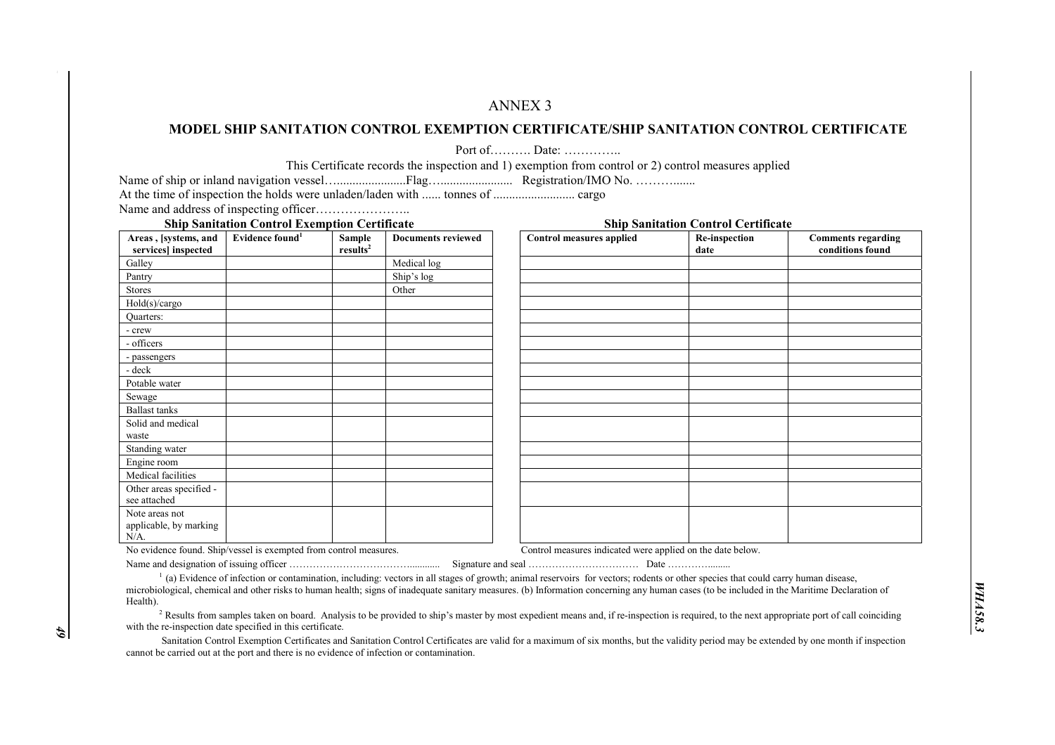# ANNEX 3

## MODEL SHIP SANITATION CONTROL EXEMPTION CERTIFICATE/SHIP SANITATION CONTROL CERTIFICATE

Port of………. Date: …………..

This Certificate records the inspection and 1) exemption from control or 2) control measures applied

Name of ship or inland navigation vessel…......................Flag…...................... Registration/IMO No. ………......

At the time of inspection the holds were unladen/laden with ...... tonnes of .......................... cargo

Name and address of inspecting officer…………………..

| **Ship Sanitation Control Exemption Certificate** | | | | **Ship Sanitation Control Certificate** | | |
|---|---|---|---|---|---|---|
| **Areas , [systems, and services] inspected** | **Evidence found**[1] | **Sample results**[2] | **Documents reviewed** | **Control measures applied** | **Re-inspection date** | **Comments regarding conditions found** |
| Galley | | | Medical log | | | |
| Pantry | | | Ship's log | | | |
| Stores | | | Other | | | |
| Hold(s)/cargo | | | | | | |
| Quarters: | | | | | | |
| - crew | | | | | | |
| - officers | | | | | | |
| - passengers | | | | | | |
| - deck | | | | | | |
| Potable water | | | | | | |
| Sewage | | | | | | |
| Ballast tanks | | | | | | |
| Solid and medical waste | | | | | | |
| Standing water | | | | | | |
| Engine room | | | | | | |
| Medical facilities | | | | | | |
| Other areas specified - see attached | | | | | | |
| Note areas not applicable, by marking N/A. | | | | | | |

No evidence found. Ship/vessel is exempted from control measures.

Control measures indicated were applied on the date below.

Name and designation of issuing officer ……………………………….............. Signature and seal …………………………… Date ………….......

[1] (a) Evidence of infection or contamination, including: vectors in all stages of growth; animal reservoirs for vectors; rodents or other species that could carry human disease, microbiological, chemical and other risks to human health; signs of inadequate sanitary measures. (b) Information concerning any human cases (to be included in the Maritime Declaration of Health).

[2] Results from samples taken on board. Analysis to be provided to ship's master by most expedient means and, if re-inspection is required, to the next appropriate port of call coinciding with the re-inspection date specified in this certificate.

Sanitation Control Exemption Certificates and Sanitation Control Certificates are valid for a maximum of six months, but the validity period may be extended by one month if inspection cannot be carried out at the port and there is no evidence of infection or contamination.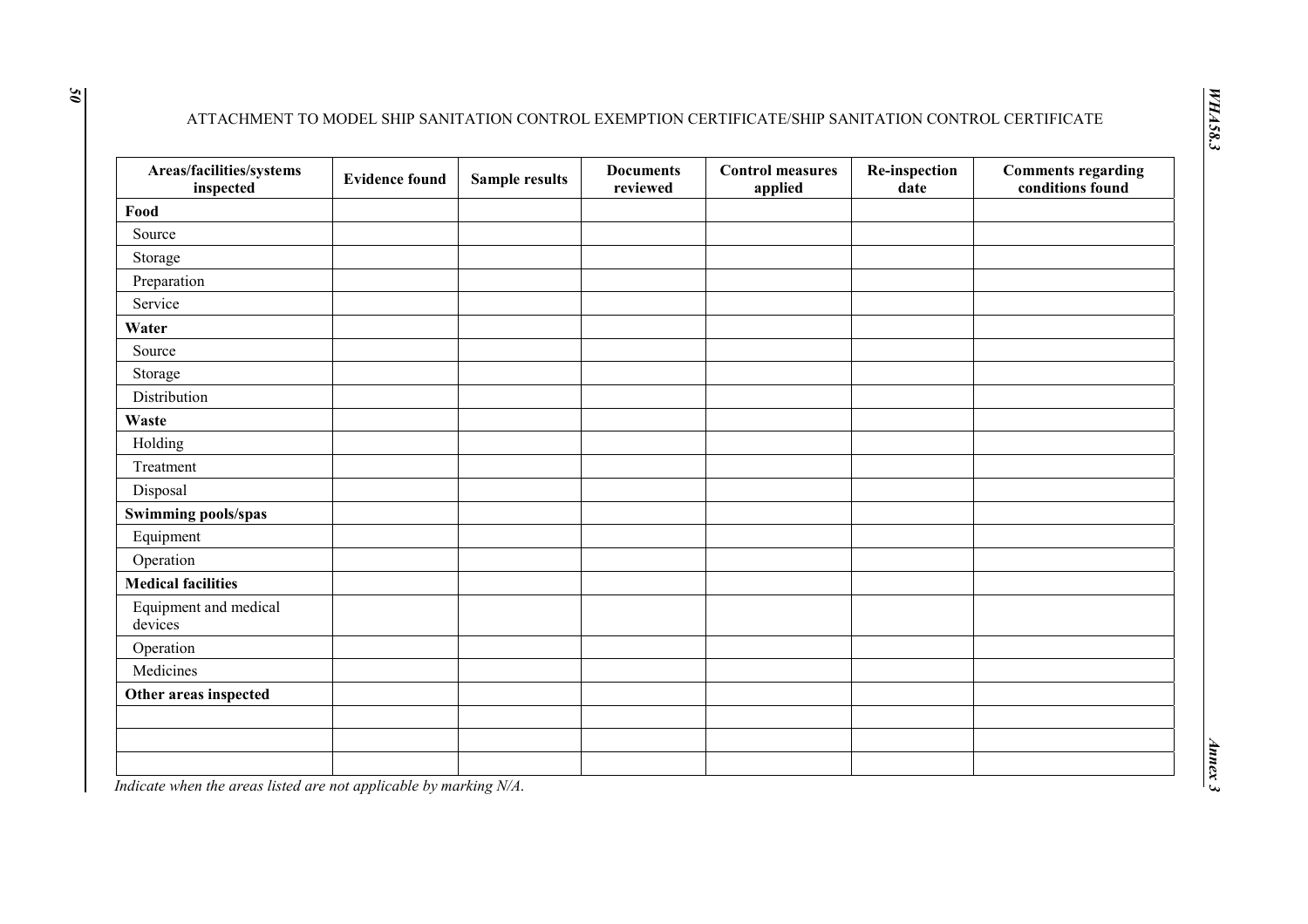ATTACHMENT TO MODEL SHIP SANITATION CONTROL EXEMPTION CERTIFICATE/SHIP SANITATION CONTROL CERTIFICATE

| Areas/facilities/systems inspected | Evidence found | Sample results | Documents reviewed | Control measures applied | Re-inspection date | Comments regarding conditions found |
|---|---|---|---|---|---|---|
| **Food** | | | | | | |
| Source | | | | | | |
| Storage | | | | | | |
| Preparation | | | | | | |
| Service | | | | | | |
| **Water** | | | | | | |
| Source | | | | | | |
| Storage | | | | | | |
| Distribution | | | | | | |
| **Waste** | | | | | | |
| Holding | | | | | | |
| Treatment | | | | | | |
| Disposal | | | | | | |
| **Swimming pools/spas** | | | | | | |
| Equipment | | | | | | |
| Operation | | | | | | |
| **Medical facilities** | | | | | | |
| Equipment and medical devices | | | | | | |
| Operation | | | | | | |
| Medicines | | | | | | |
| **Other areas inspected** | | | | | | |
| | | | | | | |
| | | | | | | |
| | | | | | | |

*Indicate when the areas listed are not applicable by marking N/A.*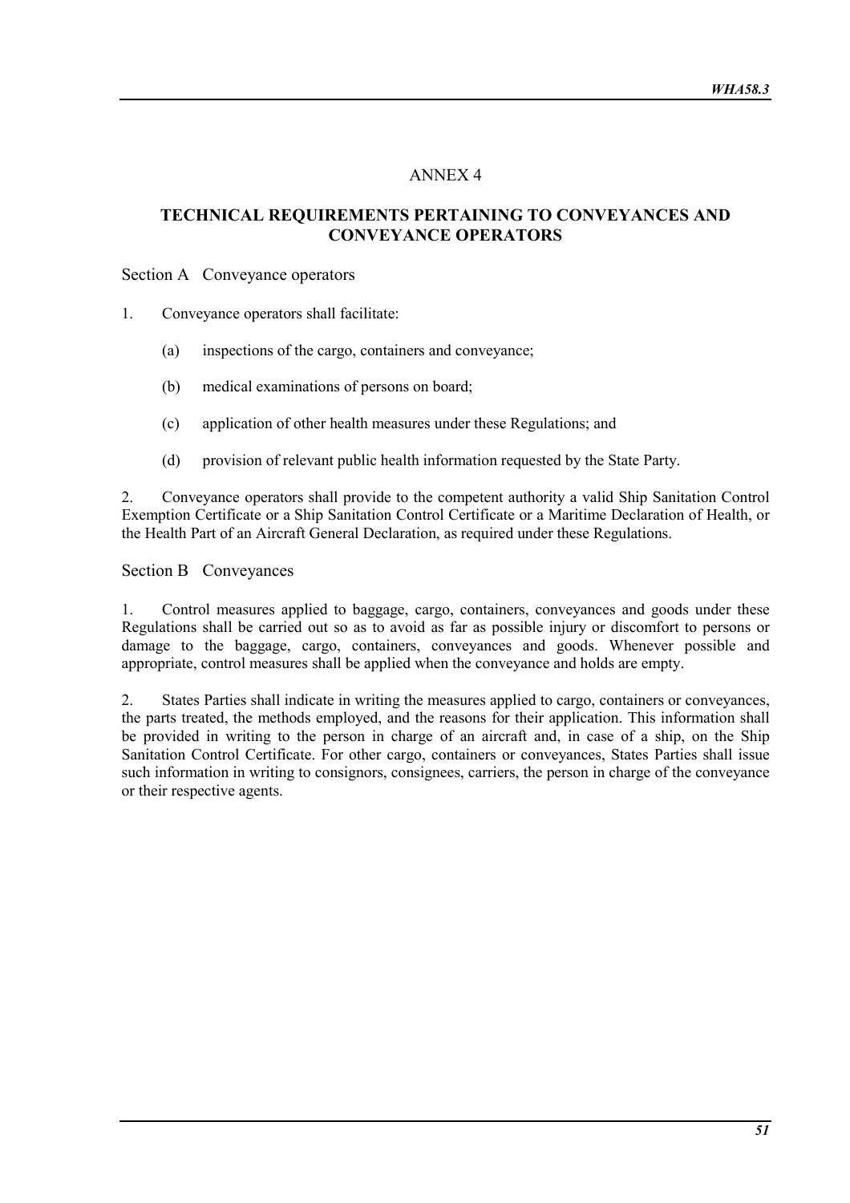# ANNEX 4

## TECHNICAL REQUIREMENTS PERTAINING TO CONVEYANCES AND CONVEYANCE OPERATORS

### Section A Conveyance operators

1. Conveyance operators shall facilitate:

   (a) inspections of the cargo, containers and conveyance;

   (b) medical examinations of persons on board;

   (c) application of other health measures under these Regulations; and

   (d) provision of relevant public health information requested by the State Party.

2. Conveyance operators shall provide to the competent authority a valid Ship Sanitation Control Exemption Certificate or a Ship Sanitation Control Certificate or a Maritime Declaration of Health, or the Health Part of an Aircraft General Declaration, as required under these Regulations.

### Section B Conveyances

1. Control measures applied to baggage, cargo, containers, conveyances and goods under these Regulations shall be carried out so as to avoid as far as possible injury or discomfort to persons or damage to the baggage, cargo, containers, conveyances and goods. Whenever possible and appropriate, control measures shall be applied when the conveyance and holds are empty.

2. States Parties shall indicate in writing the measures applied to cargo, containers or conveyances, the parts treated, the methods employed, and the reasons for their application. This information shall be provided in writing to the person in charge of an aircraft and, in case of a ship, on the Ship Sanitation Control Certificate. For other cargo, containers or conveyances, States Parties shall issue such information in writing to consignors, consignees, carriers, the person in charge of the conveyance or their respective agents.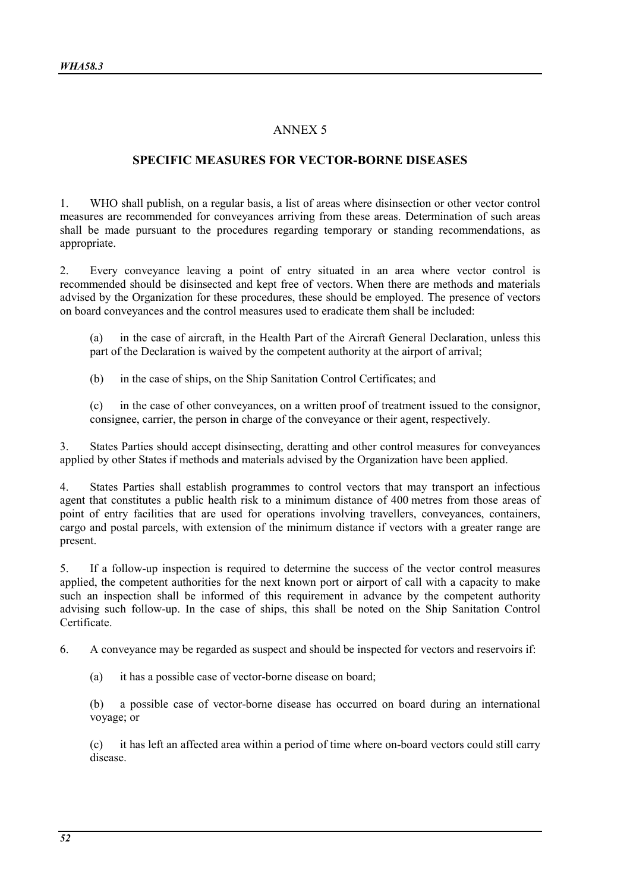# ANNEX 5

## SPECIFIC MEASURES FOR VECTOR-BORNE DISEASES

1. WHO shall publish, on a regular basis, a list of areas where disinsection or other vector control measures are recommended for conveyances arriving from these areas. Determination of such areas shall be made pursuant to the procedures regarding temporary or standing recommendations, as appropriate.

2. Every conveyance leaving a point of entry situated in an area where vector control is recommended should be disinsected and kept free of vectors. When there are methods and materials advised by the Organization for these procedures, these should be employed. The presence of vectors on board conveyances and the control measures used to eradicate them shall be included:

   (a) in the case of aircraft, in the Health Part of the Aircraft General Declaration, unless this part of the Declaration is waived by the competent authority at the airport of arrival;

   (b) in the case of ships, on the Ship Sanitation Control Certificates; and

   (c) in the case of other conveyances, on a written proof of treatment issued to the consignor, consignee, carrier, the person in charge of the conveyance or their agent, respectively.

3. States Parties should accept disinsecting, deratting and other control measures for conveyances applied by other States if methods and materials advised by the Organization have been applied.

4. States Parties shall establish programmes to control vectors that may transport an infectious agent that constitutes a public health risk to a minimum distance of 400 metres from those areas of point of entry facilities that are used for operations involving travellers, conveyances, containers, cargo and postal parcels, with extension of the minimum distance if vectors with a greater range are present.

5. If a follow-up inspection is required to determine the success of the vector control measures applied, the competent authorities for the next known port or airport of call with a capacity to make such an inspection shall be informed of this requirement in advance by the competent authority advising such follow-up. In the case of ships, this shall be noted on the Ship Sanitation Control Certificate.

6. A conveyance may be regarded as suspect and should be inspected for vectors and reservoirs if:

   (a) it has a possible case of vector-borne disease on board;

   (b) a possible case of vector-borne disease has occurred on board during an international voyage; or

   (c) it has left an affected area within a period of time where on-board vectors could still carry disease.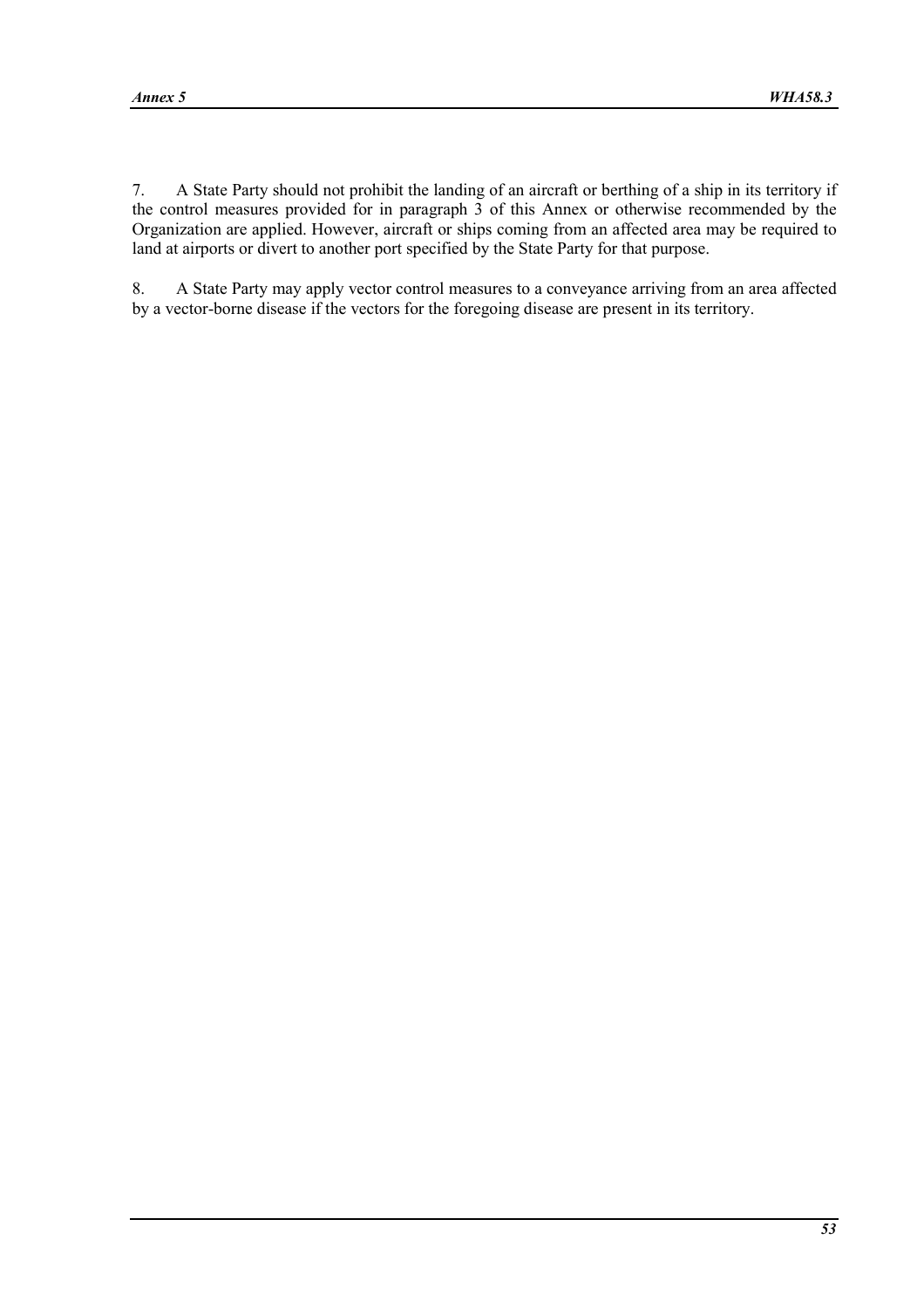7. A State Party should not prohibit the landing of an aircraft or berthing of a ship in its territory if the control measures provided for in paragraph 3 of this Annex or otherwise recommended by the Organization are applied. However, aircraft or ships coming from an affected area may be required to land at airports or divert to another port specified by the State Party for that purpose.

8. A State Party may apply vector control measures to a conveyance arriving from an area affected by a vector-borne disease if the vectors for the foregoing disease are present in its territory.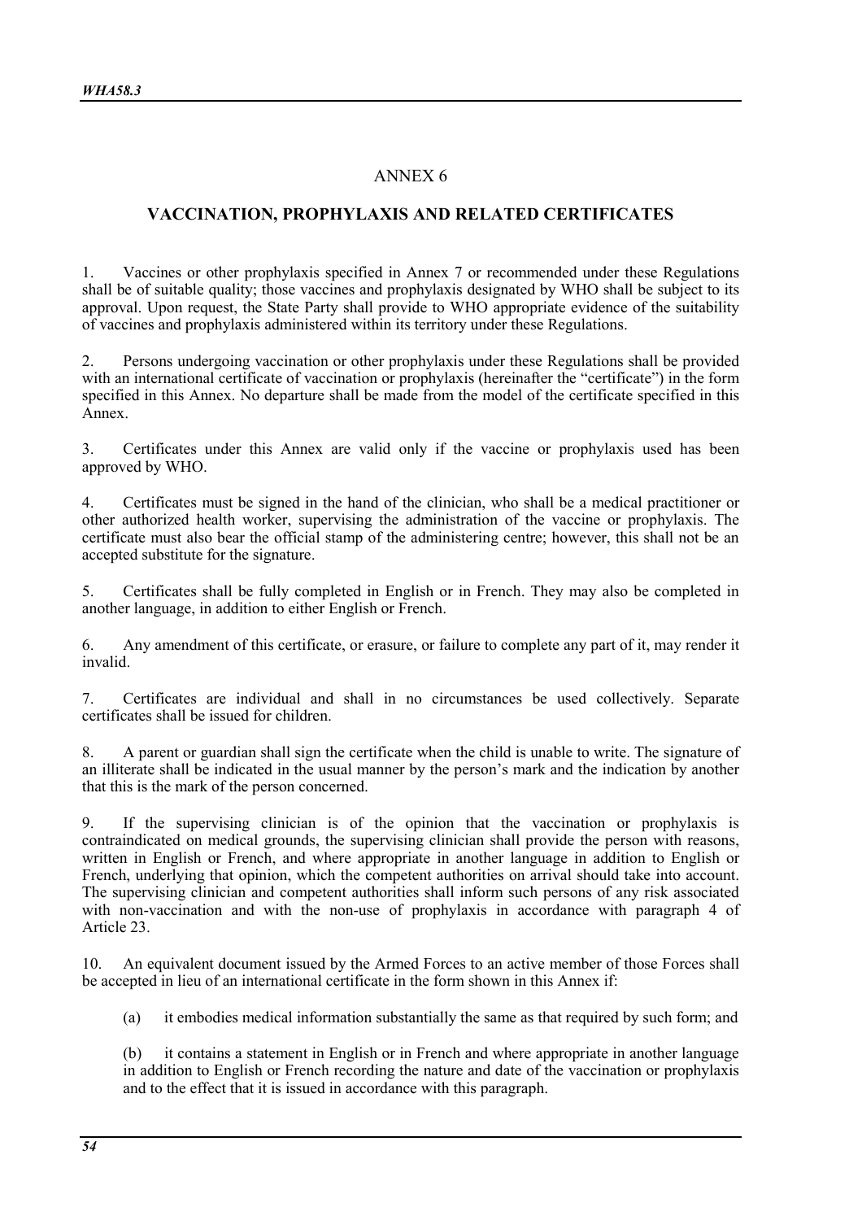# ANNEX 6

## VACCINATION, PROPHYLAXIS AND RELATED CERTIFICATES

1. Vaccines or other prophylaxis specified in Annex 7 or recommended under these Regulations shall be of suitable quality; those vaccines and prophylaxis designated by WHO shall be subject to its approval. Upon request, the State Party shall provide to WHO appropriate evidence of the suitability of vaccines and prophylaxis administered within its territory under these Regulations.

2. Persons undergoing vaccination or other prophylaxis under these Regulations shall be provided with an international certificate of vaccination or prophylaxis (hereinafter the "certificate") in the form specified in this Annex. No departure shall be made from the model of the certificate specified in this Annex.

3. Certificates under this Annex are valid only if the vaccine or prophylaxis used has been approved by WHO.

4. Certificates must be signed in the hand of the clinician, who shall be a medical practitioner or other authorized health worker, supervising the administration of the vaccine or prophylaxis. The certificate must also bear the official stamp of the administering centre; however, this shall not be an accepted substitute for the signature.

5. Certificates shall be fully completed in English or in French. They may also be completed in another language, in addition to either English or French.

6. Any amendment of this certificate, or erasure, or failure to complete any part of it, may render it invalid.

7. Certificates are individual and shall in no circumstances be used collectively. Separate certificates shall be issued for children.

8. A parent or guardian shall sign the certificate when the child is unable to write. The signature of an illiterate shall be indicated in the usual manner by the person's mark and the indication by another that this is the mark of the person concerned.

9. If the supervising clinician is of the opinion that the vaccination or prophylaxis is contraindicated on medical grounds, the supervising clinician shall provide the person with reasons, written in English or French, and where appropriate in another language in addition to English or French, underlying that opinion, which the competent authorities on arrival should take into account. The supervising clinician and competent authorities shall inform such persons of any risk associated with non-vaccination and with the non-use of prophylaxis in accordance with paragraph 4 of Article 23.

10. An equivalent document issued by the Armed Forces to an active member of those Forces shall be accepted in lieu of an international certificate in the form shown in this Annex if:

(a) it embodies medical information substantially the same as that required by such form; and

(b) it contains a statement in English or in French and where appropriate in another language in addition to English or French recording the nature and date of the vaccination or prophylaxis and to the effect that it is issued in accordance with this paragraph.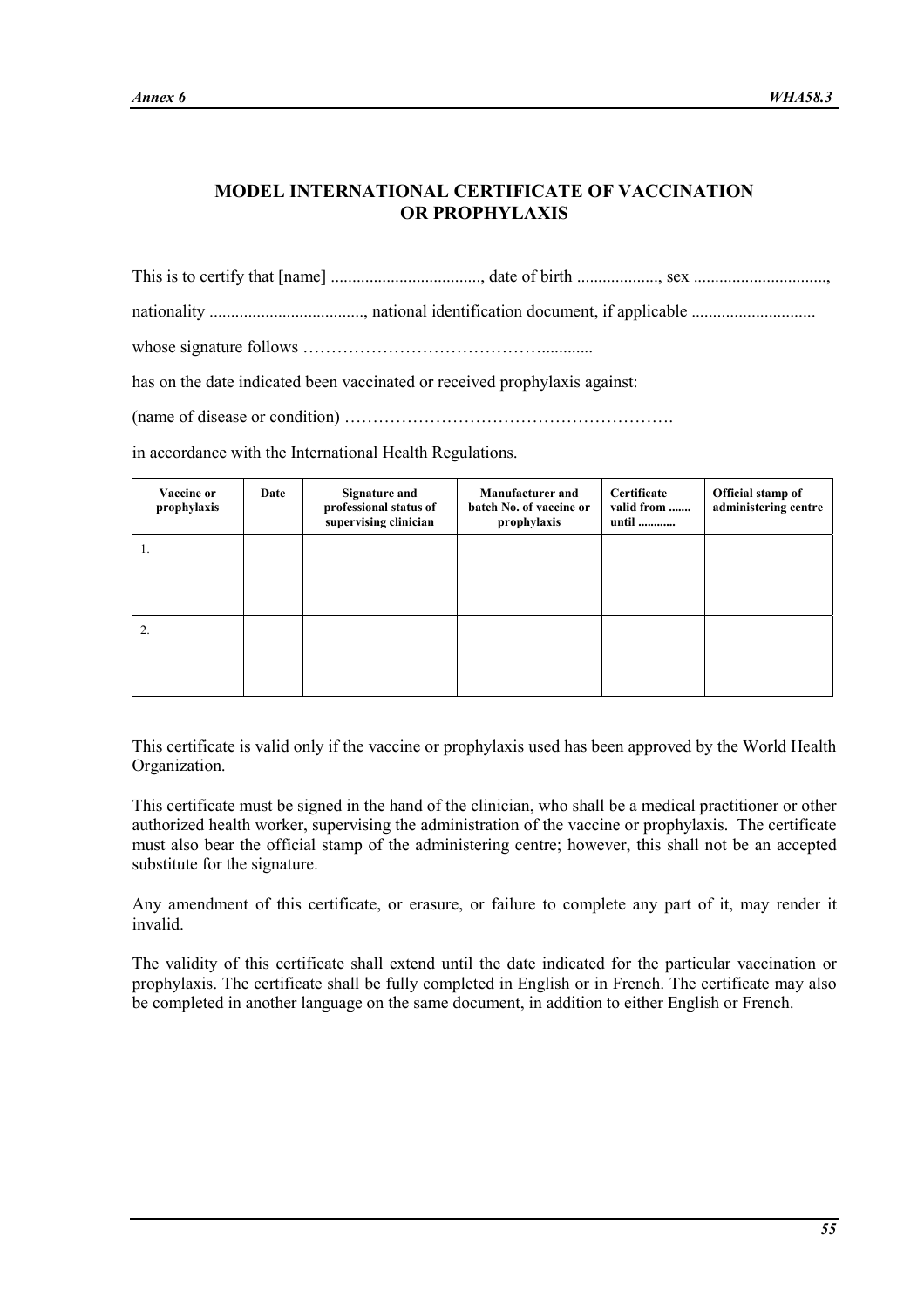## MODEL INTERNATIONAL CERTIFICATE OF VACCINATION OR PROPHYLAXIS

This is to certify that [name] ..................................., date of birth ..................., sex ..............................,

nationality ...................................., national identification document, if applicable ............................

whose signature follows ………………………………………...........

has on the date indicated been vaccinated or received prophylaxis against:

(name of disease or condition) ………………………………………………….

in accordance with the International Health Regulations.

| Vaccine or prophylaxis | Date | Signature and professional status of supervising clinician | Manufacturer and batch No. of vaccine or prophylaxis | Certificate valid from ....... until ........... | Official stamp of administering centre |
|---|---|---|---|---|---|
| 1. | | | | | |
| 2. | | | | | |

This certificate is valid only if the vaccine or prophylaxis used has been approved by the World Health Organization.

This certificate must be signed in the hand of the clinician, who shall be a medical practitioner or other authorized health worker, supervising the administration of the vaccine or prophylaxis. The certificate must also bear the official stamp of the administering centre; however, this shall not be an accepted substitute for the signature.

Any amendment of this certificate, or erasure, or failure to complete any part of it, may render it invalid.

The validity of this certificate shall extend until the date indicated for the particular vaccination or prophylaxis. The certificate shall be fully completed in English or in French. The certificate may also be completed in another language on the same document, in addition to either English or French.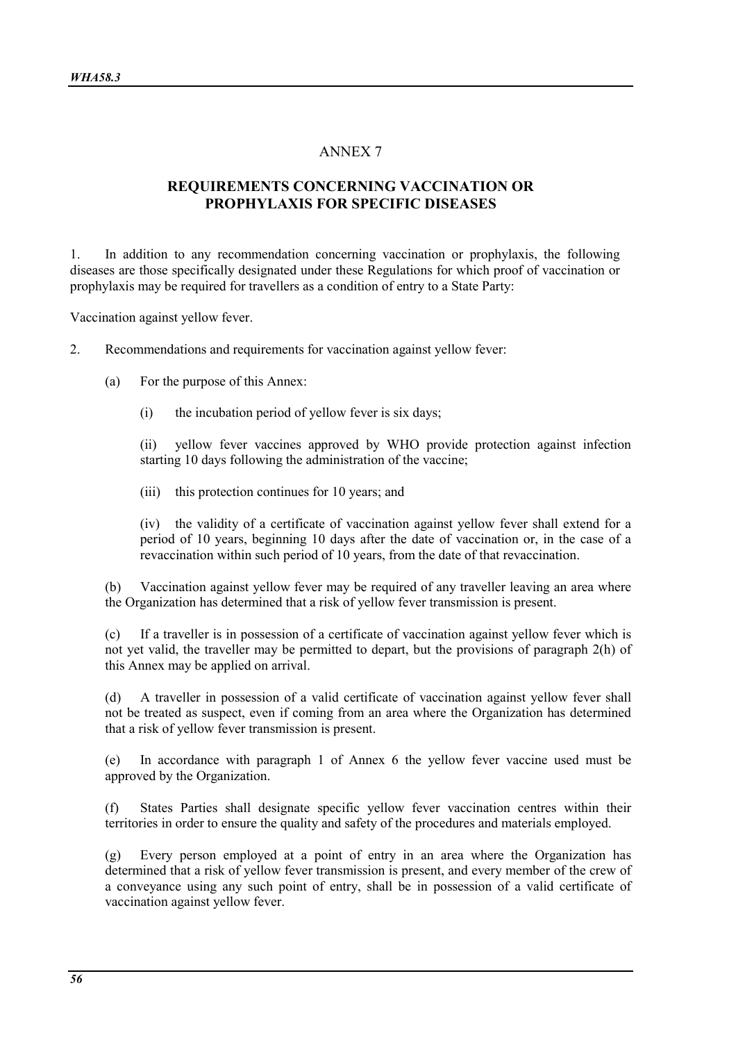# ANNEX 7

## REQUIREMENTS CONCERNING VACCINATION OR PROPHYLAXIS FOR SPECIFIC DISEASES

1. In addition to any recommendation concerning vaccination or prophylaxis, the following diseases are those specifically designated under these Regulations for which proof of vaccination or prophylaxis may be required for travellers as a condition of entry to a State Party:

Vaccination against yellow fever.

2. Recommendations and requirements for vaccination against yellow fever:

   (a) For the purpose of this Annex:

      (i) the incubation period of yellow fever is six days;

      (ii) yellow fever vaccines approved by WHO provide protection against infection starting 10 days following the administration of the vaccine;

      (iii) this protection continues for 10 years; and

      (iv) the validity of a certificate of vaccination against yellow fever shall extend for a period of 10 years, beginning 10 days after the date of vaccination or, in the case of a revaccination within such period of 10 years, from the date of that revaccination.

   (b) Vaccination against yellow fever may be required of any traveller leaving an area where the Organization has determined that a risk of yellow fever transmission is present.

   (c) If a traveller is in possession of a certificate of vaccination against yellow fever which is not yet valid, the traveller may be permitted to depart, but the provisions of paragraph 2(h) of this Annex may be applied on arrival.

   (d) A traveller in possession of a valid certificate of vaccination against yellow fever shall not be treated as suspect, even if coming from an area where the Organization has determined that a risk of yellow fever transmission is present.

   (e) In accordance with paragraph 1 of Annex 6 the yellow fever vaccine used must be approved by the Organization.

   (f) States Parties shall designate specific yellow fever vaccination centres within their territories in order to ensure the quality and safety of the procedures and materials employed.

   (g) Every person employed at a point of entry in an area where the Organization has determined that a risk of yellow fever transmission is present, and every member of the crew of a conveyance using any such point of entry, shall be in possession of a valid certificate of vaccination against yellow fever.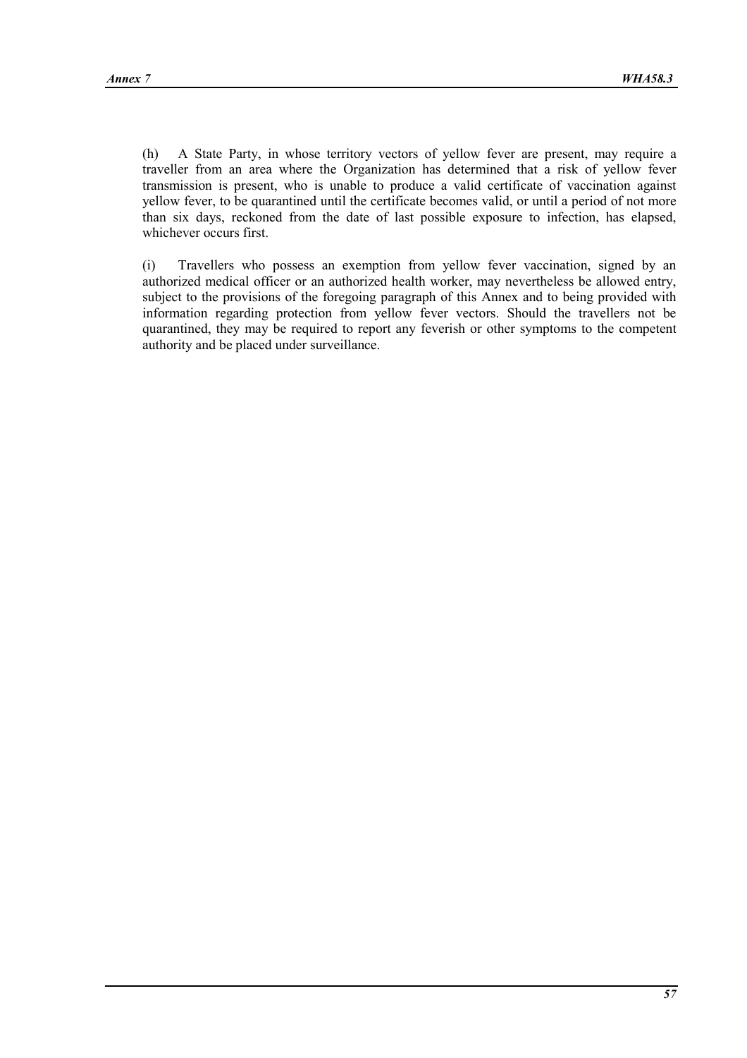(h) A State Party, in whose territory vectors of yellow fever are present, may require a traveller from an area where the Organization has determined that a risk of yellow fever transmission is present, who is unable to produce a valid certificate of vaccination against yellow fever, to be quarantined until the certificate becomes valid, or until a period of not more than six days, reckoned from the date of last possible exposure to infection, has elapsed, whichever occurs first.

(i) Travellers who possess an exemption from yellow fever vaccination, signed by an authorized medical officer or an authorized health worker, may nevertheless be allowed entry, subject to the provisions of the foregoing paragraph of this Annex and to being provided with information regarding protection from yellow fever vectors. Should the travellers not be quarantined, they may be required to report any feverish or other symptoms to the competent authority and be placed under surveillance.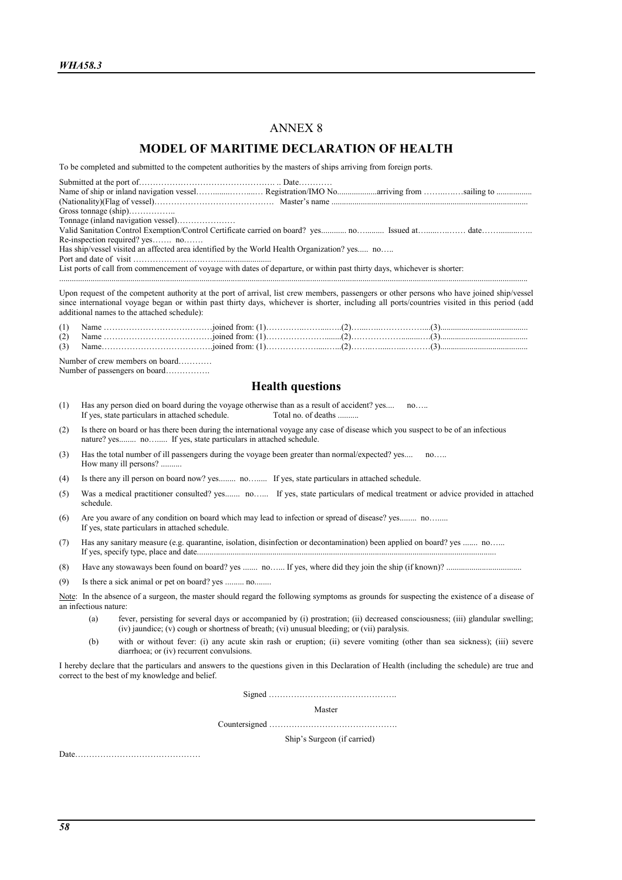# ANNEX 8

## MODEL OF MARITIME DECLARATION OF HEALTH

To be completed and submitted to the competent authorities by the masters of ships arriving from foreign ports.

Submitted at the port of…………………………………………. .. Date…………
Name of ship or inland navigation vessel……........……....… Registration/IMO No..................arriving from ……..….…sailing to .................
(Nationality)(Flag of vessel)…………………………………… Master's name ............................................................................................
Gross tonnage (ship)……………..
Tonnage (inland navigation vessel)…………………
Valid Sanitation Control Exemption/Control Certificate carried on board? yes............ no…......... Issued at…....…..…… date……........…..
Re-inspection required? yes……. no…….
Has ship/vessel visited an affected area identified by the World Health Organization? yes..... no…..
Port and date of visit ……………………….….......................
List ports of call from commencement of voyage with dates of departure, or within past thirty days, whichever is shorter:
.......................................................................................................................................................................................................................

Upon request of the competent authority at the port of arrival, list crew members, passengers or other persons who have joined ship/vessel since international voyage began or within past thirty days, whichever is shorter, including all ports/countries visited in this period (add additional names to the attached schedule):

(1) Name …………………………………joined from: (1)…………..……...…..(2)…....…..……………....(3).........................................
(2) Name …………………………………joined from: (1)…………………........(2)……………….........….(3).........................................
(3) Name…………………………………joined from: (1)………………......…...(2)……..…......…..………(3).........................................

Number of crew members on board…………
Number of passengers on board…………….

## Health questions

(1) Has any person died on board during the voyage otherwise than as a result of accident? yes.... no…..
If yes, state particulars in attached schedule. Total no. of deaths ..........

(2) Is there on board or has there been during the international voyage any case of disease which you suspect to be of an infectious nature? yes........ no…..... If yes, state particulars in attached schedule.

(3) Has the total number of ill passengers during the voyage been greater than normal/expected? yes.... no…..
How many ill persons? ..........

(4) Is there any ill person on board now? yes........ no…..... If yes, state particulars in attached schedule.

(5) Was a medical practitioner consulted? yes....... no…... If yes, state particulars of medical treatment or advice provided in attached schedule.

(6) Are you aware of any condition on board which may lead to infection or spread of disease? yes........ no…....
If yes, state particulars in attached schedule.

(7) Has any sanitary measure (e.g. quarantine, isolation, disinfection or decontamination) been applied on board? yes ....... no…...
If yes, specify type, place and date..............................................................................................................................................

(8) Have any stowaways been found on board? yes ....... no…... If yes, where did they join the ship (if known)? ...................................

(9) Is there a sick animal or pet on board? yes ......... no........

Note: In the absence of a surgeon, the master should regard the following symptoms as grounds for suspecting the existence of a disease of an infectious nature:

(a) fever, persisting for several days or accompanied by (i) prostration; (ii) decreased consciousness; (iii) glandular swelling; (iv) jaundice; (v) cough or shortness of breath; (vi) unusual bleeding; or (vii) paralysis.

(b) with or without fever: (i) any acute skin rash or eruption; (ii) severe vomiting (other than sea sickness); (iii) severe diarrhoea; or (iv) recurrent convulsions.

I hereby declare that the particulars and answers to the questions given in this Declaration of Health (including the schedule) are true and correct to the best of my knowledge and belief.

Signed ……………………………………….

Master

Countersigned ……………………………………….

Ship's Surgeon (if carried)

Date………………………………………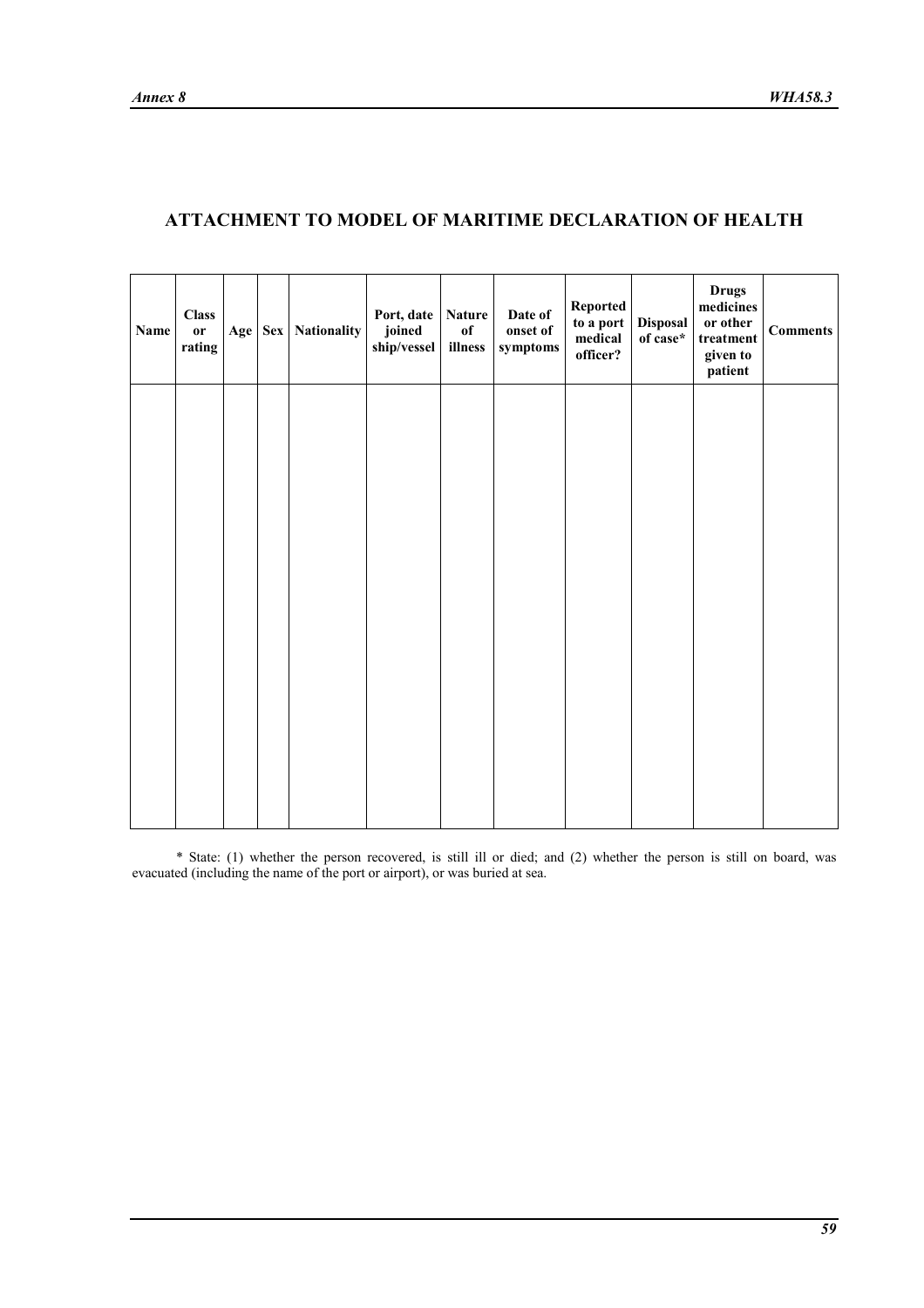## ATTACHMENT TO MODEL OF MARITIME DECLARATION OF HEALTH

| Name | Class or rating | Age | Sex | Nationality | Port, date joined ship/vessel | Nature of illness | Date of onset of symptoms | Reported to a port medical officer? | Disposal of case* | Drugs medicines or other treatment given to patient | Comments |
|---|---|---|---|---|---|---|---|---|---|---|---|
| | | | | | | | | | | | |

* State: (1) whether the person recovered, is still ill or died; and (2) whether the person is still on board, was evacuated (including the name of the port or airport), or was buried at sea.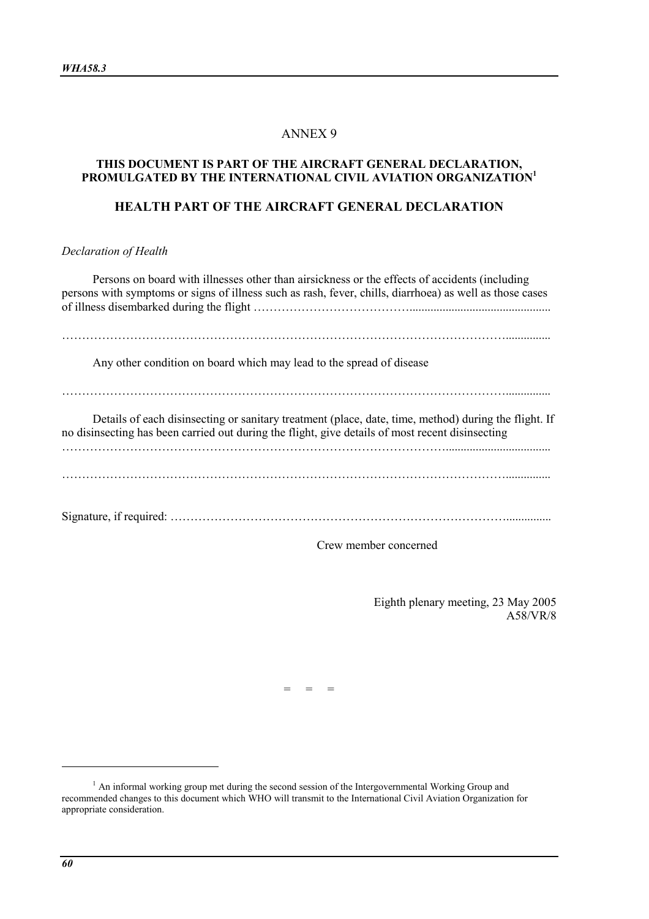## ANNEX 9

### THIS DOCUMENT IS PART OF THE AIRCRAFT GENERAL DECLARATION, PROMULGATED BY THE INTERNATIONAL CIVIL AVIATION ORGANIZATION[1]

### HEALTH PART OF THE AIRCRAFT GENERAL DECLARATION

*Declaration of Health*

Persons on board with illnesses other than airsickness or the effects of accidents (including persons with symptoms or signs of illness such as rash, fever, chills, diarrhoea) as well as those cases of illness disembarked during the flight ……………………………………………………………………………

…………………………………………………………………………………………………………………

Any other condition on board which may lead to the spread of disease

…………………………………………………………………………………………………………………

Details of each disinsecting or sanitary treatment (place, date, time, method) during the flight. If no disinsecting has been carried out during the flight, give details of most recent disinsecting …………………………………………………………………………………………………………………

…………………………………………………………………………………………………………………

Signature, if required: ………………………………………………………………………………………

Crew member concerned

Eighth plenary meeting, 23 May 2005
A58/VR/8

= = =

[1] An informal working group met during the second session of the Intergovernmental Working Group and recommended changes to this document which WHO will transmit to the International Civil Aviation Organization for appropriate consideration.